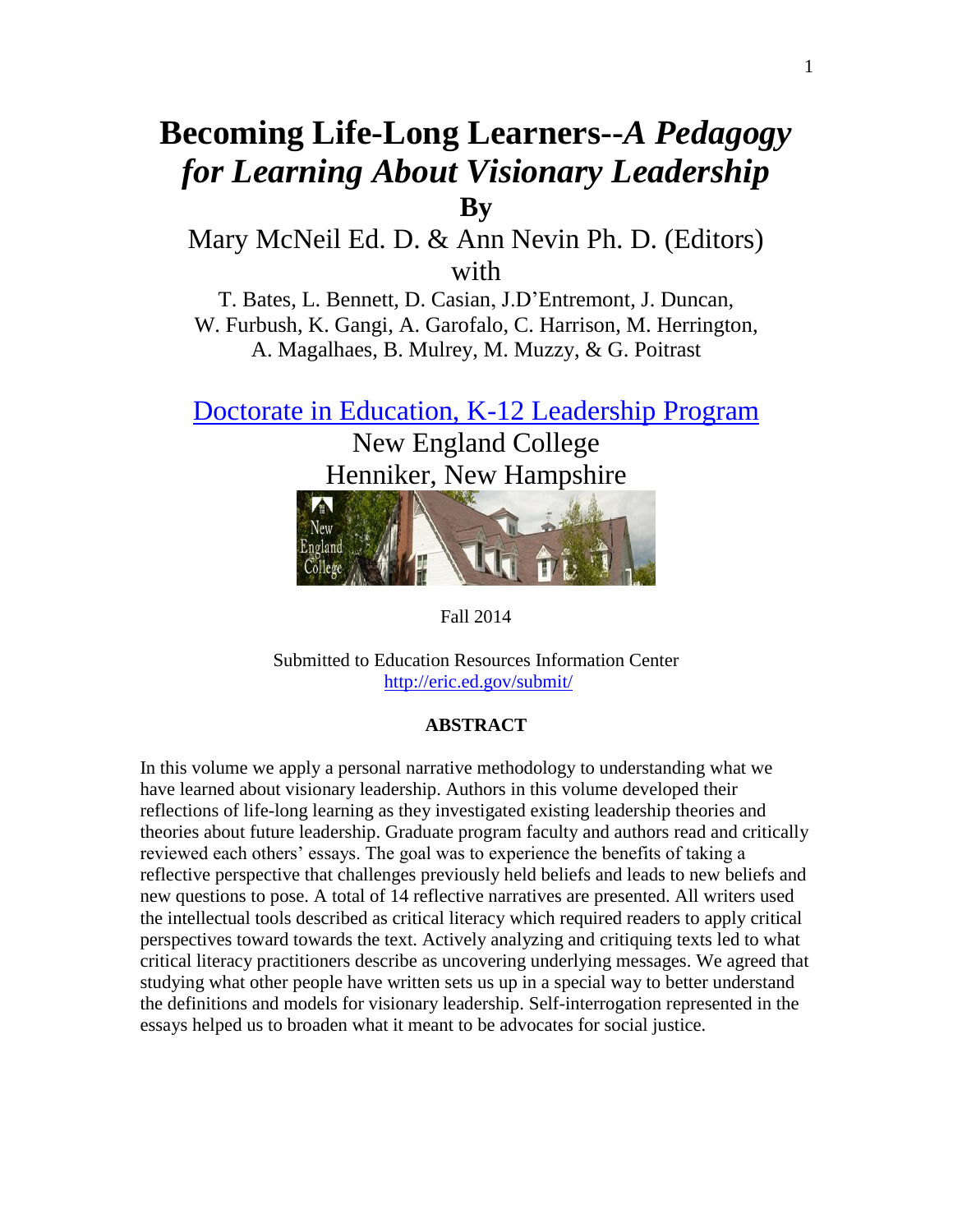# Becoming Life-Long Learners--*A Pedagogy for Learning About Visionary Leadership*

**By**

Mary McNeil Ed. D. & Ann Nevin Ph. D. (Editors)

with

T. Bates, L. Bennett, D. Casian, J.D'Entremont, J. Duncan, W. Furbush, K. Gangi, A. Garofalo, C. Harrison, M. Herrington, A. Magalhaes, B. Mulrey, M. Muzzy, & G. Poitrast

Doctorate in Education, K-12 Leadership Program

New England College

Henniker, New Hampshire

Fall 2014

Submitted to Education Resources Information Center
http://eric.ed.gov/submit/

## ABSTRACT

In this volume we apply a personal narrative methodology to understanding what we have learned about visionary leadership. Authors in this volume developed their reflections of life-long learning as they investigated existing leadership theories and theories about future leadership. Graduate program faculty and authors read and critically reviewed each others' essays. The goal was to experience the benefits of taking a reflective perspective that challenges previously held beliefs and leads to new beliefs and new questions to pose. A total of 14 reflective narratives are presented. All writers used the intellectual tools described as critical literacy which required readers to apply critical perspectives toward towards the text. Actively analyzing and critiquing texts led to what critical literacy practitioners describe as uncovering underlying messages. We agreed that studying what other people have written sets us up in a special way to better understand the definitions and models for visionary leadership. Self-interrogation represented in the essays helped us to broaden what it meant to be advocates for social justice.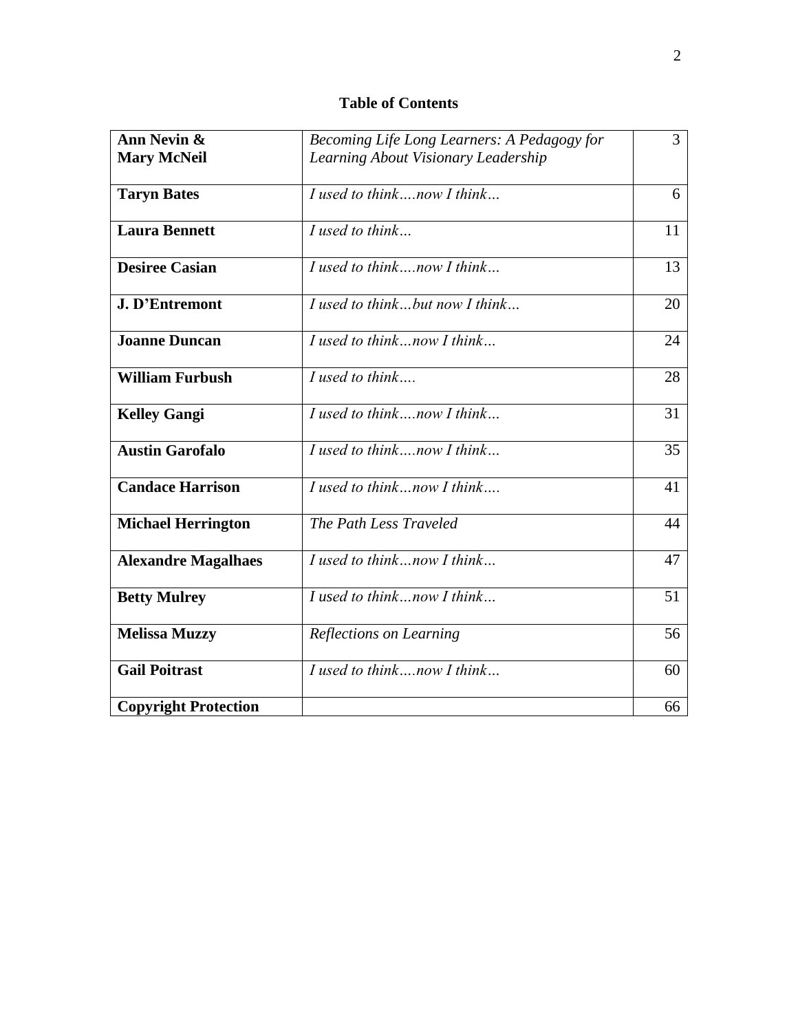# Table of Contents

| Author | Title | Page |
|---|---|---|
| **Ann Nevin & Mary McNeil** | *Becoming Life Long Learners: A Pedagogy for Learning About Visionary Leadership* | 3 |
| **Taryn Bates** | *I used to think….now I think…* | 6 |
| **Laura Bennett** | *I used to think…* | 11 |
| **Desiree Casian** | *I used to think….now I think…* | 13 |
| **J. D'Entremont** | *I used to think…but now I think…* | 20 |
| **Joanne Duncan** | *I used to think…now I think…* | 24 |
| **William Furbush** | *I used to think….* | 28 |
| **Kelley Gangi** | *I used to think….now I think…* | 31 |
| **Austin Garofalo** | *I used to think….now I think…* | 35 |
| **Candace Harrison** | *I used to think…now I think….* | 41 |
| **Michael Herrington** | *The Path Less Traveled* | 44 |
| **Alexandre Magalhaes** | *I used to think…now I think…* | 47 |
| **Betty Mulrey** | *I used to think…now I think…* | 51 |
| **Melissa Muzzy** | *Reflections on Learning* | 56 |
| **Gail Poitrast** | *I used to think….now I think…* | 60 |
| **Copyright Protection** | | 66 |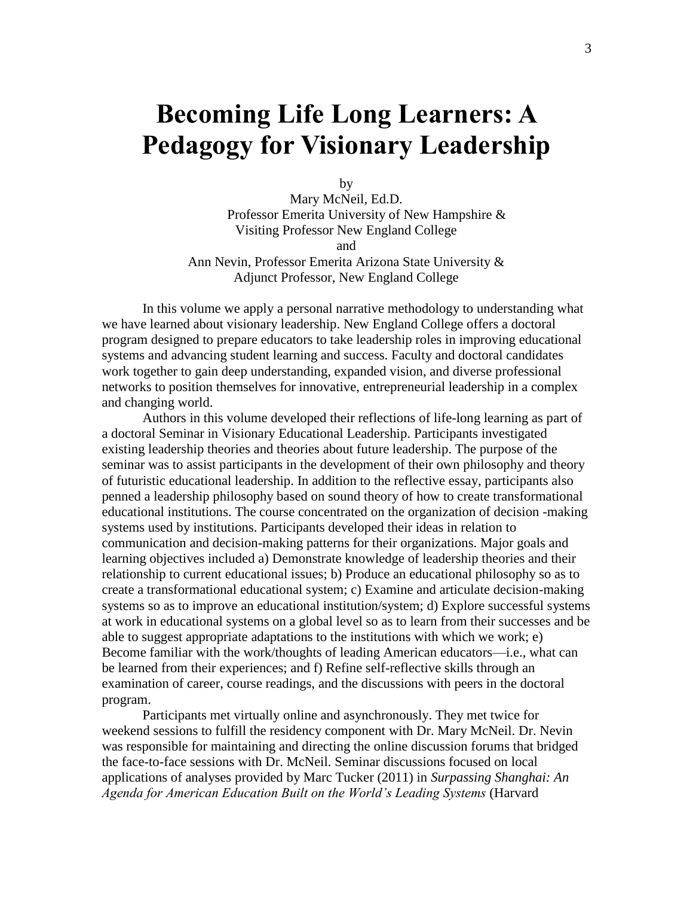# Becoming Life Long Learners: A Pedagogy for Visionary Leadership

by

Mary McNeil, Ed.D.
Professor Emerita University of New Hampshire &
Visiting Professor New England College
and
Ann Nevin, Professor Emerita Arizona State University &
Adjunct Professor, New England College

In this volume we apply a personal narrative methodology to understanding what we have learned about visionary leadership. New England College offers a doctoral program designed to prepare educators to take leadership roles in improving educational systems and advancing student learning and success. Faculty and doctoral candidates work together to gain deep understanding, expanded vision, and diverse professional networks to position themselves for innovative, entrepreneurial leadership in a complex and changing world.

Authors in this volume developed their reflections of life-long learning as part of a doctoral Seminar in Visionary Educational Leadership. Participants investigated existing leadership theories and theories about future leadership. The purpose of the seminar was to assist participants in the development of their own philosophy and theory of futuristic educational leadership. In addition to the reflective essay, participants also penned a leadership philosophy based on sound theory of how to create transformational educational institutions. The course concentrated on the organization of decision -making systems used by institutions. Participants developed their ideas in relation to communication and decision-making patterns for their organizations. Major goals and learning objectives included a) Demonstrate knowledge of leadership theories and their relationship to current educational issues; b) Produce an educational philosophy so as to create a transformational educational system; c) Examine and articulate decision-making systems so as to improve an educational institution/system; d) Explore successful systems at work in educational systems on a global level so as to learn from their successes and be able to suggest appropriate adaptations to the institutions with which we work; e) Become familiar with the work/thoughts of leading American educators—i.e., what can be learned from their experiences; and f) Refine self-reflective skills through an examination of career, course readings, and the discussions with peers in the doctoral program.

Participants met virtually online and asynchronously. They met twice for weekend sessions to fulfill the residency component with Dr. Mary McNeil. Dr. Nevin was responsible for maintaining and directing the online discussion forums that bridged the face-to-face sessions with Dr. McNeil. Seminar discussions focused on local applications of analyses provided by Marc Tucker (2011) in *Surpassing Shanghai: An Agenda for American Education Built on the World's Leading Systems* (Harvard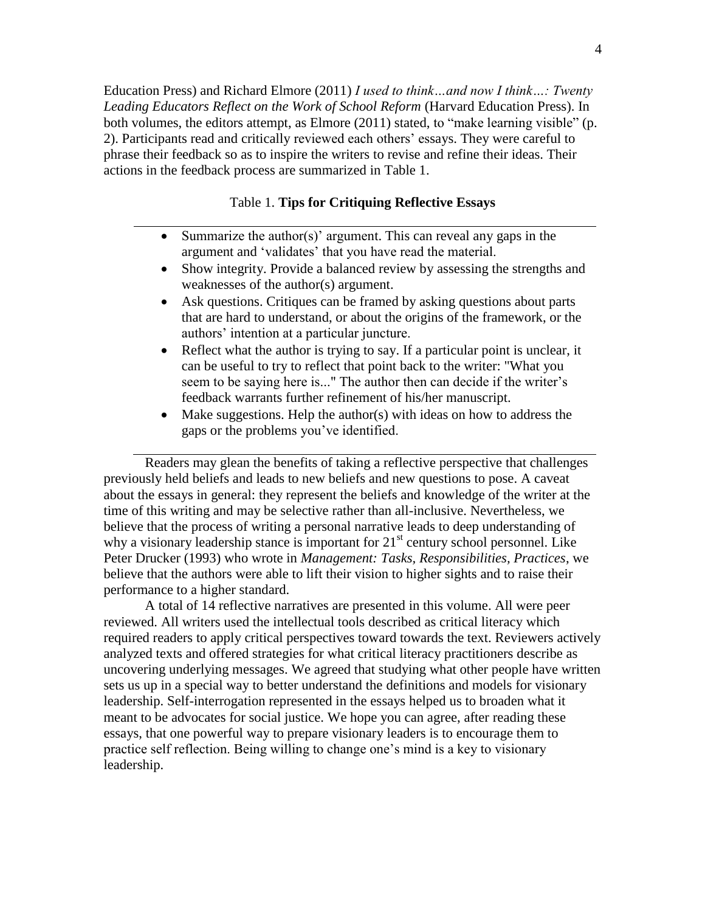Education Press) and Richard Elmore (2011) *I used to think…and now I think…: Twenty Leading Educators Reflect on the Work of School Reform* (Harvard Education Press). In both volumes, the editors attempt, as Elmore (2011) stated, to "make learning visible" (p. 2). Participants read and critically reviewed each others' essays. They were careful to phrase their feedback so as to inspire the writers to revise and refine their ideas. Their actions in the feedback process are summarized in Table 1.

Table 1. **Tips for Critiquing Reflective Essays**

- Summarize the author(s)' argument. This can reveal any gaps in the argument and 'validates' that you have read the material.
- Show integrity. Provide a balanced review by assessing the strengths and weaknesses of the author(s) argument.
- Ask questions. Critiques can be framed by asking questions about parts that are hard to understand, or about the origins of the framework, or the authors' intention at a particular juncture.
- Reflect what the author is trying to say. If a particular point is unclear, it can be useful to try to reflect that point back to the writer: "What you seem to be saying here is..." The author then can decide if the writer's feedback warrants further refinement of his/her manuscript.
- Make suggestions. Help the author(s) with ideas on how to address the gaps or the problems you've identified.

Readers may glean the benefits of taking a reflective perspective that challenges previously held beliefs and leads to new beliefs and new questions to pose. A caveat about the essays in general: they represent the beliefs and knowledge of the writer at the time of this writing and may be selective rather than all-inclusive. Nevertheless, we believe that the process of writing a personal narrative leads to deep understanding of why a visionary leadership stance is important for 21st century school personnel. Like Peter Drucker (1993) who wrote in *Management: Tasks, Responsibilities, Practices*, we believe that the authors were able to lift their vision to higher sights and to raise their performance to a higher standard.

A total of 14 reflective narratives are presented in this volume. All were peer reviewed. All writers used the intellectual tools described as critical literacy which required readers to apply critical perspectives toward towards the text. Reviewers actively analyzed texts and offered strategies for what critical literacy practitioners describe as uncovering underlying messages. We agreed that studying what other people have written sets us up in a special way to better understand the definitions and models for visionary leadership. Self-interrogation represented in the essays helped us to broaden what it meant to be advocates for social justice. We hope you can agree, after reading these essays, that one powerful way to prepare visionary leaders is to encourage them to practice self reflection. Being willing to change one's mind is a key to visionary leadership.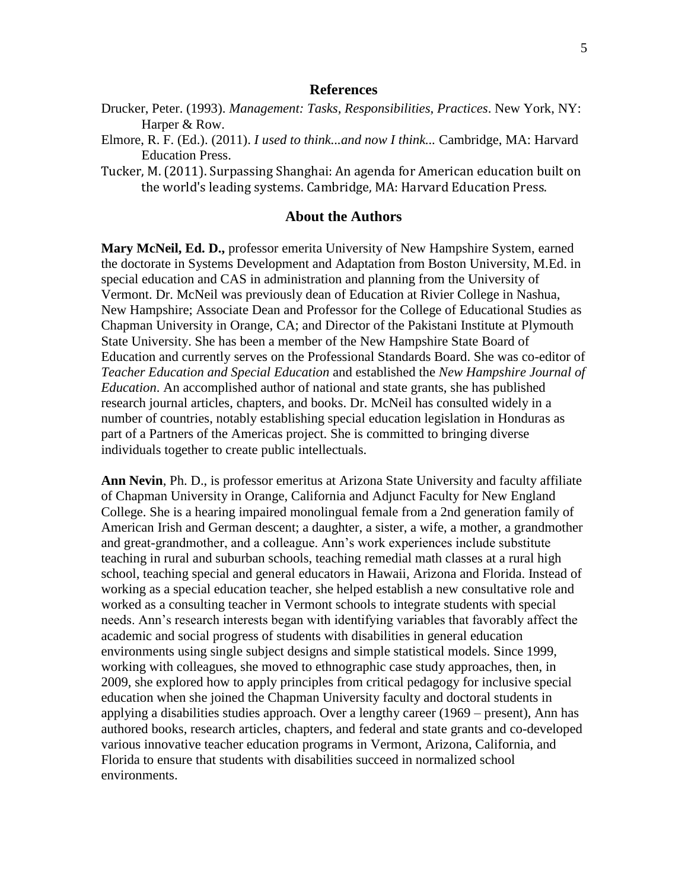## References

Drucker, Peter. (1993). *Management: Tasks, Responsibilities, Practices*. New York, NY: Harper & Row.

Elmore, R. F. (Ed.). (2011). *I used to think...and now I think...* Cambridge, MA: Harvard Education Press.

Tucker, M. (2011). Surpassing Shanghai: An agenda for American education built on the world's leading systems. Cambridge, MA: Harvard Education Press.

## About the Authors

**Mary McNeil, Ed. D.,** professor emerita University of New Hampshire System, earned the doctorate in Systems Development and Adaptation from Boston University, M.Ed. in special education and CAS in administration and planning from the University of Vermont. Dr. McNeil was previously dean of Education at Rivier College in Nashua, New Hampshire; Associate Dean and Professor for the College of Educational Studies as Chapman University in Orange, CA; and Director of the Pakistani Institute at Plymouth State University. She has been a member of the New Hampshire State Board of Education and currently serves on the Professional Standards Board. She was co-editor of *Teacher Education and Special Education* and established the *New Hampshire Journal of Education*. An accomplished author of national and state grants, she has published research journal articles, chapters, and books. Dr. McNeil has consulted widely in a number of countries, notably establishing special education legislation in Honduras as part of a Partners of the Americas project. She is committed to bringing diverse individuals together to create public intellectuals.

**Ann Nevin**, Ph. D., is professor emeritus at Arizona State University and faculty affiliate of Chapman University in Orange, California and Adjunct Faculty for New England College. She is a hearing impaired monolingual female from a 2nd generation family of American Irish and German descent; a daughter, a sister, a wife, a mother, a grandmother and great-grandmother, and a colleague. Ann's work experiences include substitute teaching in rural and suburban schools, teaching remedial math classes at a rural high school, teaching special and general educators in Hawaii, Arizona and Florida. Instead of working as a special education teacher, she helped establish a new consultative role and worked as a consulting teacher in Vermont schools to integrate students with special needs. Ann's research interests began with identifying variables that favorably affect the academic and social progress of students with disabilities in general education environments using single subject designs and simple statistical models. Since 1999, working with colleagues, she moved to ethnographic case study approaches, then, in 2009, she explored how to apply principles from critical pedagogy for inclusive special education when she joined the Chapman University faculty and doctoral students in applying a disabilities studies approach. Over a lengthy career (1969 – present), Ann has authored books, research articles, chapters, and federal and state grants and co-developed various innovative teacher education programs in Vermont, Arizona, California, and Florida to ensure that students with disabilities succeed in normalized school environments.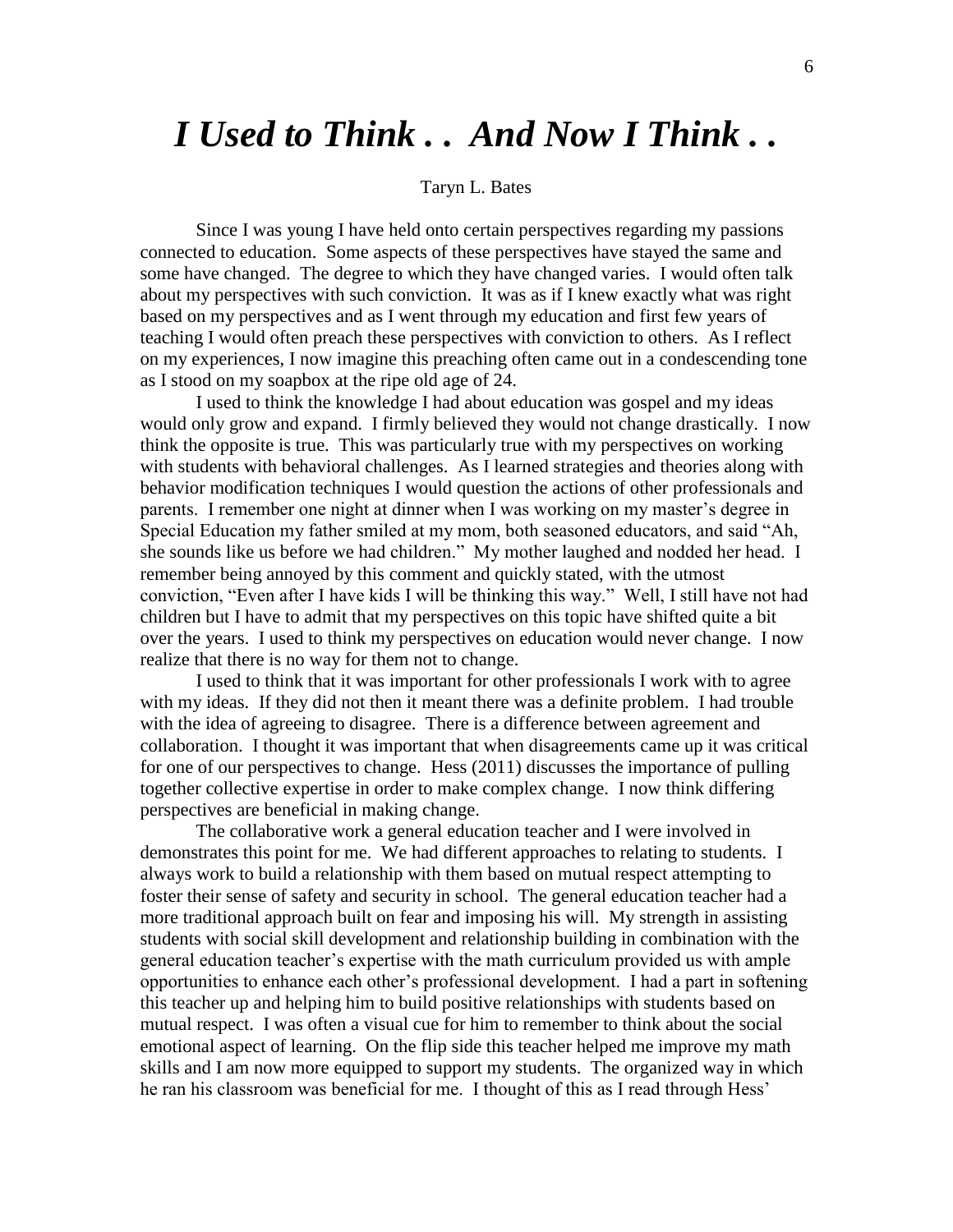# *I Used to Think . . And Now I Think . .*

Taryn L. Bates

Since I was young I have held onto certain perspectives regarding my passions connected to education. Some aspects of these perspectives have stayed the same and some have changed. The degree to which they have changed varies. I would often talk about my perspectives with such conviction. It was as if I knew exactly what was right based on my perspectives and as I went through my education and first few years of teaching I would often preach these perspectives with conviction to others. As I reflect on my experiences, I now imagine this preaching often came out in a condescending tone as I stood on my soapbox at the ripe old age of 24.

I used to think the knowledge I had about education was gospel and my ideas would only grow and expand. I firmly believed they would not change drastically. I now think the opposite is true. This was particularly true with my perspectives on working with students with behavioral challenges. As I learned strategies and theories along with behavior modification techniques I would question the actions of other professionals and parents. I remember one night at dinner when I was working on my master's degree in Special Education my father smiled at my mom, both seasoned educators, and said "Ah, she sounds like us before we had children." My mother laughed and nodded her head. I remember being annoyed by this comment and quickly stated, with the utmost conviction, "Even after I have kids I will be thinking this way." Well, I still have not had children but I have to admit that my perspectives on this topic have shifted quite a bit over the years. I used to think my perspectives on education would never change. I now realize that there is no way for them not to change.

I used to think that it was important for other professionals I work with to agree with my ideas. If they did not then it meant there was a definite problem. I had trouble with the idea of agreeing to disagree. There is a difference between agreement and collaboration. I thought it was important that when disagreements came up it was critical for one of our perspectives to change. Hess (2011) discusses the importance of pulling together collective expertise in order to make complex change. I now think differing perspectives are beneficial in making change.

The collaborative work a general education teacher and I were involved in demonstrates this point for me. We had different approaches to relating to students. I always work to build a relationship with them based on mutual respect attempting to foster their sense of safety and security in school. The general education teacher had a more traditional approach built on fear and imposing his will. My strength in assisting students with social skill development and relationship building in combination with the general education teacher's expertise with the math curriculum provided us with ample opportunities to enhance each other's professional development. I had a part in softening this teacher up and helping him to build positive relationships with students based on mutual respect. I was often a visual cue for him to remember to think about the social emotional aspect of learning. On the flip side this teacher helped me improve my math skills and I am now more equipped to support my students. The organized way in which he ran his classroom was beneficial for me. I thought of this as I read through Hess'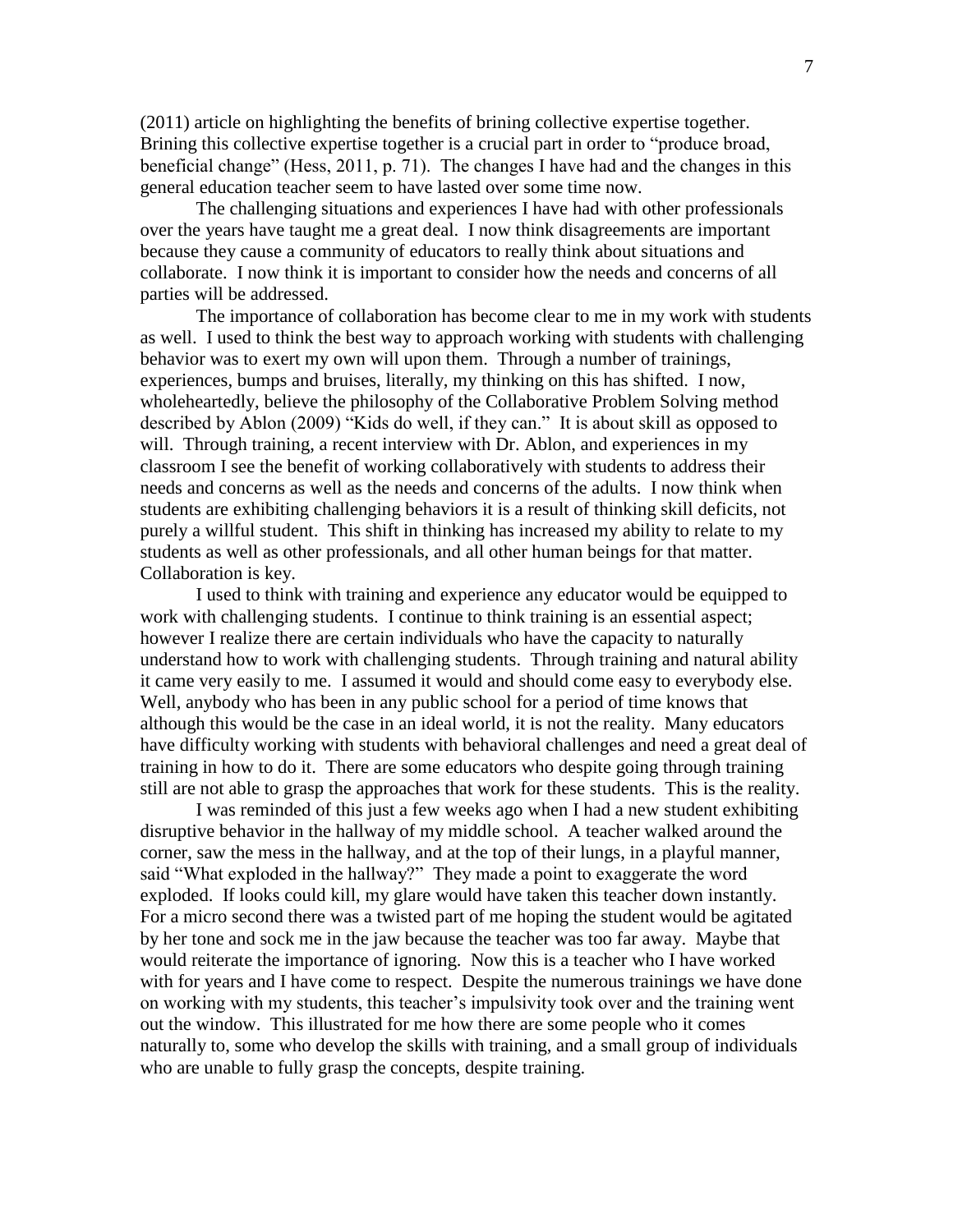(2011) article on highlighting the benefits of brining collective expertise together. Brining this collective expertise together is a crucial part in order to "produce broad, beneficial change" (Hess, 2011, p. 71). The changes I have had and the changes in this general education teacher seem to have lasted over some time now.

The challenging situations and experiences I have had with other professionals over the years have taught me a great deal. I now think disagreements are important because they cause a community of educators to really think about situations and collaborate. I now think it is important to consider how the needs and concerns of all parties will be addressed.

The importance of collaboration has become clear to me in my work with students as well. I used to think the best way to approach working with students with challenging behavior was to exert my own will upon them. Through a number of trainings, experiences, bumps and bruises, literally, my thinking on this has shifted. I now, wholeheartedly, believe the philosophy of the Collaborative Problem Solving method described by Ablon (2009) "Kids do well, if they can." It is about skill as opposed to will. Through training, a recent interview with Dr. Ablon, and experiences in my classroom I see the benefit of working collaboratively with students to address their needs and concerns as well as the needs and concerns of the adults. I now think when students are exhibiting challenging behaviors it is a result of thinking skill deficits, not purely a willful student. This shift in thinking has increased my ability to relate to my students as well as other professionals, and all other human beings for that matter. Collaboration is key.

I used to think with training and experience any educator would be equipped to work with challenging students. I continue to think training is an essential aspect; however I realize there are certain individuals who have the capacity to naturally understand how to work with challenging students. Through training and natural ability it came very easily to me. I assumed it would and should come easy to everybody else. Well, anybody who has been in any public school for a period of time knows that although this would be the case in an ideal world, it is not the reality. Many educators have difficulty working with students with behavioral challenges and need a great deal of training in how to do it. There are some educators who despite going through training still are not able to grasp the approaches that work for these students. This is the reality.

I was reminded of this just a few weeks ago when I had a new student exhibiting disruptive behavior in the hallway of my middle school. A teacher walked around the corner, saw the mess in the hallway, and at the top of their lungs, in a playful manner, said "What exploded in the hallway?" They made a point to exaggerate the word exploded. If looks could kill, my glare would have taken this teacher down instantly. For a micro second there was a twisted part of me hoping the student would be agitated by her tone and sock me in the jaw because the teacher was too far away. Maybe that would reiterate the importance of ignoring. Now this is a teacher who I have worked with for years and I have come to respect. Despite the numerous trainings we have done on working with my students, this teacher's impulsivity took over and the training went out the window. This illustrated for me how there are some people who it comes naturally to, some who develop the skills with training, and a small group of individuals who are unable to fully grasp the concepts, despite training.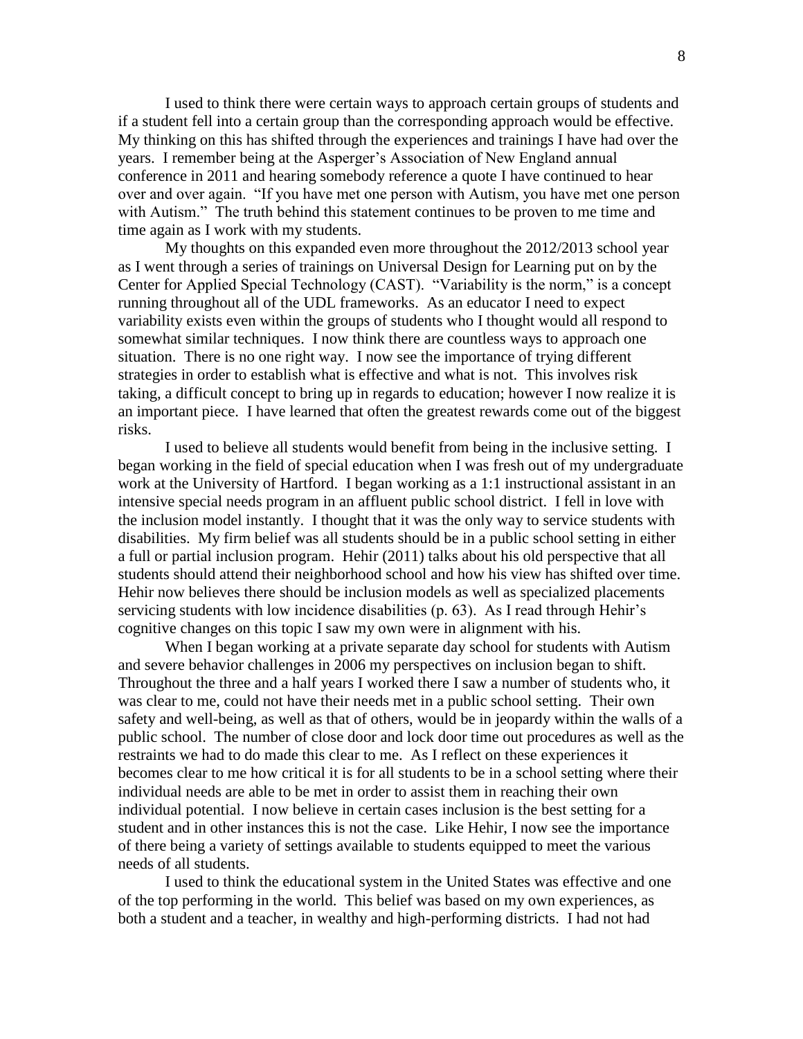I used to think there were certain ways to approach certain groups of students and if a student fell into a certain group than the corresponding approach would be effective. My thinking on this has shifted through the experiences and trainings I have had over the years. I remember being at the Asperger's Association of New England annual conference in 2011 and hearing somebody reference a quote I have continued to hear over and over again. "If you have met one person with Autism, you have met one person with Autism." The truth behind this statement continues to be proven to me time and time again as I work with my students.

My thoughts on this expanded even more throughout the 2012/2013 school year as I went through a series of trainings on Universal Design for Learning put on by the Center for Applied Special Technology (CAST). "Variability is the norm," is a concept running throughout all of the UDL frameworks. As an educator I need to expect variability exists even within the groups of students who I thought would all respond to somewhat similar techniques. I now think there are countless ways to approach one situation. There is no one right way. I now see the importance of trying different strategies in order to establish what is effective and what is not. This involves risk taking, a difficult concept to bring up in regards to education; however I now realize it is an important piece. I have learned that often the greatest rewards come out of the biggest risks.

I used to believe all students would benefit from being in the inclusive setting. I began working in the field of special education when I was fresh out of my undergraduate work at the University of Hartford. I began working as a 1:1 instructional assistant in an intensive special needs program in an affluent public school district. I fell in love with the inclusion model instantly. I thought that it was the only way to service students with disabilities. My firm belief was all students should be in a public school setting in either a full or partial inclusion program. Hehir (2011) talks about his old perspective that all students should attend their neighborhood school and how his view has shifted over time. Hehir now believes there should be inclusion models as well as specialized placements servicing students with low incidence disabilities (p. 63). As I read through Hehir's cognitive changes on this topic I saw my own were in alignment with his.

When I began working at a private separate day school for students with Autism and severe behavior challenges in 2006 my perspectives on inclusion began to shift. Throughout the three and a half years I worked there I saw a number of students who, it was clear to me, could not have their needs met in a public school setting. Their own safety and well-being, as well as that of others, would be in jeopardy within the walls of a public school. The number of close door and lock door time out procedures as well as the restraints we had to do made this clear to me. As I reflect on these experiences it becomes clear to me how critical it is for all students to be in a school setting where their individual needs are able to be met in order to assist them in reaching their own individual potential. I now believe in certain cases inclusion is the best setting for a student and in other instances this is not the case. Like Hehir, I now see the importance of there being a variety of settings available to students equipped to meet the various needs of all students.

I used to think the educational system in the United States was effective and one of the top performing in the world. This belief was based on my own experiences, as both a student and a teacher, in wealthy and high-performing districts. I had not had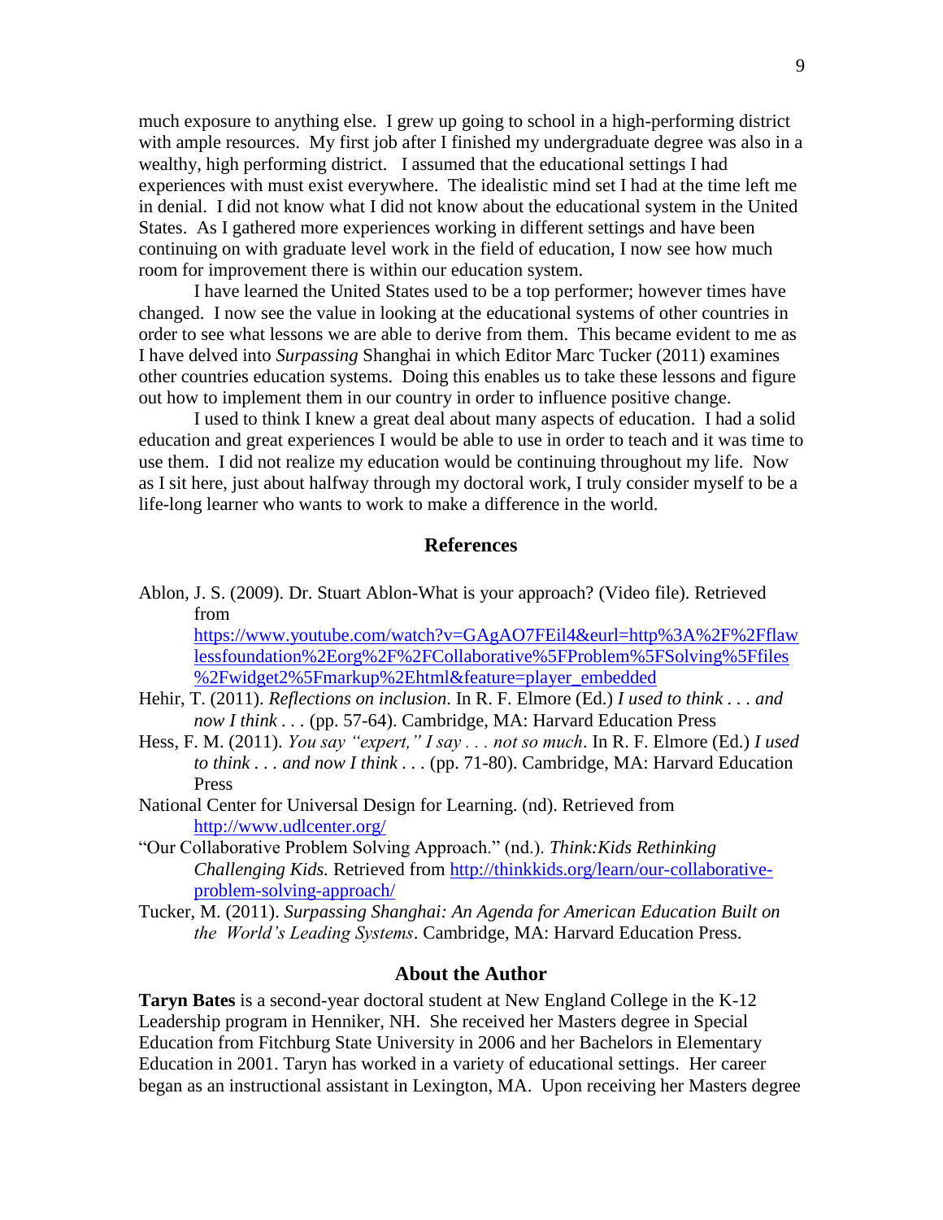much exposure to anything else. I grew up going to school in a high-performing district with ample resources. My first job after I finished my undergraduate degree was also in a wealthy, high performing district. I assumed that the educational settings I had experiences with must exist everywhere. The idealistic mind set I had at the time left me in denial. I did not know what I did not know about the educational system in the United States. As I gathered more experiences working in different settings and have been continuing on with graduate level work in the field of education, I now see how much room for improvement there is within our education system.

I have learned the United States used to be a top performer; however times have changed. I now see the value in looking at the educational systems of other countries in order to see what lessons we are able to derive from them. This became evident to me as I have delved into *Surpassing* Shanghai in which Editor Marc Tucker (2011) examines other countries education systems. Doing this enables us to take these lessons and figure out how to implement them in our country in order to influence positive change.

I used to think I knew a great deal about many aspects of education. I had a solid education and great experiences I would be able to use in order to teach and it was time to use them. I did not realize my education would be continuing throughout my life. Now as I sit here, just about halfway through my doctoral work, I truly consider myself to be a life-long learner who wants to work to make a difference in the world.

## References

Ablon, J. S. (2009). Dr. Stuart Ablon-What is your approach? (Video file). Retrieved from https://www.youtube.com/watch?v=GAgAO7FEil4&eurl=http%3A%2F%2Fflawlessfoundation%2Eorg%2F%2FCollaborative%5FProblem%5FSolving%5Ffiles%2Fwidget2%5Fmarkup%2Ehtml&feature=player_embedded

Hehir, T. (2011). *Reflections on inclusion*. In R. F. Elmore (Ed.) *I used to think . . . and now I think . . .* (pp. 57-64). Cambridge, MA: Harvard Education Press

Hess, F. M. (2011). *You say "expert," I say . . . not so much*. In R. F. Elmore (Ed.) *I used to think . . . and now I think . . .* (pp. 71-80). Cambridge, MA: Harvard Education Press

National Center for Universal Design for Learning. (nd). Retrieved from http://www.udlcenter.org/

"Our Collaborative Problem Solving Approach." (nd.). *Think:Kids Rethinking Challenging Kids.* Retrieved from http://thinkkids.org/learn/our-collaborative-problem-solving-approach/

Tucker, M. (2011). *Surpassing Shanghai: An Agenda for American Education Built on the World's Leading Systems*. Cambridge, MA: Harvard Education Press.

## About the Author

**Taryn Bates** is a second-year doctoral student at New England College in the K-12 Leadership program in Henniker, NH. She received her Masters degree in Special Education from Fitchburg State University in 2006 and her Bachelors in Elementary Education in 2001. Taryn has worked in a variety of educational settings. Her career began as an instructional assistant in Lexington, MA. Upon receiving her Masters degree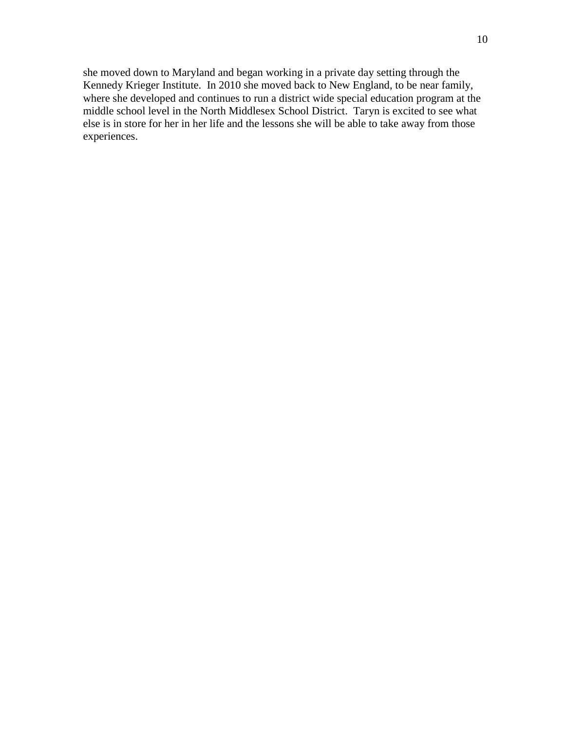she moved down to Maryland and began working in a private day setting through the Kennedy Krieger Institute. In 2010 she moved back to New England, to be near family, where she developed and continues to run a district wide special education program at the middle school level in the North Middlesex School District. Taryn is excited to see what else is in store for her in her life and the lessons she will be able to take away from those experiences.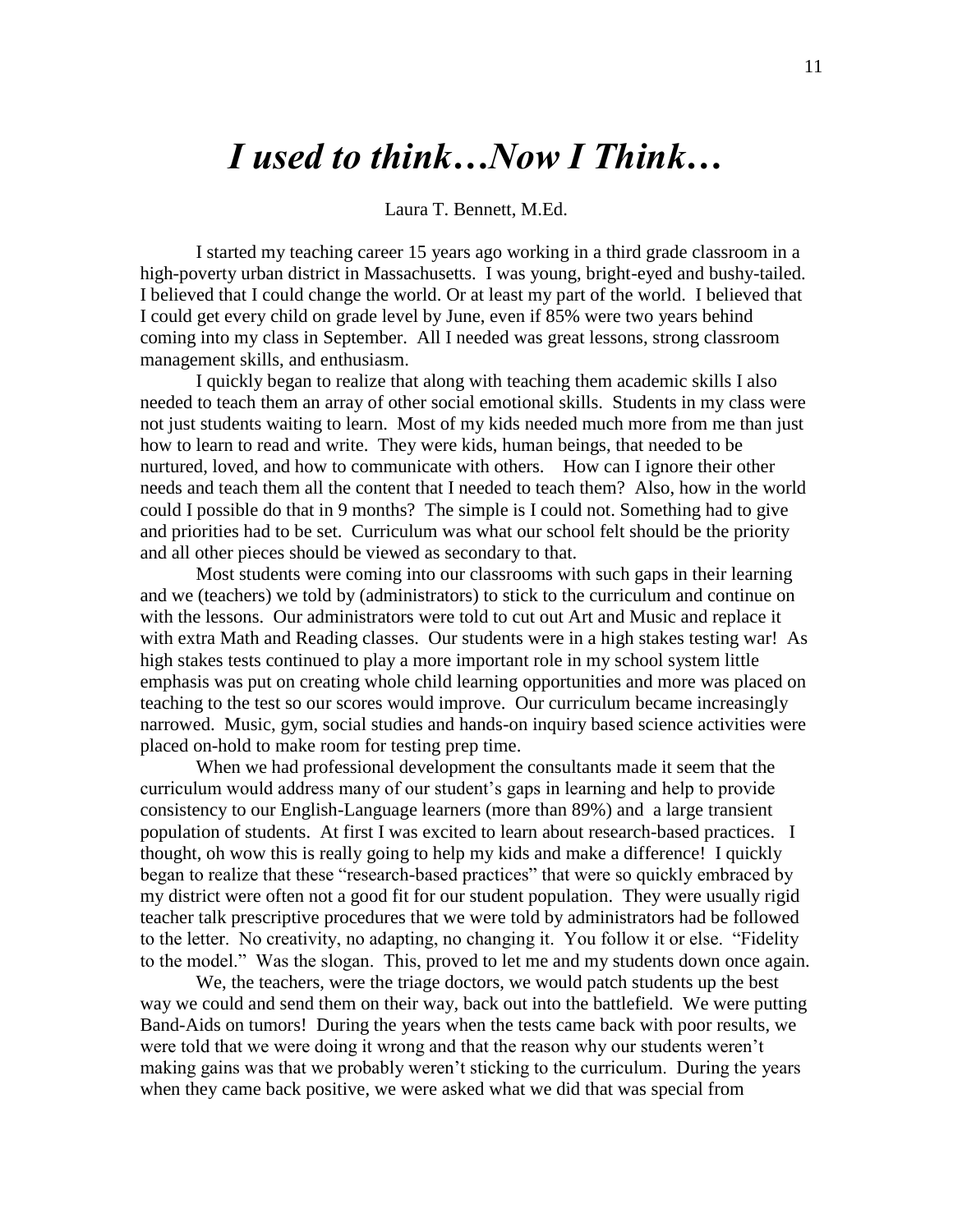# *I used to think…Now I Think…*

Laura T. Bennett, M.Ed.

I started my teaching career 15 years ago working in a third grade classroom in a high-poverty urban district in Massachusetts. I was young, bright-eyed and bushy-tailed. I believed that I could change the world. Or at least my part of the world. I believed that I could get every child on grade level by June, even if 85% were two years behind coming into my class in September. All I needed was great lessons, strong classroom management skills, and enthusiasm.

I quickly began to realize that along with teaching them academic skills I also needed to teach them an array of other social emotional skills. Students in my class were not just students waiting to learn. Most of my kids needed much more from me than just how to learn to read and write. They were kids, human beings, that needed to be nurtured, loved, and how to communicate with others. How can I ignore their other needs and teach them all the content that I needed to teach them? Also, how in the world could I possible do that in 9 months? The simple is I could not. Something had to give and priorities had to be set. Curriculum was what our school felt should be the priority and all other pieces should be viewed as secondary to that.

Most students were coming into our classrooms with such gaps in their learning and we (teachers) we told by (administrators) to stick to the curriculum and continue on with the lessons. Our administrators were told to cut out Art and Music and replace it with extra Math and Reading classes. Our students were in a high stakes testing war! As high stakes tests continued to play a more important role in my school system little emphasis was put on creating whole child learning opportunities and more was placed on teaching to the test so our scores would improve. Our curriculum became increasingly narrowed. Music, gym, social studies and hands-on inquiry based science activities were placed on-hold to make room for testing prep time.

When we had professional development the consultants made it seem that the curriculum would address many of our student's gaps in learning and help to provide consistency to our English-Language learners (more than 89%) and a large transient population of students. At first I was excited to learn about research-based practices. I thought, oh wow this is really going to help my kids and make a difference! I quickly began to realize that these "research-based practices" that were so quickly embraced by my district were often not a good fit for our student population. They were usually rigid teacher talk prescriptive procedures that we were told by administrators had be followed to the letter. No creativity, no adapting, no changing it. You follow it or else. "Fidelity to the model." Was the slogan. This, proved to let me and my students down once again.

We, the teachers, were the triage doctors, we would patch students up the best way we could and send them on their way, back out into the battlefield. We were putting Band-Aids on tumors! During the years when the tests came back with poor results, we were told that we were doing it wrong and that the reason why our students weren't making gains was that we probably weren't sticking to the curriculum. During the years when they came back positive, we were asked what we did that was special from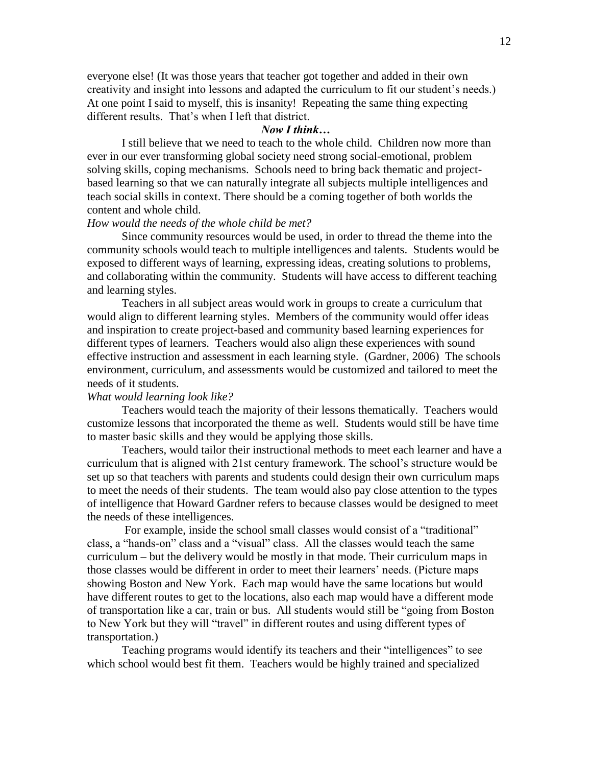everyone else! (It was those years that teacher got together and added in their own creativity and insight into lessons and adapted the curriculum to fit our student's needs.) At one point I said to myself, this is insanity! Repeating the same thing expecting different results. That's when I left that district.

***Now I think…***

I still believe that we need to teach to the whole child. Children now more than ever in our ever transforming global society need strong social-emotional, problem solving skills, coping mechanisms. Schools need to bring back thematic and project-based learning so that we can naturally integrate all subjects multiple intelligences and teach social skills in context. There should be a coming together of both worlds the content and whole child.

*How would the needs of the whole child be met?*

Since community resources would be used, in order to thread the theme into the community schools would teach to multiple intelligences and talents. Students would be exposed to different ways of learning, expressing ideas, creating solutions to problems, and collaborating within the community. Students will have access to different teaching and learning styles.

Teachers in all subject areas would work in groups to create a curriculum that would align to different learning styles. Members of the community would offer ideas and inspiration to create project-based and community based learning experiences for different types of learners. Teachers would also align these experiences with sound effective instruction and assessment in each learning style. (Gardner, 2006) The schools environment, curriculum, and assessments would be customized and tailored to meet the needs of it students.

*What would learning look like?*

Teachers would teach the majority of their lessons thematically. Teachers would customize lessons that incorporated the theme as well. Students would still be have time to master basic skills and they would be applying those skills.

Teachers, would tailor their instructional methods to meet each learner and have a curriculum that is aligned with 21st century framework. The school's structure would be set up so that teachers with parents and students could design their own curriculum maps to meet the needs of their students. The team would also pay close attention to the types of intelligence that Howard Gardner refers to because classes would be designed to meet the needs of these intelligences.

For example, inside the school small classes would consist of a "traditional" class, a "hands-on" class and a "visual" class. All the classes would teach the same curriculum – but the delivery would be mostly in that mode. Their curriculum maps in those classes would be different in order to meet their learners' needs. (Picture maps showing Boston and New York. Each map would have the same locations but would have different routes to get to the locations, also each map would have a different mode of transportation like a car, train or bus. All students would still be "going from Boston to New York but they will "travel" in different routes and using different types of transportation.)

Teaching programs would identify its teachers and their "intelligences" to see which school would best fit them. Teachers would be highly trained and specialized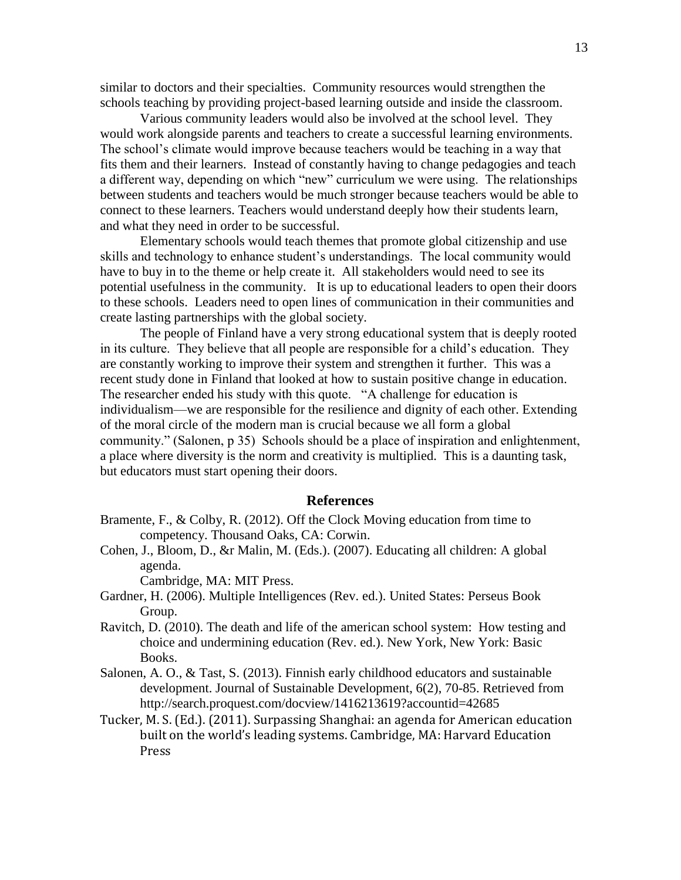similar to doctors and their specialties. Community resources would strengthen the schools teaching by providing project-based learning outside and inside the classroom.

Various community leaders would also be involved at the school level. They would work alongside parents and teachers to create a successful learning environments. The school's climate would improve because teachers would be teaching in a way that fits them and their learners. Instead of constantly having to change pedagogies and teach a different way, depending on which "new" curriculum we were using. The relationships between students and teachers would be much stronger because teachers would be able to connect to these learners. Teachers would understand deeply how their students learn, and what they need in order to be successful.

Elementary schools would teach themes that promote global citizenship and use skills and technology to enhance student's understandings. The local community would have to buy in to the theme or help create it. All stakeholders would need to see its potential usefulness in the community. It is up to educational leaders to open their doors to these schools. Leaders need to open lines of communication in their communities and create lasting partnerships with the global society.

The people of Finland have a very strong educational system that is deeply rooted in its culture. They believe that all people are responsible for a child's education. They are constantly working to improve their system and strengthen it further. This was a recent study done in Finland that looked at how to sustain positive change in education. The researcher ended his study with this quote. "A challenge for education is individualism—we are responsible for the resilience and dignity of each other. Extending of the moral circle of the modern man is crucial because we all form a global community." (Salonen, p 35) Schools should be a place of inspiration and enlightenment, a place where diversity is the norm and creativity is multiplied. This is a daunting task, but educators must start opening their doors.

## References

Bramente, F., & Colby, R. (2012). Off the Clock Moving education from time to competency. Thousand Oaks, CA: Corwin.

Cohen, J., Bloom, D., &r Malin, M. (Eds.). (2007). Educating all children: A global agenda.
Cambridge, MA: MIT Press.

Gardner, H. (2006). Multiple Intelligences (Rev. ed.). United States: Perseus Book Group.

Ravitch, D. (2010). The death and life of the american school system: How testing and choice and undermining education (Rev. ed.). New York, New York: Basic Books.

Salonen, A. O., & Tast, S. (2013). Finnish early childhood educators and sustainable development. Journal of Sustainable Development, 6(2), 70-85. Retrieved from http://search.proquest.com/docview/1416213619?accountid=42685

Tucker, M. S. (Ed.). (2011). Surpassing Shanghai: an agenda for American education built on the world's leading systems. Cambridge, MA: Harvard Education Press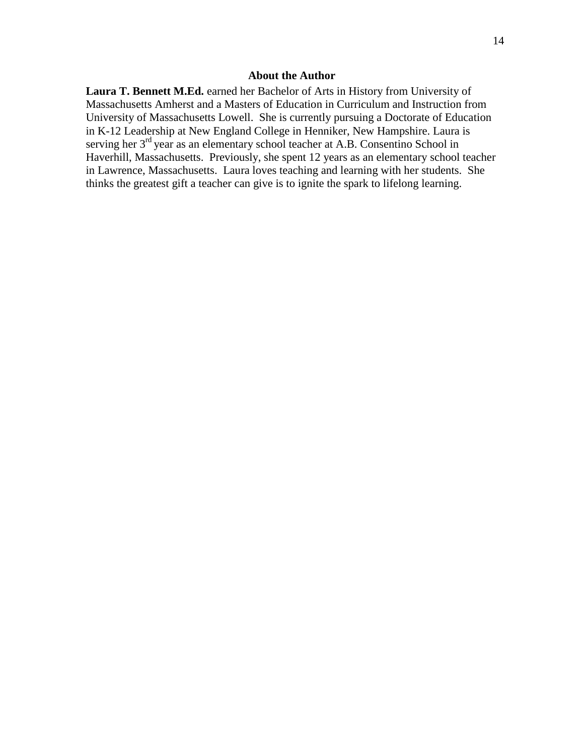## About the Author

**Laura T. Bennett M.Ed.** earned her Bachelor of Arts in History from University of Massachusetts Amherst and a Masters of Education in Curriculum and Instruction from University of Massachusetts Lowell. She is currently pursuing a Doctorate of Education in K-12 Leadership at New England College in Henniker, New Hampshire. Laura is serving her 3rd year as an elementary school teacher at A.B. Consentino School in Haverhill, Massachusetts. Previously, she spent 12 years as an elementary school teacher in Lawrence, Massachusetts. Laura loves teaching and learning with her students. She thinks the greatest gift a teacher can give is to ignite the spark to lifelong learning.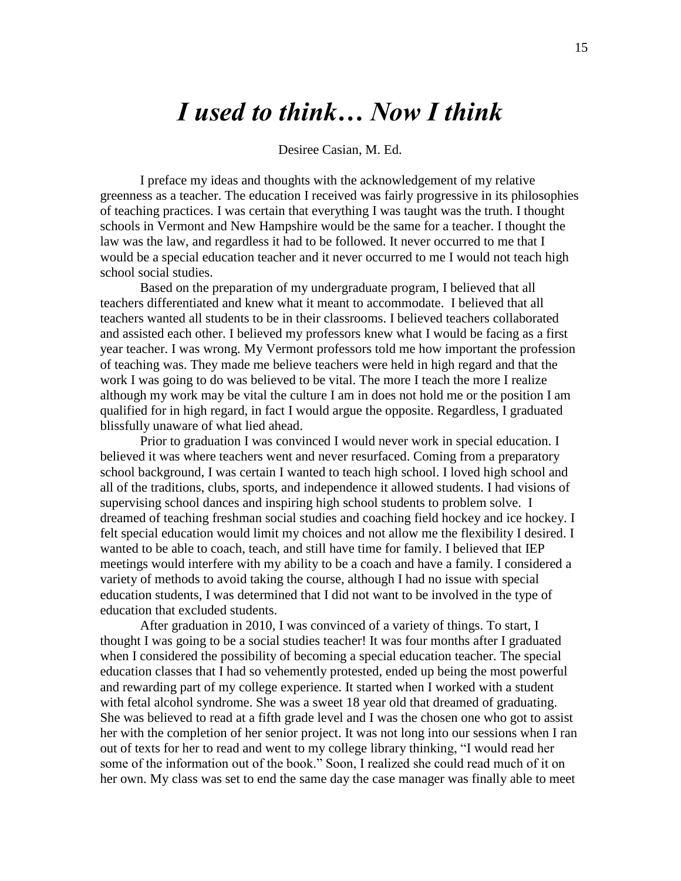# *I used to think… Now I think*

Desiree Casian, M. Ed.

I preface my ideas and thoughts with the acknowledgement of my relative greenness as a teacher. The education I received was fairly progressive in its philosophies of teaching practices. I was certain that everything I was taught was the truth. I thought schools in Vermont and New Hampshire would be the same for a teacher. I thought the law was the law, and regardless it had to be followed. It never occurred to me that I would be a special education teacher and it never occurred to me I would not teach high school social studies.

Based on the preparation of my undergraduate program, I believed that all teachers differentiated and knew what it meant to accommodate. I believed that all teachers wanted all students to be in their classrooms. I believed teachers collaborated and assisted each other. I believed my professors knew what I would be facing as a first year teacher. I was wrong. My Vermont professors told me how important the profession of teaching was. They made me believe teachers were held in high regard and that the work I was going to do was believed to be vital. The more I teach the more I realize although my work may be vital the culture I am in does not hold me or the position I am qualified for in high regard, in fact I would argue the opposite. Regardless, I graduated blissfully unaware of what lied ahead.

Prior to graduation I was convinced I would never work in special education. I believed it was where teachers went and never resurfaced. Coming from a preparatory school background, I was certain I wanted to teach high school. I loved high school and all of the traditions, clubs, sports, and independence it allowed students. I had visions of supervising school dances and inspiring high school students to problem solve. I dreamed of teaching freshman social studies and coaching field hockey and ice hockey. I felt special education would limit my choices and not allow me the flexibility I desired. I wanted to be able to coach, teach, and still have time for family. I believed that IEP meetings would interfere with my ability to be a coach and have a family. I considered a variety of methods to avoid taking the course, although I had no issue with special education students, I was determined that I did not want to be involved in the type of education that excluded students.

After graduation in 2010, I was convinced of a variety of things. To start, I thought I was going to be a social studies teacher! It was four months after I graduated when I considered the possibility of becoming a special education teacher. The special education classes that I had so vehemently protested, ended up being the most powerful and rewarding part of my college experience. It started when I worked with a student with fetal alcohol syndrome. She was a sweet 18 year old that dreamed of graduating. She was believed to read at a fifth grade level and I was the chosen one who got to assist her with the completion of her senior project. It was not long into our sessions when I ran out of texts for her to read and went to my college library thinking, "I would read her some of the information out of the book." Soon, I realized she could read much of it on her own. My class was set to end the same day the case manager was finally able to meet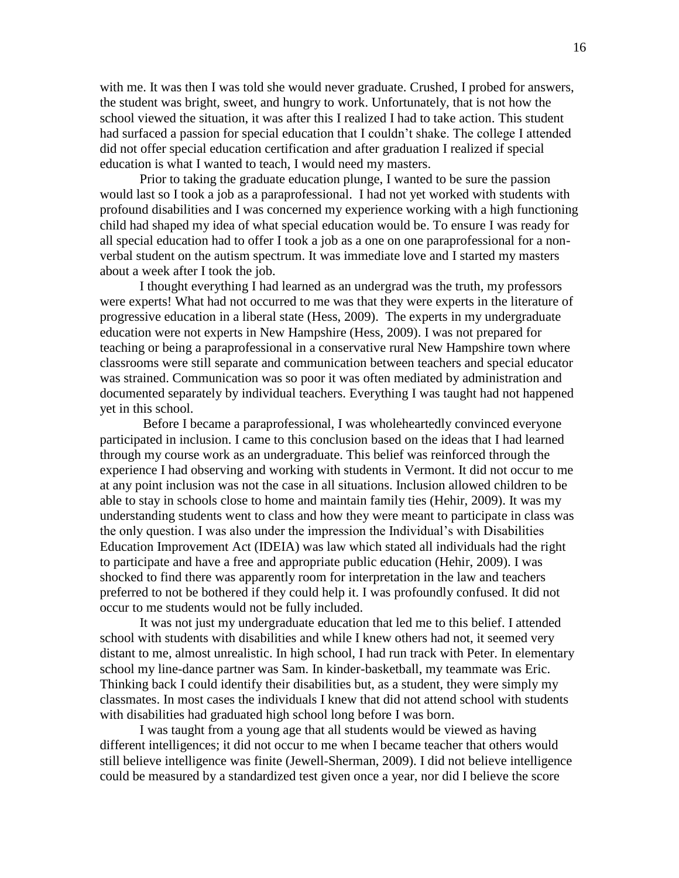with me. It was then I was told she would never graduate. Crushed, I probed for answers, the student was bright, sweet, and hungry to work. Unfortunately, that is not how the school viewed the situation, it was after this I realized I had to take action. This student had surfaced a passion for special education that I couldn't shake. The college I attended did not offer special education certification and after graduation I realized if special education is what I wanted to teach, I would need my masters.

Prior to taking the graduate education plunge, I wanted to be sure the passion would last so I took a job as a paraprofessional. I had not yet worked with students with profound disabilities and I was concerned my experience working with a high functioning child had shaped my idea of what special education would be. To ensure I was ready for all special education had to offer I took a job as a one on one paraprofessional for a non-verbal student on the autism spectrum. It was immediate love and I started my masters about a week after I took the job.

I thought everything I had learned as an undergrad was the truth, my professors were experts! What had not occurred to me was that they were experts in the literature of progressive education in a liberal state (Hess, 2009). The experts in my undergraduate education were not experts in New Hampshire (Hess, 2009). I was not prepared for teaching or being a paraprofessional in a conservative rural New Hampshire town where classrooms were still separate and communication between teachers and special educator was strained. Communication was so poor it was often mediated by administration and documented separately by individual teachers. Everything I was taught had not happened yet in this school.

Before I became a paraprofessional, I was wholeheartedly convinced everyone participated in inclusion. I came to this conclusion based on the ideas that I had learned through my course work as an undergraduate. This belief was reinforced through the experience I had observing and working with students in Vermont. It did not occur to me at any point inclusion was not the case in all situations. Inclusion allowed children to be able to stay in schools close to home and maintain family ties (Hehir, 2009). It was my understanding students went to class and how they were meant to participate in class was the only question. I was also under the impression the Individual's with Disabilities Education Improvement Act (IDEIA) was law which stated all individuals had the right to participate and have a free and appropriate public education (Hehir, 2009). I was shocked to find there was apparently room for interpretation in the law and teachers preferred to not be bothered if they could help it. I was profoundly confused. It did not occur to me students would not be fully included.

It was not just my undergraduate education that led me to this belief. I attended school with students with disabilities and while I knew others had not, it seemed very distant to me, almost unrealistic. In high school, I had run track with Peter. In elementary school my line-dance partner was Sam. In kinder-basketball, my teammate was Eric. Thinking back I could identify their disabilities but, as a student, they were simply my classmates. In most cases the individuals I knew that did not attend school with students with disabilities had graduated high school long before I was born.

I was taught from a young age that all students would be viewed as having different intelligences; it did not occur to me when I became teacher that others would still believe intelligence was finite (Jewell-Sherman, 2009). I did not believe intelligence could be measured by a standardized test given once a year, nor did I believe the score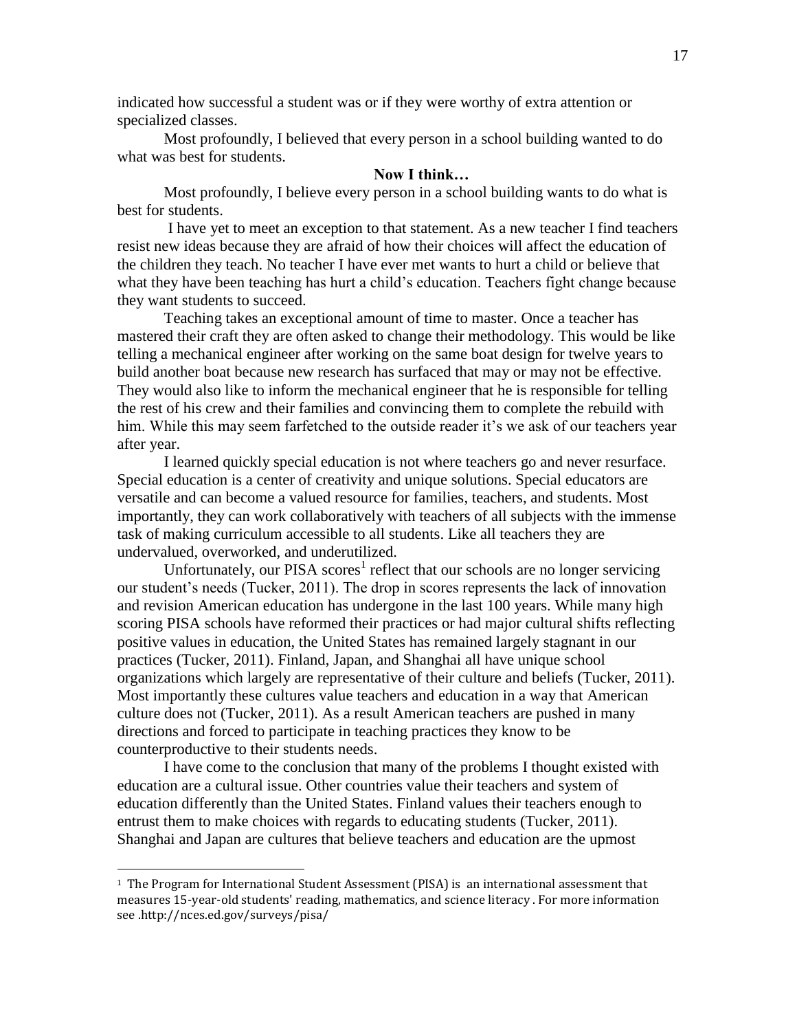indicated how successful a student was or if they were worthy of extra attention or specialized classes.

Most profoundly, I believed that every person in a school building wanted to do what was best for students.

**Now I think…**

Most profoundly, I believe every person in a school building wants to do what is best for students.

I have yet to meet an exception to that statement. As a new teacher I find teachers resist new ideas because they are afraid of how their choices will affect the education of the children they teach. No teacher I have ever met wants to hurt a child or believe that what they have been teaching has hurt a child's education. Teachers fight change because they want students to succeed.

Teaching takes an exceptional amount of time to master. Once a teacher has mastered their craft they are often asked to change their methodology. This would be like telling a mechanical engineer after working on the same boat design for twelve years to build another boat because new research has surfaced that may or may not be effective. They would also like to inform the mechanical engineer that he is responsible for telling the rest of his crew and their families and convincing them to complete the rebuild with him. While this may seem farfetched to the outside reader it's we ask of our teachers year after year.

I learned quickly special education is not where teachers go and never resurface. Special education is a center of creativity and unique solutions. Special educators are versatile and can become a valued resource for families, teachers, and students. Most importantly, they can work collaboratively with teachers of all subjects with the immense task of making curriculum accessible to all students. Like all teachers they are undervalued, overworked, and underutilized.

Unfortunately, our PISA scores[1] reflect that our schools are no longer servicing our student's needs (Tucker, 2011). The drop in scores represents the lack of innovation and revision American education has undergone in the last 100 years. While many high scoring PISA schools have reformed their practices or had major cultural shifts reflecting positive values in education, the United States has remained largely stagnant in our practices (Tucker, 2011). Finland, Japan, and Shanghai all have unique school organizations which largely are representative of their culture and beliefs (Tucker, 2011). Most importantly these cultures value teachers and education in a way that American culture does not (Tucker, 2011). As a result American teachers are pushed in many directions and forced to participate in teaching practices they know to be counterproductive to their students needs.

I have come to the conclusion that many of the problems I thought existed with education are a cultural issue. Other countries value their teachers and system of education differently than the United States. Finland values their teachers enough to entrust them to make choices with regards to educating students (Tucker, 2011). Shanghai and Japan are cultures that believe teachers and education are the upmost

---

[1] The Program for International Student Assessment (PISA) is an international assessment that measures 15-year-old students' reading, mathematics, and science literacy . For more information see .http://nces.ed.gov/surveys/pisa/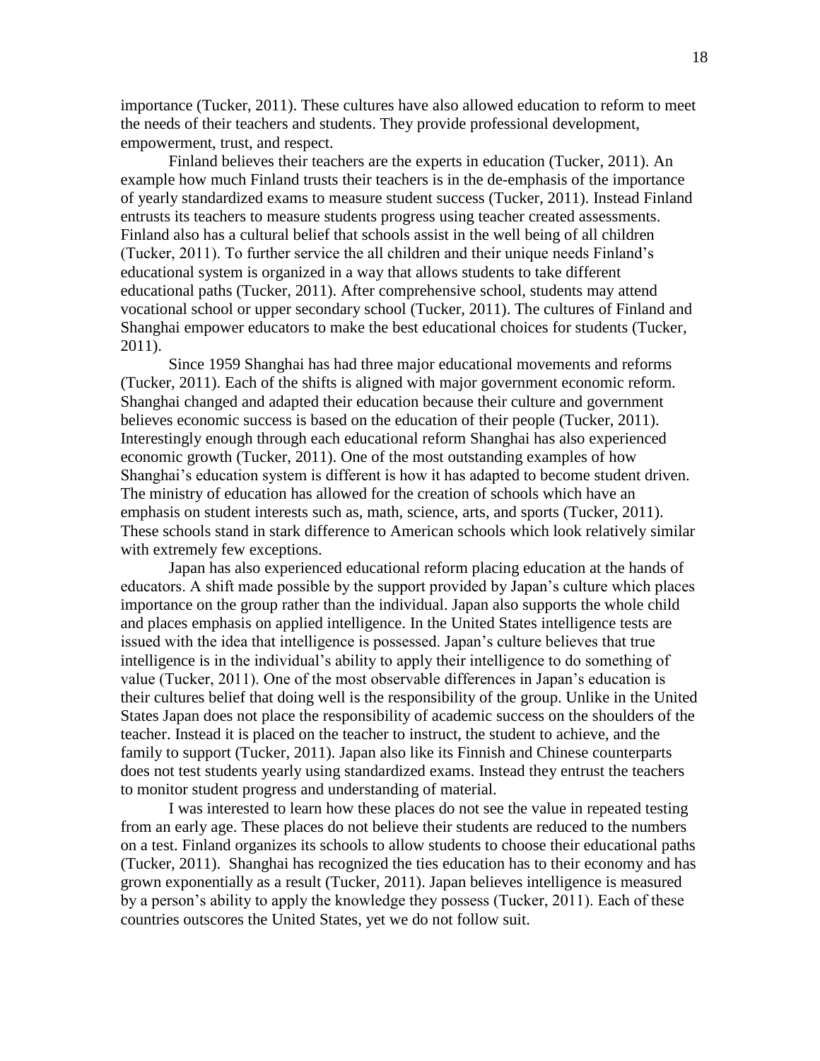importance (Tucker, 2011). These cultures have also allowed education to reform to meet the needs of their teachers and students. They provide professional development, empowerment, trust, and respect.

Finland believes their teachers are the experts in education (Tucker, 2011). An example how much Finland trusts their teachers is in the de-emphasis of the importance of yearly standardized exams to measure student success (Tucker, 2011). Instead Finland entrusts its teachers to measure students progress using teacher created assessments. Finland also has a cultural belief that schools assist in the well being of all children (Tucker, 2011). To further service the all children and their unique needs Finland's educational system is organized in a way that allows students to take different educational paths (Tucker, 2011). After comprehensive school, students may attend vocational school or upper secondary school (Tucker, 2011). The cultures of Finland and Shanghai empower educators to make the best educational choices for students (Tucker, 2011).

Since 1959 Shanghai has had three major educational movements and reforms (Tucker, 2011). Each of the shifts is aligned with major government economic reform. Shanghai changed and adapted their education because their culture and government believes economic success is based on the education of their people (Tucker, 2011). Interestingly enough through each educational reform Shanghai has also experienced economic growth (Tucker, 2011). One of the most outstanding examples of how Shanghai's education system is different is how it has adapted to become student driven. The ministry of education has allowed for the creation of schools which have an emphasis on student interests such as, math, science, arts, and sports (Tucker, 2011). These schools stand in stark difference to American schools which look relatively similar with extremely few exceptions.

Japan has also experienced educational reform placing education at the hands of educators. A shift made possible by the support provided by Japan's culture which places importance on the group rather than the individual. Japan also supports the whole child and places emphasis on applied intelligence. In the United States intelligence tests are issued with the idea that intelligence is possessed. Japan's culture believes that true intelligence is in the individual's ability to apply their intelligence to do something of value (Tucker, 2011). One of the most observable differences in Japan's education is their cultures belief that doing well is the responsibility of the group. Unlike in the United States Japan does not place the responsibility of academic success on the shoulders of the teacher. Instead it is placed on the teacher to instruct, the student to achieve, and the family to support (Tucker, 2011). Japan also like its Finnish and Chinese counterparts does not test students yearly using standardized exams. Instead they entrust the teachers to monitor student progress and understanding of material.

I was interested to learn how these places do not see the value in repeated testing from an early age. These places do not believe their students are reduced to the numbers on a test. Finland organizes its schools to allow students to choose their educational paths (Tucker, 2011). Shanghai has recognized the ties education has to their economy and has grown exponentially as a result (Tucker, 2011). Japan believes intelligence is measured by a person's ability to apply the knowledge they possess (Tucker, 2011). Each of these countries outscores the United States, yet we do not follow suit.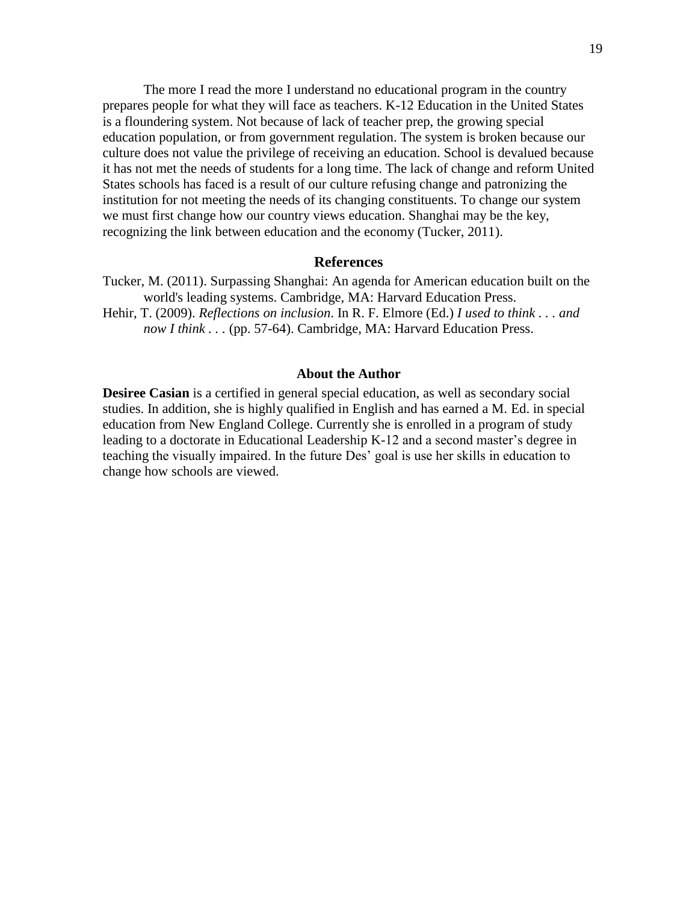The more I read the more I understand no educational program in the country prepares people for what they will face as teachers. K-12 Education in the United States is a floundering system. Not because of lack of teacher prep, the growing special education population, or from government regulation. The system is broken because our culture does not value the privilege of receiving an education. School is devalued because it has not met the needs of students for a long time. The lack of change and reform United States schools has faced is a result of our culture refusing change and patronizing the institution for not meeting the needs of its changing constituents. To change our system we must first change how our country views education. Shanghai may be the key, recognizing the link between education and the economy (Tucker, 2011).

## References

Tucker, M. (2011). Surpassing Shanghai: An agenda for American education built on the world's leading systems. Cambridge, MA: Harvard Education Press.

Hehir, T. (2009). *Reflections on inclusion*. In R. F. Elmore (Ed.) *I used to think . . . and now I think . . .* (pp. 57-64). Cambridge, MA: Harvard Education Press.

### About the Author

**Desiree Casian** is a certified in general special education, as well as secondary social studies. In addition, she is highly qualified in English and has earned a M. Ed. in special education from New England College. Currently she is enrolled in a program of study leading to a doctorate in Educational Leadership K-12 and a second master's degree in teaching the visually impaired. In the future Des' goal is use her skills in education to change how schools are viewed.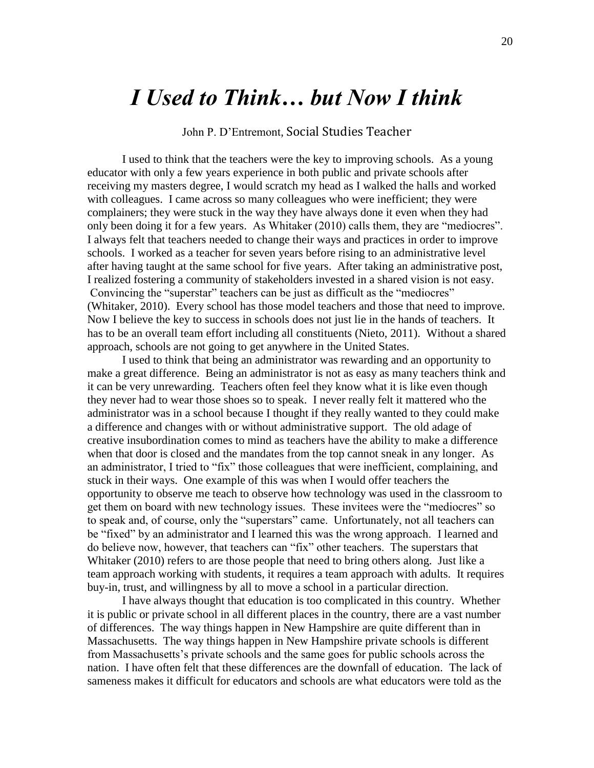# *I Used to Think… but Now I think*

John P. D'Entremont, Social Studies Teacher

I used to think that the teachers were the key to improving schools. As a young educator with only a few years experience in both public and private schools after receiving my masters degree, I would scratch my head as I walked the halls and worked with colleagues. I came across so many colleagues who were inefficient; they were complainers; they were stuck in the way they have always done it even when they had only been doing it for a few years. As Whitaker (2010) calls them, they are "mediocres". I always felt that teachers needed to change their ways and practices in order to improve schools. I worked as a teacher for seven years before rising to an administrative level after having taught at the same school for five years. After taking an administrative post, I realized fostering a community of stakeholders invested in a shared vision is not easy. Convincing the "superstar" teachers can be just as difficult as the "mediocres" (Whitaker, 2010). Every school has those model teachers and those that need to improve. Now I believe the key to success in schools does not just lie in the hands of teachers. It has to be an overall team effort including all constituents (Nieto, 2011). Without a shared approach, schools are not going to get anywhere in the United States.

I used to think that being an administrator was rewarding and an opportunity to make a great difference. Being an administrator is not as easy as many teachers think and it can be very unrewarding. Teachers often feel they know what it is like even though they never had to wear those shoes so to speak. I never really felt it mattered who the administrator was in a school because I thought if they really wanted to they could make a difference and changes with or without administrative support. The old adage of creative insubordination comes to mind as teachers have the ability to make a difference when that door is closed and the mandates from the top cannot sneak in any longer. As an administrator, I tried to "fix" those colleagues that were inefficient, complaining, and stuck in their ways. One example of this was when I would offer teachers the opportunity to observe me teach to observe how technology was used in the classroom to get them on board with new technology issues. These invitees were the "mediocres" so to speak and, of course, only the "superstars" came. Unfortunately, not all teachers can be "fixed" by an administrator and I learned this was the wrong approach. I learned and do believe now, however, that teachers can "fix" other teachers. The superstars that Whitaker (2010) refers to are those people that need to bring others along. Just like a team approach working with students, it requires a team approach with adults. It requires buy-in, trust, and willingness by all to move a school in a particular direction.

I have always thought that education is too complicated in this country. Whether it is public or private school in all different places in the country, there are a vast number of differences. The way things happen in New Hampshire are quite different than in Massachusetts. The way things happen in New Hampshire private schools is different from Massachusetts's private schools and the same goes for public schools across the nation. I have often felt that these differences are the downfall of education. The lack of sameness makes it difficult for educators and schools are what educators were told as the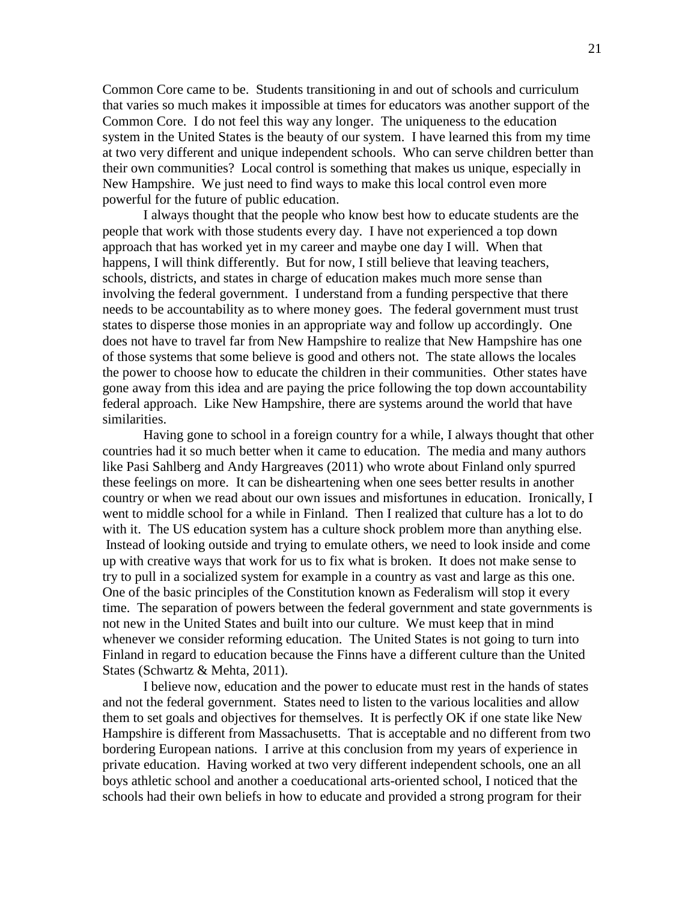Common Core came to be. Students transitioning in and out of schools and curriculum that varies so much makes it impossible at times for educators was another support of the Common Core. I do not feel this way any longer. The uniqueness to the education system in the United States is the beauty of our system. I have learned this from my time at two very different and unique independent schools. Who can serve children better than their own communities? Local control is something that makes us unique, especially in New Hampshire. We just need to find ways to make this local control even more powerful for the future of public education.

I always thought that the people who know best how to educate students are the people that work with those students every day. I have not experienced a top down approach that has worked yet in my career and maybe one day I will. When that happens, I will think differently. But for now, I still believe that leaving teachers, schools, districts, and states in charge of education makes much more sense than involving the federal government. I understand from a funding perspective that there needs to be accountability as to where money goes. The federal government must trust states to disperse those monies in an appropriate way and follow up accordingly. One does not have to travel far from New Hampshire to realize that New Hampshire has one of those systems that some believe is good and others not. The state allows the locales the power to choose how to educate the children in their communities. Other states have gone away from this idea and are paying the price following the top down accountability federal approach. Like New Hampshire, there are systems around the world that have similarities.

Having gone to school in a foreign country for a while, I always thought that other countries had it so much better when it came to education. The media and many authors like Pasi Sahlberg and Andy Hargreaves (2011) who wrote about Finland only spurred these feelings on more. It can be disheartening when one sees better results in another country or when we read about our own issues and misfortunes in education. Ironically, I went to middle school for a while in Finland. Then I realized that culture has a lot to do with it. The US education system has a culture shock problem more than anything else. Instead of looking outside and trying to emulate others, we need to look inside and come up with creative ways that work for us to fix what is broken. It does not make sense to try to pull in a socialized system for example in a country as vast and large as this one. One of the basic principles of the Constitution known as Federalism will stop it every time. The separation of powers between the federal government and state governments is not new in the United States and built into our culture. We must keep that in mind whenever we consider reforming education. The United States is not going to turn into Finland in regard to education because the Finns have a different culture than the United States (Schwartz & Mehta, 2011).

I believe now, education and the power to educate must rest in the hands of states and not the federal government. States need to listen to the various localities and allow them to set goals and objectives for themselves. It is perfectly OK if one state like New Hampshire is different from Massachusetts. That is acceptable and no different from two bordering European nations. I arrive at this conclusion from my years of experience in private education. Having worked at two very different independent schools, one an all boys athletic school and another a coeducational arts-oriented school, I noticed that the schools had their own beliefs in how to educate and provided a strong program for their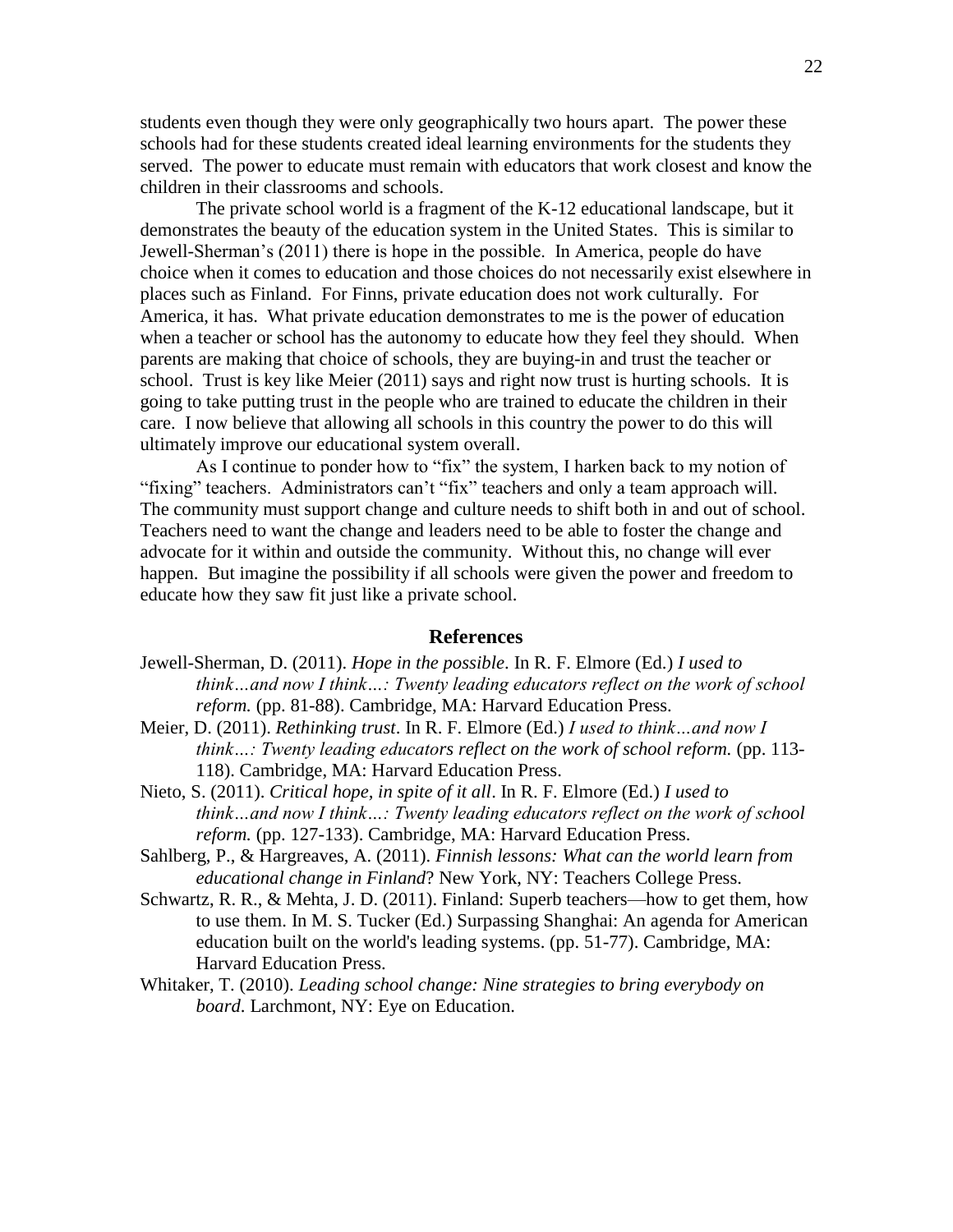students even though they were only geographically two hours apart. The power these schools had for these students created ideal learning environments for the students they served. The power to educate must remain with educators that work closest and know the children in their classrooms and schools.

The private school world is a fragment of the K-12 educational landscape, but it demonstrates the beauty of the education system in the United States. This is similar to Jewell-Sherman's (2011) there is hope in the possible. In America, people do have choice when it comes to education and those choices do not necessarily exist elsewhere in places such as Finland. For Finns, private education does not work culturally. For America, it has. What private education demonstrates to me is the power of education when a teacher or school has the autonomy to educate how they feel they should. When parents are making that choice of schools, they are buying-in and trust the teacher or school. Trust is key like Meier (2011) says and right now trust is hurting schools. It is going to take putting trust in the people who are trained to educate the children in their care. I now believe that allowing all schools in this country the power to do this will ultimately improve our educational system overall.

As I continue to ponder how to "fix" the system, I harken back to my notion of "fixing" teachers. Administrators can't "fix" teachers and only a team approach will. The community must support change and culture needs to shift both in and out of school. Teachers need to want the change and leaders need to be able to foster the change and advocate for it within and outside the community. Without this, no change will ever happen. But imagine the possibility if all schools were given the power and freedom to educate how they saw fit just like a private school.

## References

Jewell-Sherman, D. (2011). *Hope in the possible*. In R. F. Elmore (Ed.) *I used to think…and now I think…: Twenty leading educators reflect on the work of school reform.* (pp. 81-88). Cambridge, MA: Harvard Education Press.

Meier, D. (2011). *Rethinking trust*. In R. F. Elmore (Ed.) *I used to think…and now I think…: Twenty leading educators reflect on the work of school reform.* (pp. 113-118). Cambridge, MA: Harvard Education Press.

Nieto, S. (2011). *Critical hope, in spite of it all*. In R. F. Elmore (Ed.) *I used to think…and now I think…: Twenty leading educators reflect on the work of school reform.* (pp. 127-133). Cambridge, MA: Harvard Education Press.

Sahlberg, P., & Hargreaves, A. (2011). *Finnish lessons: What can the world learn from educational change in Finland*? New York, NY: Teachers College Press.

Schwartz, R. R., & Mehta, J. D. (2011). Finland: Superb teachers—how to get them, how to use them. In M. S. Tucker (Ed.) Surpassing Shanghai: An agenda for American education built on the world's leading systems. (pp. 51-77). Cambridge, MA: Harvard Education Press.

Whitaker, T. (2010). *Leading school change: Nine strategies to bring everybody on board*. Larchmont, NY: Eye on Education.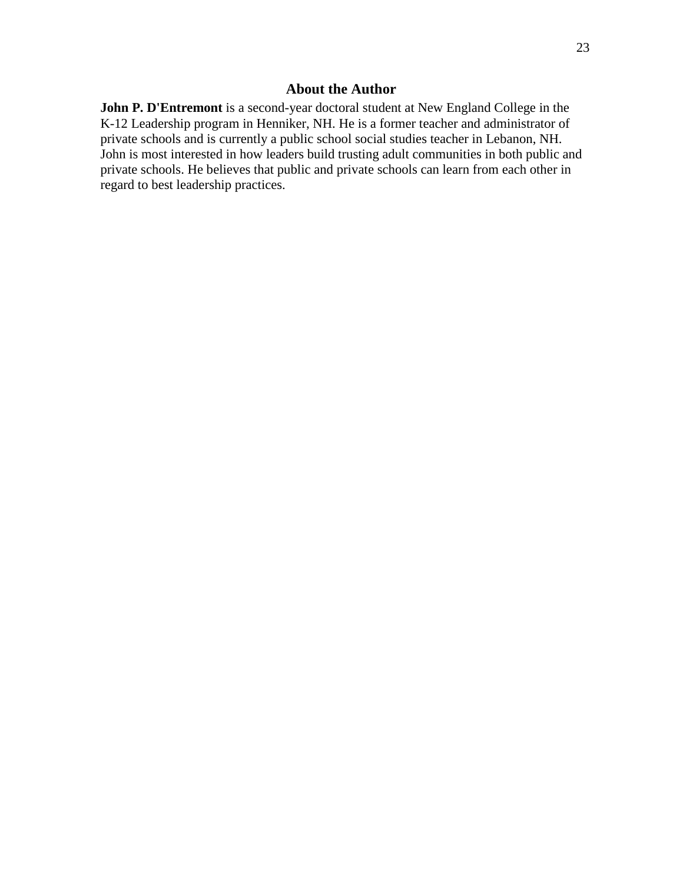## About the Author

**John P. D'Entremont** is a second-year doctoral student at New England College in the K-12 Leadership program in Henniker, NH. He is a former teacher and administrator of private schools and is currently a public school social studies teacher in Lebanon, NH. John is most interested in how leaders build trusting adult communities in both public and private schools. He believes that public and private schools can learn from each other in regard to best leadership practices.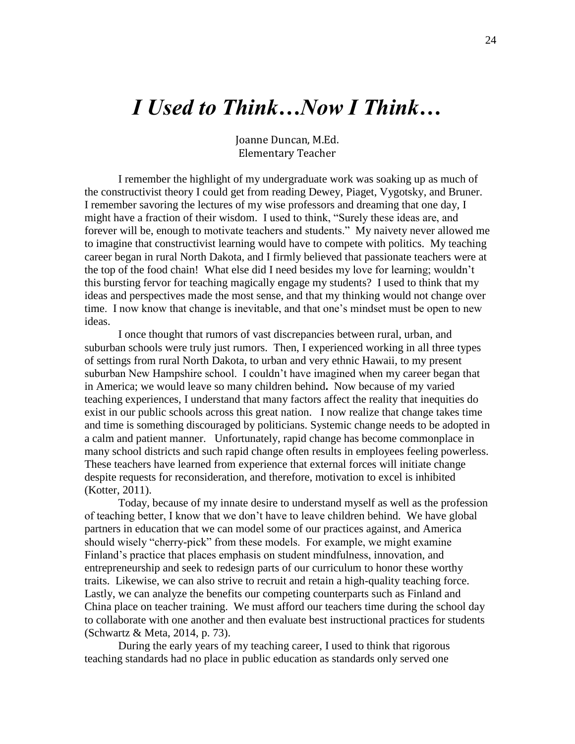# *I Used to Think…Now I Think…*

Joanne Duncan, M.Ed.
Elementary Teacher

I remember the highlight of my undergraduate work was soaking up as much of the constructivist theory I could get from reading Dewey, Piaget, Vygotsky, and Bruner. I remember savoring the lectures of my wise professors and dreaming that one day, I might have a fraction of their wisdom. I used to think, "Surely these ideas are, and forever will be, enough to motivate teachers and students." My naivety never allowed me to imagine that constructivist learning would have to compete with politics. My teaching career began in rural North Dakota, and I firmly believed that passionate teachers were at the top of the food chain! What else did I need besides my love for learning; wouldn't this bursting fervor for teaching magically engage my students? I used to think that my ideas and perspectives made the most sense, and that my thinking would not change over time. I now know that change is inevitable, and that one's mindset must be open to new ideas.

I once thought that rumors of vast discrepancies between rural, urban, and suburban schools were truly just rumors. Then, I experienced working in all three types of settings from rural North Dakota, to urban and very ethnic Hawaii, to my present suburban New Hampshire school. I couldn't have imagined when my career began that in America; we would leave so many children behind**.** Now because of my varied teaching experiences, I understand that many factors affect the reality that inequities do exist in our public schools across this great nation. I now realize that change takes time and time is something discouraged by politicians. Systemic change needs to be adopted in a calm and patient manner. Unfortunately, rapid change has become commonplace in many school districts and such rapid change often results in employees feeling powerless. These teachers have learned from experience that external forces will initiate change despite requests for reconsideration, and therefore, motivation to excel is inhibited (Kotter, 2011).

Today, because of my innate desire to understand myself as well as the profession of teaching better, I know that we don't have to leave children behind. We have global partners in education that we can model some of our practices against, and America should wisely "cherry-pick" from these models. For example, we might examine Finland's practice that places emphasis on student mindfulness, innovation, and entrepreneurship and seek to redesign parts of our curriculum to honor these worthy traits. Likewise, we can also strive to recruit and retain a high-quality teaching force. Lastly, we can analyze the benefits our competing counterparts such as Finland and China place on teacher training. We must afford our teachers time during the school day to collaborate with one another and then evaluate best instructional practices for students (Schwartz & Meta, 2014, p. 73).

During the early years of my teaching career, I used to think that rigorous teaching standards had no place in public education as standards only served one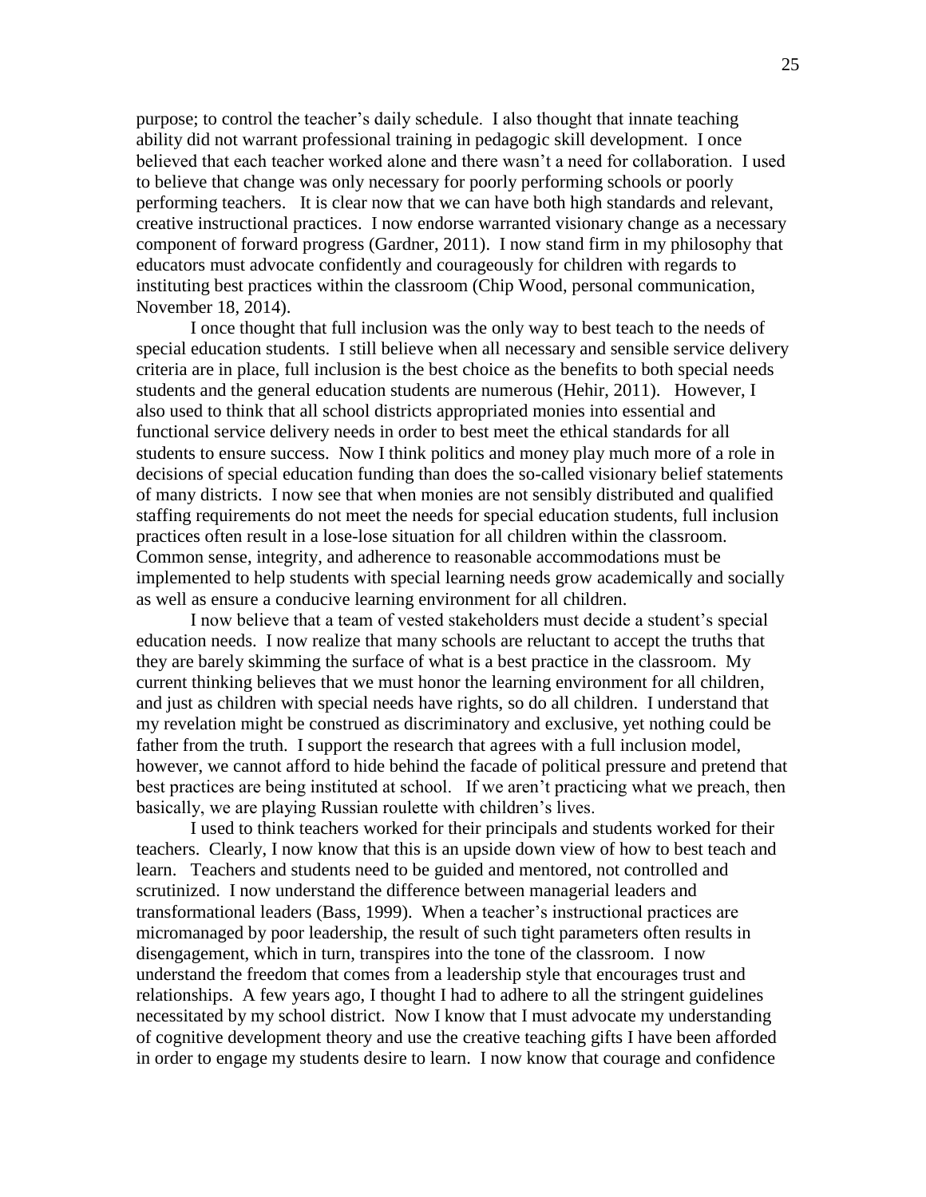purpose; to control the teacher's daily schedule. I also thought that innate teaching ability did not warrant professional training in pedagogic skill development. I once believed that each teacher worked alone and there wasn't a need for collaboration. I used to believe that change was only necessary for poorly performing schools or poorly performing teachers. It is clear now that we can have both high standards and relevant, creative instructional practices. I now endorse warranted visionary change as a necessary component of forward progress (Gardner, 2011). I now stand firm in my philosophy that educators must advocate confidently and courageously for children with regards to instituting best practices within the classroom (Chip Wood, personal communication, November 18, 2014).

I once thought that full inclusion was the only way to best teach to the needs of special education students. I still believe when all necessary and sensible service delivery criteria are in place, full inclusion is the best choice as the benefits to both special needs students and the general education students are numerous (Hehir, 2011). However, I also used to think that all school districts appropriated monies into essential and functional service delivery needs in order to best meet the ethical standards for all students to ensure success. Now I think politics and money play much more of a role in decisions of special education funding than does the so-called visionary belief statements of many districts. I now see that when monies are not sensibly distributed and qualified staffing requirements do not meet the needs for special education students, full inclusion practices often result in a lose-lose situation for all children within the classroom. Common sense, integrity, and adherence to reasonable accommodations must be implemented to help students with special learning needs grow academically and socially as well as ensure a conducive learning environment for all children.

I now believe that a team of vested stakeholders must decide a student's special education needs. I now realize that many schools are reluctant to accept the truths that they are barely skimming the surface of what is a best practice in the classroom. My current thinking believes that we must honor the learning environment for all children, and just as children with special needs have rights, so do all children. I understand that my revelation might be construed as discriminatory and exclusive, yet nothing could be father from the truth. I support the research that agrees with a full inclusion model, however, we cannot afford to hide behind the facade of political pressure and pretend that best practices are being instituted at school. If we aren't practicing what we preach, then basically, we are playing Russian roulette with children's lives.

I used to think teachers worked for their principals and students worked for their teachers. Clearly, I now know that this is an upside down view of how to best teach and learn. Teachers and students need to be guided and mentored, not controlled and scrutinized. I now understand the difference between managerial leaders and transformational leaders (Bass, 1999). When a teacher's instructional practices are micromanaged by poor leadership, the result of such tight parameters often results in disengagement, which in turn, transpires into the tone of the classroom. I now understand the freedom that comes from a leadership style that encourages trust and relationships. A few years ago, I thought I had to adhere to all the stringent guidelines necessitated by my school district. Now I know that I must advocate my understanding of cognitive development theory and use the creative teaching gifts I have been afforded in order to engage my students desire to learn. I now know that courage and confidence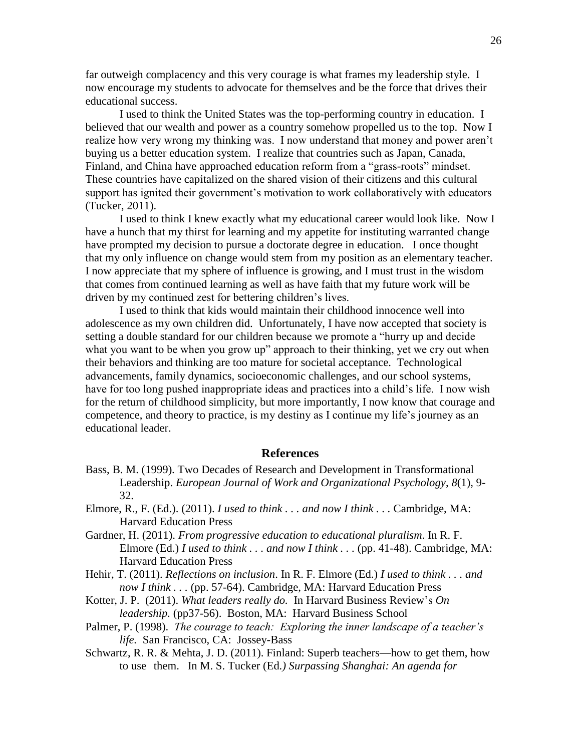far outweigh complacency and this very courage is what frames my leadership style. I now encourage my students to advocate for themselves and be the force that drives their educational success.

I used to think the United States was the top-performing country in education. I believed that our wealth and power as a country somehow propelled us to the top. Now I realize how very wrong my thinking was. I now understand that money and power aren't buying us a better education system. I realize that countries such as Japan, Canada, Finland, and China have approached education reform from a "grass-roots" mindset. These countries have capitalized on the shared vision of their citizens and this cultural support has ignited their government's motivation to work collaboratively with educators (Tucker, 2011).

I used to think I knew exactly what my educational career would look like. Now I have a hunch that my thirst for learning and my appetite for instituting warranted change have prompted my decision to pursue a doctorate degree in education. I once thought that my only influence on change would stem from my position as an elementary teacher. I now appreciate that my sphere of influence is growing, and I must trust in the wisdom that comes from continued learning as well as have faith that my future work will be driven by my continued zest for bettering children's lives.

I used to think that kids would maintain their childhood innocence well into adolescence as my own children did. Unfortunately, I have now accepted that society is setting a double standard for our children because we promote a "hurry up and decide what you want to be when you grow up" approach to their thinking, yet we cry out when their behaviors and thinking are too mature for societal acceptance. Technological advancements, family dynamics, socioeconomic challenges, and our school systems, have for too long pushed inappropriate ideas and practices into a child's life. I now wish for the return of childhood simplicity, but more importantly, I now know that courage and competence, and theory to practice, is my destiny as I continue my life's journey as an educational leader.

## References

Bass, B. M. (1999). Two Decades of Research and Development in Transformational Leadership. *European Journal of Work and Organizational Psychology*, *8*(1), 9-32.

Elmore, R., F. (Ed.). (2011). *I used to think . . . and now I think . . .* Cambridge, MA: Harvard Education Press

Gardner, H. (2011). *From progressive education to educational pluralism*. In R. F. Elmore (Ed.) *I used to think . . . and now I think . . .* (pp. 41-48). Cambridge, MA: Harvard Education Press

Hehir, T. (2011). *Reflections on inclusion*. In R. F. Elmore (Ed.) *I used to think . . . and now I think . . .* (pp. 57-64). Cambridge, MA: Harvard Education Press

Kotter, J. P. (2011). *What leaders really do.* In Harvard Business Review's *On leadership.* (pp37-56). Boston, MA: Harvard Business School

Palmer, P. (1998). *The courage to teach: Exploring the inner landscape of a teacher's life.* San Francisco, CA: Jossey-Bass

Schwartz, R. R. & Mehta, J. D. (2011). Finland: Superb teachers—how to get them, how to use them. In M. S. Tucker (Ed*.) Surpassing Shanghai: An agenda for*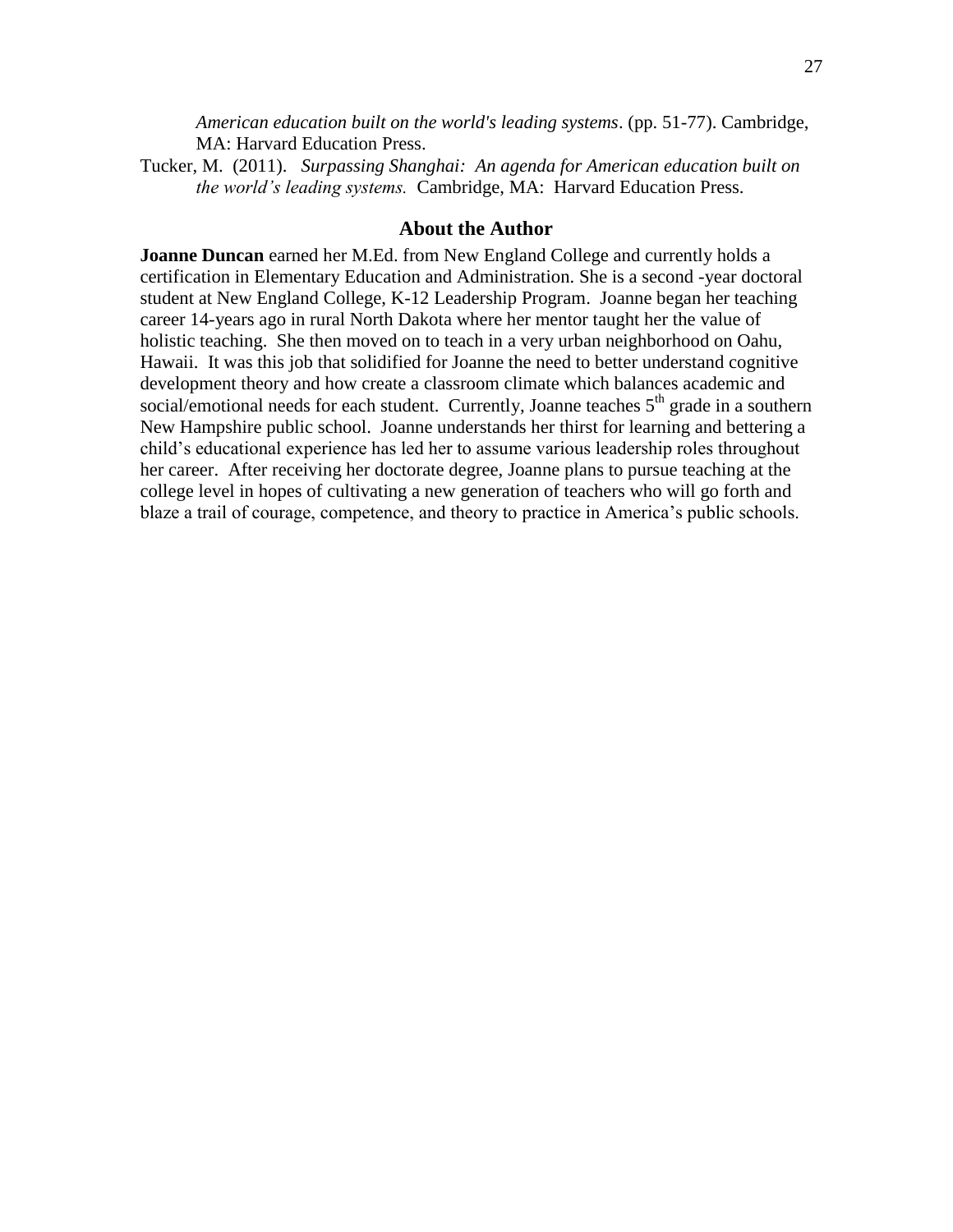*American education built on the world's leading systems*. (pp. 51-77). Cambridge, MA: Harvard Education Press.

Tucker, M. (2011). *Surpassing Shanghai: An agenda for American education built on the world's leading systems.* Cambridge, MA: Harvard Education Press.

## About the Author

**Joanne Duncan** earned her M.Ed. from New England College and currently holds a certification in Elementary Education and Administration. She is a second -year doctoral student at New England College, K-12 Leadership Program. Joanne began her teaching career 14-years ago in rural North Dakota where her mentor taught her the value of holistic teaching. She then moved on to teach in a very urban neighborhood on Oahu, Hawaii. It was this job that solidified for Joanne the need to better understand cognitive development theory and how create a classroom climate which balances academic and social/emotional needs for each student. Currently, Joanne teaches 5th grade in a southern New Hampshire public school. Joanne understands her thirst for learning and bettering a child's educational experience has led her to assume various leadership roles throughout her career. After receiving her doctorate degree, Joanne plans to pursue teaching at the college level in hopes of cultivating a new generation of teachers who will go forth and blaze a trail of courage, competence, and theory to practice in America's public schools.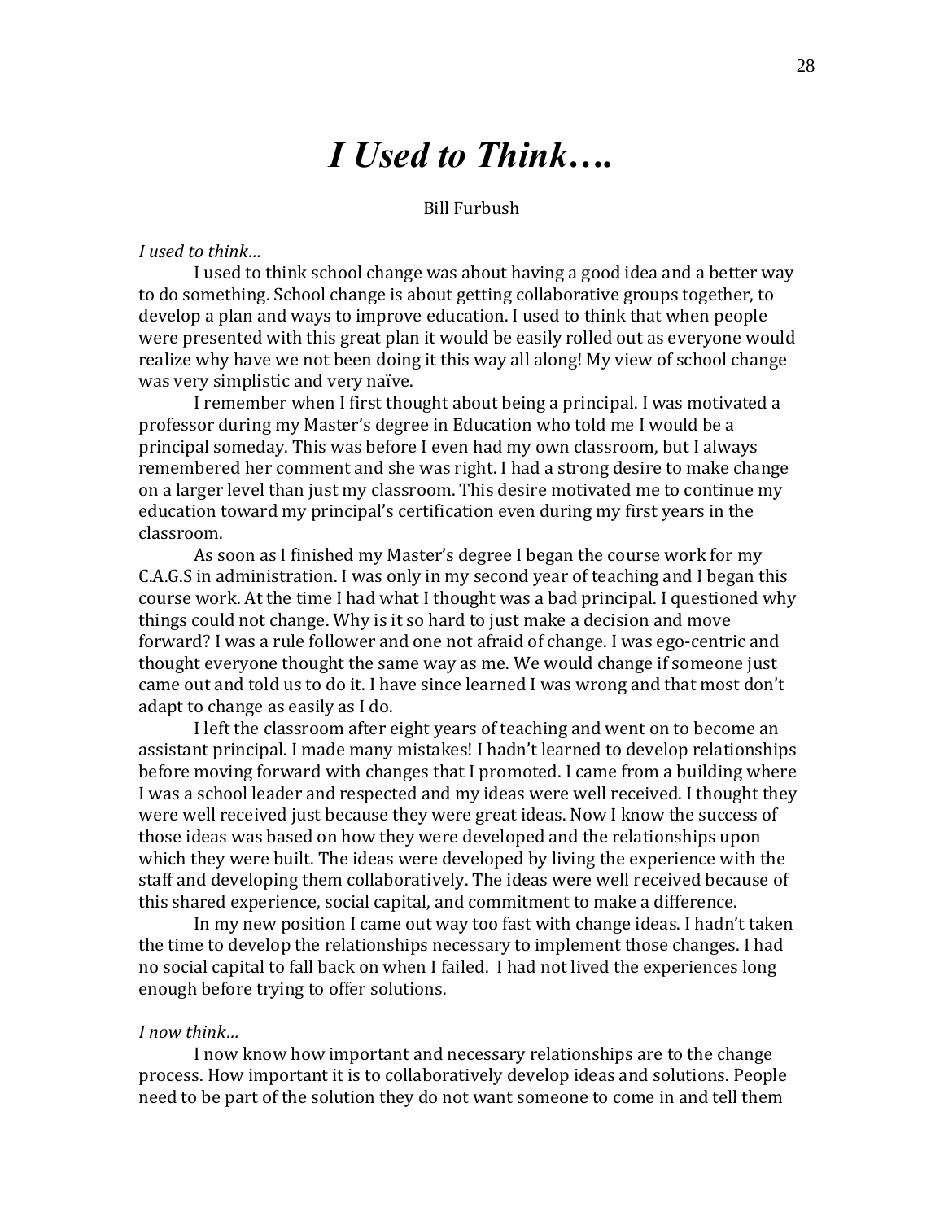# *I Used to Think….*

Bill Furbush

*I used to think…*

I used to think school change was about having a good idea and a better way to do something. School change is about getting collaborative groups together, to develop a plan and ways to improve education. I used to think that when people were presented with this great plan it would be easily rolled out as everyone would realize why have we not been doing it this way all along! My view of school change was very simplistic and very naïve.

I remember when I first thought about being a principal. I was motivated a professor during my Master's degree in Education who told me I would be a principal someday. This was before I even had my own classroom, but I always remembered her comment and she was right. I had a strong desire to make change on a larger level than just my classroom. This desire motivated me to continue my education toward my principal's certification even during my first years in the classroom.

As soon as I finished my Master's degree I began the course work for my C.A.G.S in administration. I was only in my second year of teaching and I began this course work. At the time I had what I thought was a bad principal. I questioned why things could not change. Why is it so hard to just make a decision and move forward? I was a rule follower and one not afraid of change. I was ego-centric and thought everyone thought the same way as me. We would change if someone just came out and told us to do it. I have since learned I was wrong and that most don't adapt to change as easily as I do.

I left the classroom after eight years of teaching and went on to become an assistant principal. I made many mistakes! I hadn't learned to develop relationships before moving forward with changes that I promoted. I came from a building where I was a school leader and respected and my ideas were well received. I thought they were well received just because they were great ideas. Now I know the success of those ideas was based on how they were developed and the relationships upon which they were built. The ideas were developed by living the experience with the staff and developing them collaboratively. The ideas were well received because of this shared experience, social capital, and commitment to make a difference.

In my new position I came out way too fast with change ideas. I hadn't taken the time to develop the relationships necessary to implement those changes. I had no social capital to fall back on when I failed. I had not lived the experiences long enough before trying to offer solutions.

*I now think…*

I now know how important and necessary relationships are to the change process. How important it is to collaboratively develop ideas and solutions. People need to be part of the solution they do not want someone to come in and tell them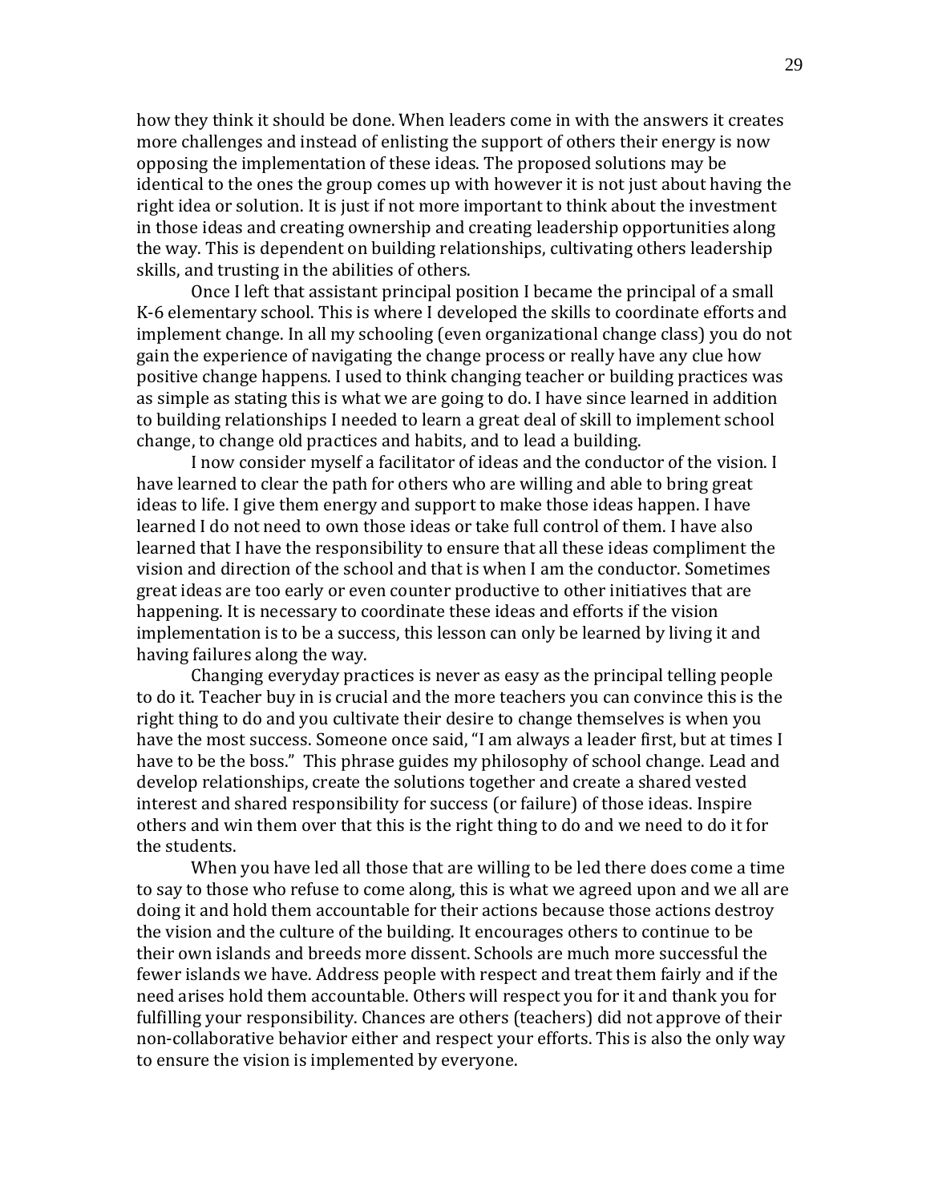how they think it should be done. When leaders come in with the answers it creates more challenges and instead of enlisting the support of others their energy is now opposing the implementation of these ideas. The proposed solutions may be identical to the ones the group comes up with however it is not just about having the right idea or solution. It is just if not more important to think about the investment in those ideas and creating ownership and creating leadership opportunities along the way. This is dependent on building relationships, cultivating others leadership skills, and trusting in the abilities of others.

Once I left that assistant principal position I became the principal of a small K-6 elementary school. This is where I developed the skills to coordinate efforts and implement change. In all my schooling (even organizational change class) you do not gain the experience of navigating the change process or really have any clue how positive change happens. I used to think changing teacher or building practices was as simple as stating this is what we are going to do. I have since learned in addition to building relationships I needed to learn a great deal of skill to implement school change, to change old practices and habits, and to lead a building.

I now consider myself a facilitator of ideas and the conductor of the vision. I have learned to clear the path for others who are willing and able to bring great ideas to life. I give them energy and support to make those ideas happen. I have learned I do not need to own those ideas or take full control of them. I have also learned that I have the responsibility to ensure that all these ideas compliment the vision and direction of the school and that is when I am the conductor. Sometimes great ideas are too early or even counter productive to other initiatives that are happening. It is necessary to coordinate these ideas and efforts if the vision implementation is to be a success, this lesson can only be learned by living it and having failures along the way.

Changing everyday practices is never as easy as the principal telling people to do it. Teacher buy in is crucial and the more teachers you can convince this is the right thing to do and you cultivate their desire to change themselves is when you have the most success. Someone once said, "I am always a leader first, but at times I have to be the boss." This phrase guides my philosophy of school change. Lead and develop relationships, create the solutions together and create a shared vested interest and shared responsibility for success (or failure) of those ideas. Inspire others and win them over that this is the right thing to do and we need to do it for the students.

When you have led all those that are willing to be led there does come a time to say to those who refuse to come along, this is what we agreed upon and we all are doing it and hold them accountable for their actions because those actions destroy the vision and the culture of the building. It encourages others to continue to be their own islands and breeds more dissent. Schools are much more successful the fewer islands we have. Address people with respect and treat them fairly and if the need arises hold them accountable. Others will respect you for it and thank you for fulfilling your responsibility. Chances are others (teachers) did not approve of their non-collaborative behavior either and respect your efforts. This is also the only way to ensure the vision is implemented by everyone.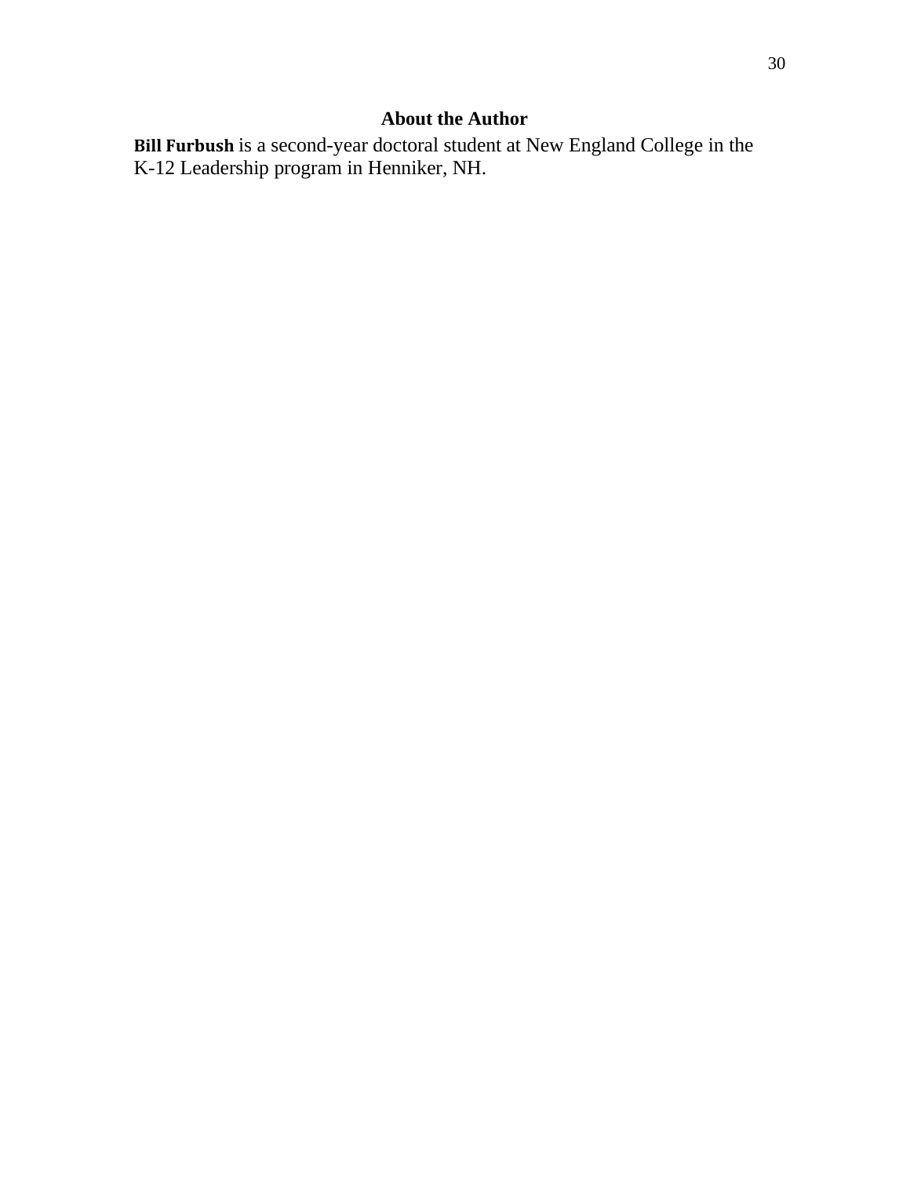## About the Author

**Bill Furbush** is a second-year doctoral student at New England College in the K-12 Leadership program in Henniker, NH.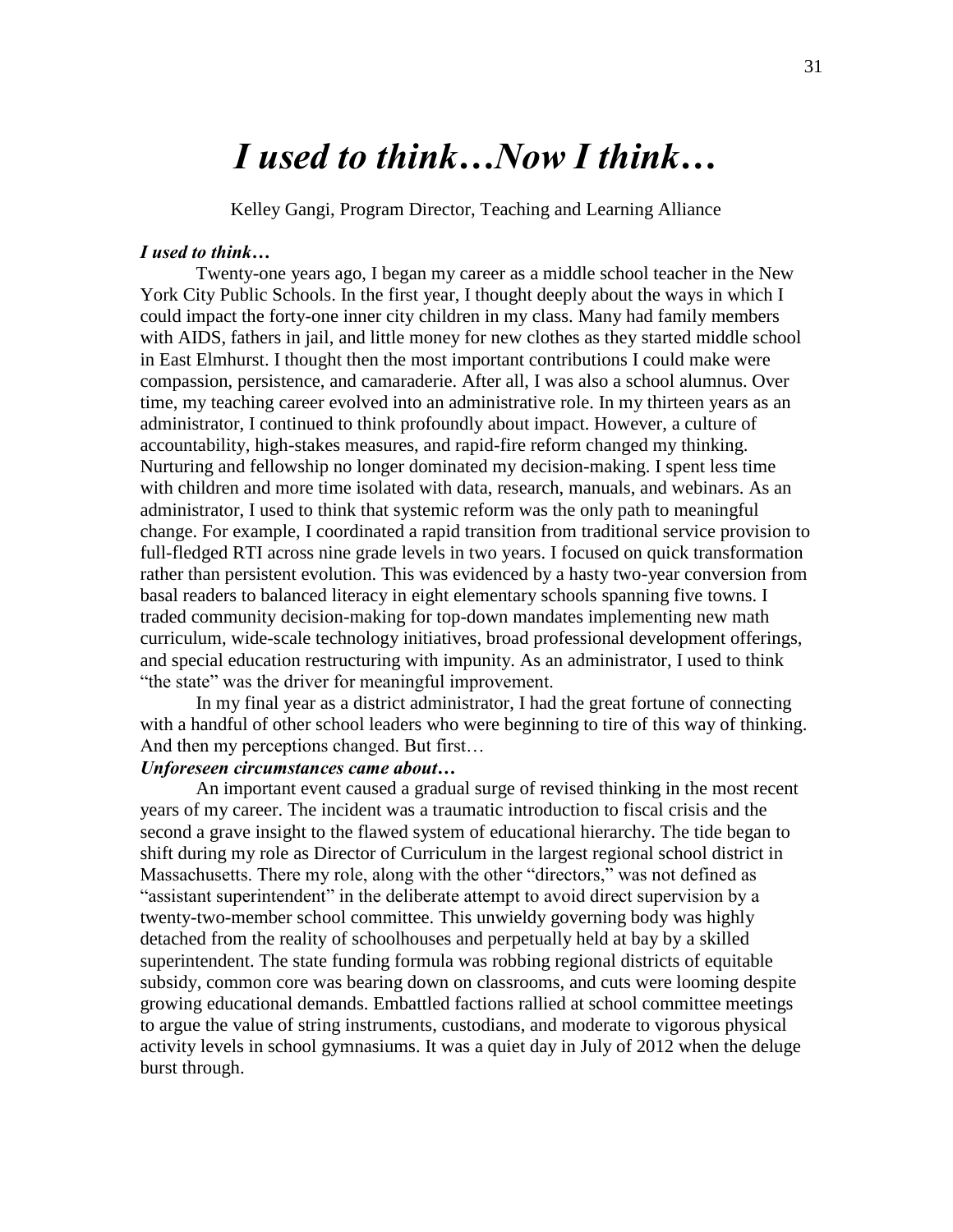# *I used to think…Now I think…*

Kelley Gangi, Program Director, Teaching and Learning Alliance

***I used to think…***

Twenty-one years ago, I began my career as a middle school teacher in the New York City Public Schools. In the first year, I thought deeply about the ways in which I could impact the forty-one inner city children in my class. Many had family members with AIDS, fathers in jail, and little money for new clothes as they started middle school in East Elmhurst. I thought then the most important contributions I could make were compassion, persistence, and camaraderie. After all, I was also a school alumnus. Over time, my teaching career evolved into an administrative role. In my thirteen years as an administrator, I continued to think profoundly about impact. However, a culture of accountability, high-stakes measures, and rapid-fire reform changed my thinking. Nurturing and fellowship no longer dominated my decision-making. I spent less time with children and more time isolated with data, research, manuals, and webinars. As an administrator, I used to think that systemic reform was the only path to meaningful change. For example, I coordinated a rapid transition from traditional service provision to full-fledged RTI across nine grade levels in two years. I focused on quick transformation rather than persistent evolution. This was evidenced by a hasty two-year conversion from basal readers to balanced literacy in eight elementary schools spanning five towns. I traded community decision-making for top-down mandates implementing new math curriculum, wide-scale technology initiatives, broad professional development offerings, and special education restructuring with impunity. As an administrator, I used to think "the state" was the driver for meaningful improvement.

In my final year as a district administrator, I had the great fortune of connecting with a handful of other school leaders who were beginning to tire of this way of thinking. And then my perceptions changed. But first…

***Unforeseen circumstances came about…***

An important event caused a gradual surge of revised thinking in the most recent years of my career. The incident was a traumatic introduction to fiscal crisis and the second a grave insight to the flawed system of educational hierarchy. The tide began to shift during my role as Director of Curriculum in the largest regional school district in Massachusetts. There my role, along with the other "directors," was not defined as "assistant superintendent" in the deliberate attempt to avoid direct supervision by a twenty-two-member school committee. This unwieldy governing body was highly detached from the reality of schoolhouses and perpetually held at bay by a skilled superintendent. The state funding formula was robbing regional districts of equitable subsidy, common core was bearing down on classrooms, and cuts were looming despite growing educational demands. Embattled factions rallied at school committee meetings to argue the value of string instruments, custodians, and moderate to vigorous physical activity levels in school gymnasiums. It was a quiet day in July of 2012 when the deluge burst through.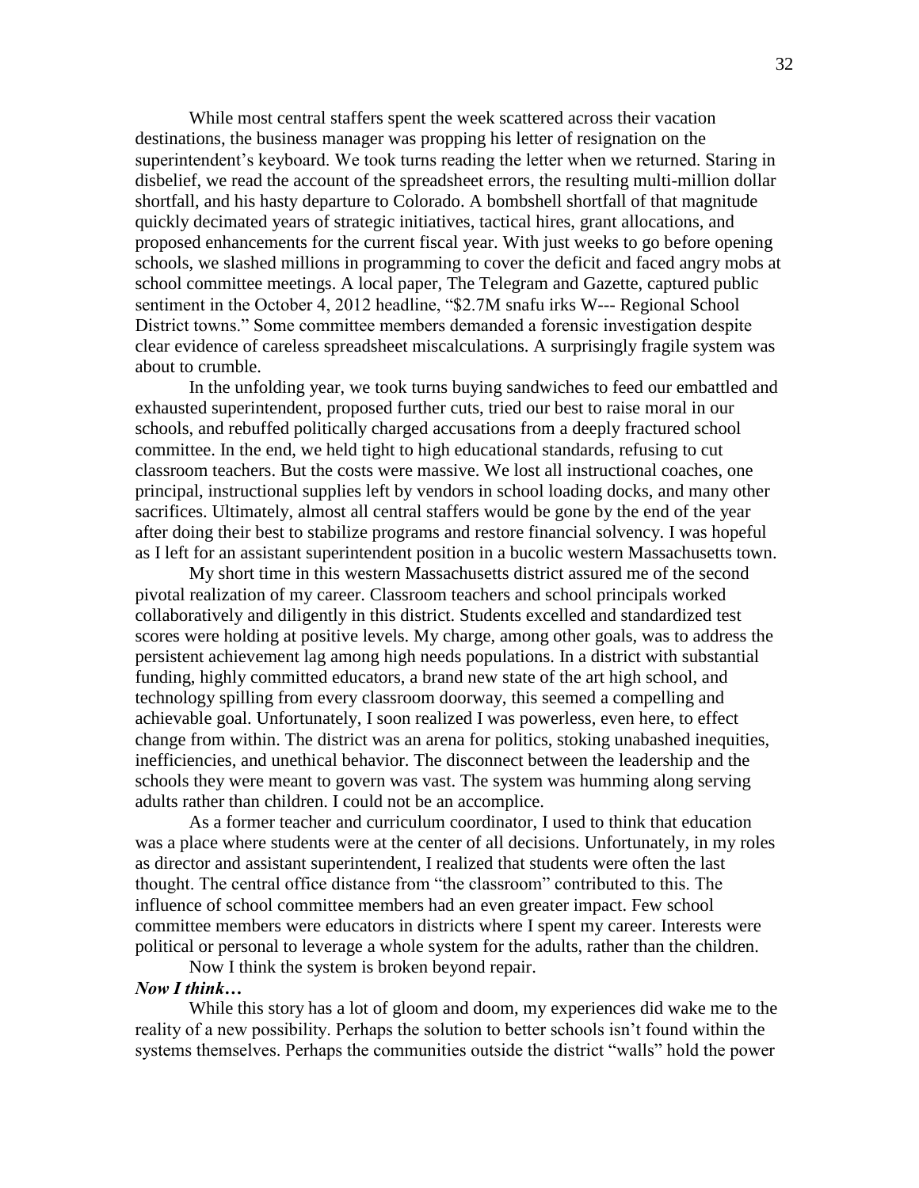While most central staffers spent the week scattered across their vacation destinations, the business manager was propping his letter of resignation on the superintendent's keyboard. We took turns reading the letter when we returned. Staring in disbelief, we read the account of the spreadsheet errors, the resulting multi-million dollar shortfall, and his hasty departure to Colorado. A bombshell shortfall of that magnitude quickly decimated years of strategic initiatives, tactical hires, grant allocations, and proposed enhancements for the current fiscal year. With just weeks to go before opening schools, we slashed millions in programming to cover the deficit and faced angry mobs at school committee meetings. A local paper, The Telegram and Gazette, captured public sentiment in the October 4, 2012 headline, "$2.7M snafu irks W--- Regional School District towns." Some committee members demanded a forensic investigation despite clear evidence of careless spreadsheet miscalculations. A surprisingly fragile system was about to crumble.

In the unfolding year, we took turns buying sandwiches to feed our embattled and exhausted superintendent, proposed further cuts, tried our best to raise moral in our schools, and rebuffed politically charged accusations from a deeply fractured school committee. In the end, we held tight to high educational standards, refusing to cut classroom teachers. But the costs were massive. We lost all instructional coaches, one principal, instructional supplies left by vendors in school loading docks, and many other sacrifices. Ultimately, almost all central staffers would be gone by the end of the year after doing their best to stabilize programs and restore financial solvency. I was hopeful as I left for an assistant superintendent position in a bucolic western Massachusetts town.

My short time in this western Massachusetts district assured me of the second pivotal realization of my career. Classroom teachers and school principals worked collaboratively and diligently in this district. Students excelled and standardized test scores were holding at positive levels. My charge, among other goals, was to address the persistent achievement lag among high needs populations. In a district with substantial funding, highly committed educators, a brand new state of the art high school, and technology spilling from every classroom doorway, this seemed a compelling and achievable goal. Unfortunately, I soon realized I was powerless, even here, to effect change from within. The district was an arena for politics, stoking unabashed inequities, inefficiencies, and unethical behavior. The disconnect between the leadership and the schools they were meant to govern was vast. The system was humming along serving adults rather than children. I could not be an accomplice.

As a former teacher and curriculum coordinator, I used to think that education was a place where students were at the center of all decisions. Unfortunately, in my roles as director and assistant superintendent, I realized that students were often the last thought. The central office distance from "the classroom" contributed to this. The influence of school committee members had an even greater impact. Few school committee members were educators in districts where I spent my career. Interests were political or personal to leverage a whole system for the adults, rather than the children.

Now I think the system is broken beyond repair.

***Now I think…***

While this story has a lot of gloom and doom, my experiences did wake me to the reality of a new possibility. Perhaps the solution to better schools isn't found within the systems themselves. Perhaps the communities outside the district "walls" hold the power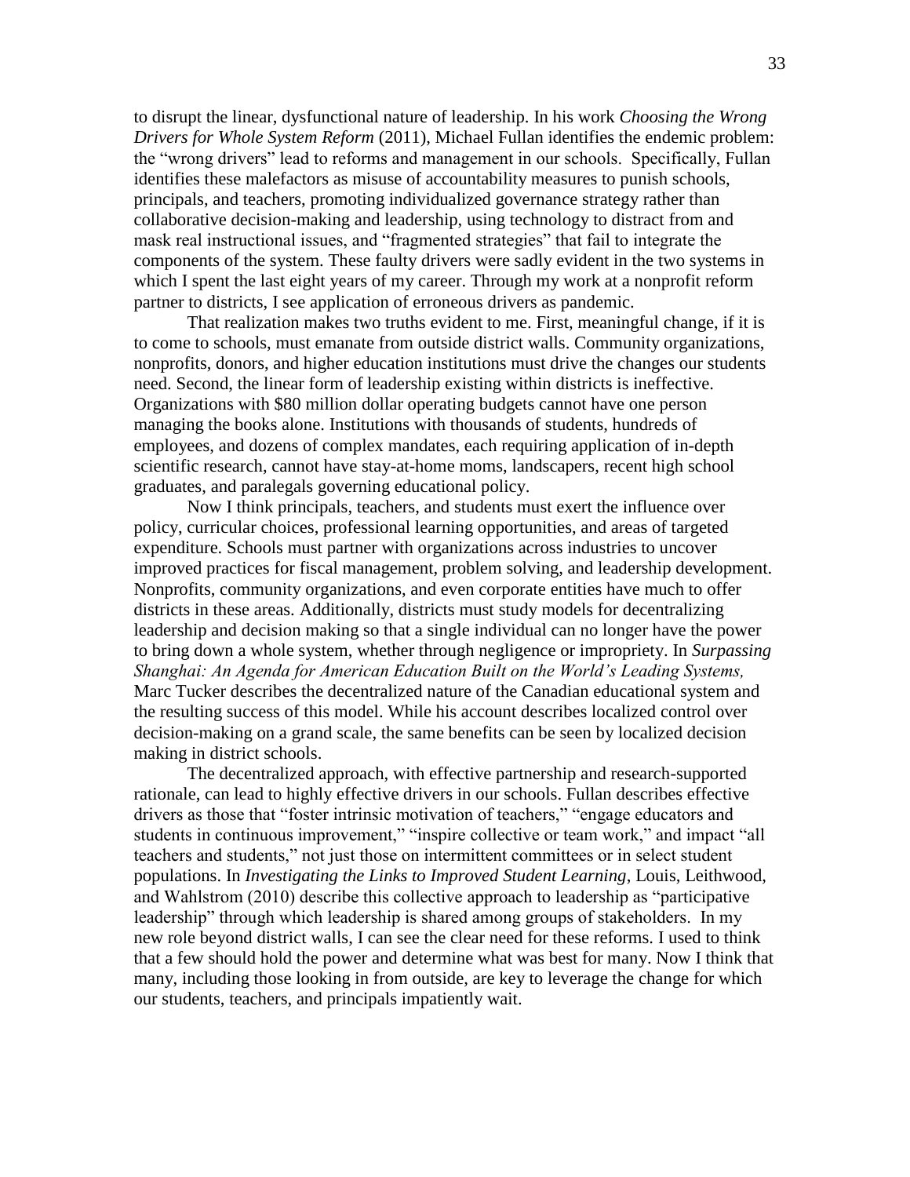to disrupt the linear, dysfunctional nature of leadership. In his work *Choosing the Wrong Drivers for Whole System Reform* (2011), Michael Fullan identifies the endemic problem: the "wrong drivers" lead to reforms and management in our schools. Specifically, Fullan identifies these malefactors as misuse of accountability measures to punish schools, principals, and teachers, promoting individualized governance strategy rather than collaborative decision-making and leadership, using technology to distract from and mask real instructional issues, and "fragmented strategies" that fail to integrate the components of the system. These faulty drivers were sadly evident in the two systems in which I spent the last eight years of my career. Through my work at a nonprofit reform partner to districts, I see application of erroneous drivers as pandemic.

That realization makes two truths evident to me. First, meaningful change, if it is to come to schools, must emanate from outside district walls. Community organizations, nonprofits, donors, and higher education institutions must drive the changes our students need. Second, the linear form of leadership existing within districts is ineffective. Organizations with $80 million dollar operating budgets cannot have one person managing the books alone. Institutions with thousands of students, hundreds of employees, and dozens of complex mandates, each requiring application of in-depth scientific research, cannot have stay-at-home moms, landscapers, recent high school graduates, and paralegals governing educational policy.

Now I think principals, teachers, and students must exert the influence over policy, curricular choices, professional learning opportunities, and areas of targeted expenditure. Schools must partner with organizations across industries to uncover improved practices for fiscal management, problem solving, and leadership development. Nonprofits, community organizations, and even corporate entities have much to offer districts in these areas. Additionally, districts must study models for decentralizing leadership and decision making so that a single individual can no longer have the power to bring down a whole system, whether through negligence or impropriety. In *Surpassing Shanghai: An Agenda for American Education Built on the World's Leading Systems,* Marc Tucker describes the decentralized nature of the Canadian educational system and the resulting success of this model. While his account describes localized control over decision-making on a grand scale, the same benefits can be seen by localized decision making in district schools.

The decentralized approach, with effective partnership and research-supported rationale, can lead to highly effective drivers in our schools. Fullan describes effective drivers as those that "foster intrinsic motivation of teachers," "engage educators and students in continuous improvement," "inspire collective or team work," and impact "all teachers and students," not just those on intermittent committees or in select student populations. In *Investigating the Links to Improved Student Learning*, Louis, Leithwood, and Wahlstrom (2010) describe this collective approach to leadership as "participative leadership" through which leadership is shared among groups of stakeholders. In my new role beyond district walls, I can see the clear need for these reforms. I used to think that a few should hold the power and determine what was best for many. Now I think that many, including those looking in from outside, are key to leverage the change for which our students, teachers, and principals impatiently wait.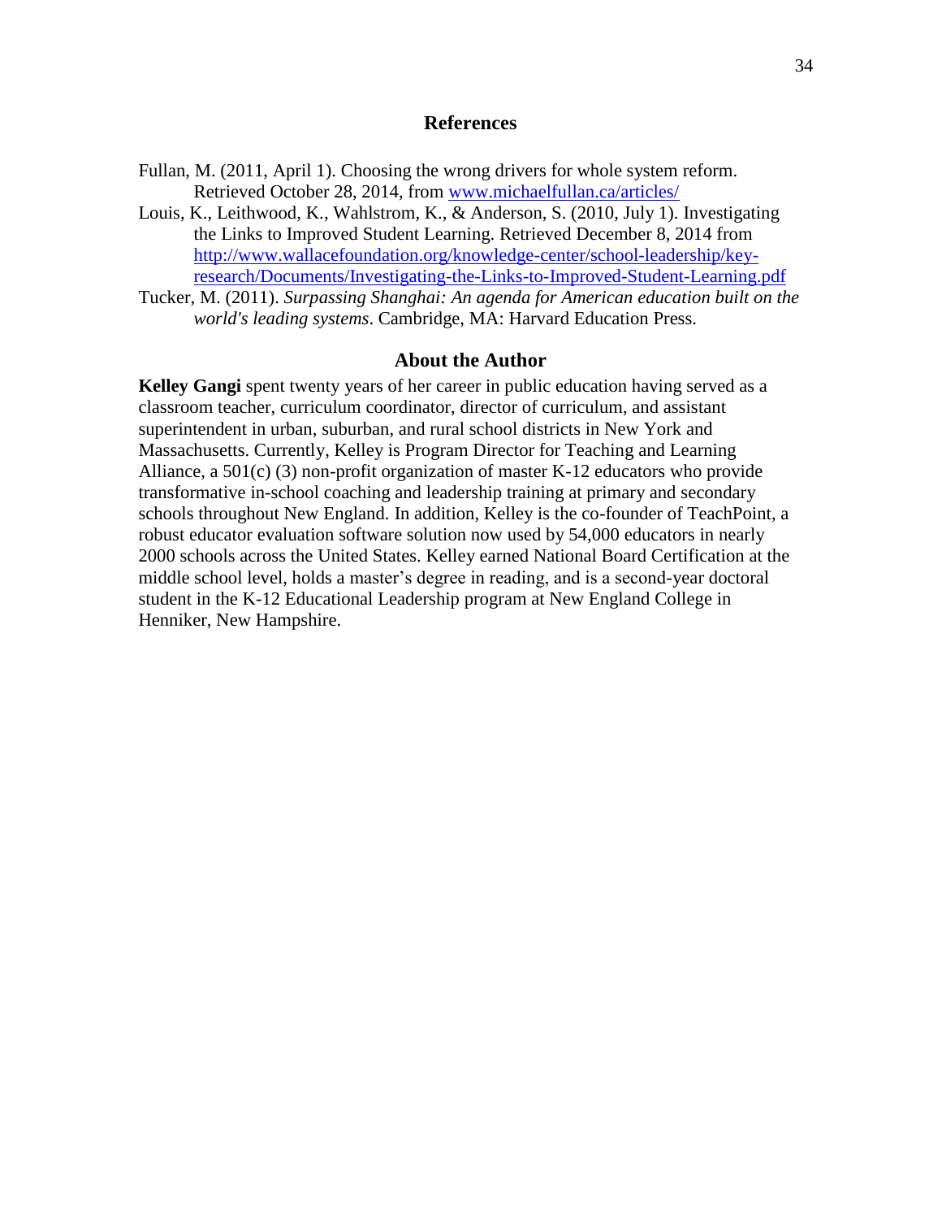## References

Fullan, M. (2011, April 1). Choosing the wrong drivers for whole system reform. Retrieved October 28, 2014, from www.michaelfullan.ca/articles/

Louis, K., Leithwood, K., Wahlstrom, K., & Anderson, S. (2010, July 1). Investigating the Links to Improved Student Learning. Retrieved December 8, 2014 from http://www.wallacefoundation.org/knowledge-center/school-leadership/key-research/Documents/Investigating-the-Links-to-Improved-Student-Learning.pdf

Tucker, M. (2011). *Surpassing Shanghai: An agenda for American education built on the world's leading systems*. Cambridge, MA: Harvard Education Press.

## About the Author

**Kelley Gangi** spent twenty years of her career in public education having served as a classroom teacher, curriculum coordinator, director of curriculum, and assistant superintendent in urban, suburban, and rural school districts in New York and Massachusetts. Currently, Kelley is Program Director for Teaching and Learning Alliance, a 501(c) (3) non-profit organization of master K-12 educators who provide transformative in-school coaching and leadership training at primary and secondary schools throughout New England. In addition, Kelley is the co-founder of TeachPoint, a robust educator evaluation software solution now used by 54,000 educators in nearly 2000 schools across the United States. Kelley earned National Board Certification at the middle school level, holds a master's degree in reading, and is a second-year doctoral student in the K-12 Educational Leadership program at New England College in Henniker, New Hampshire.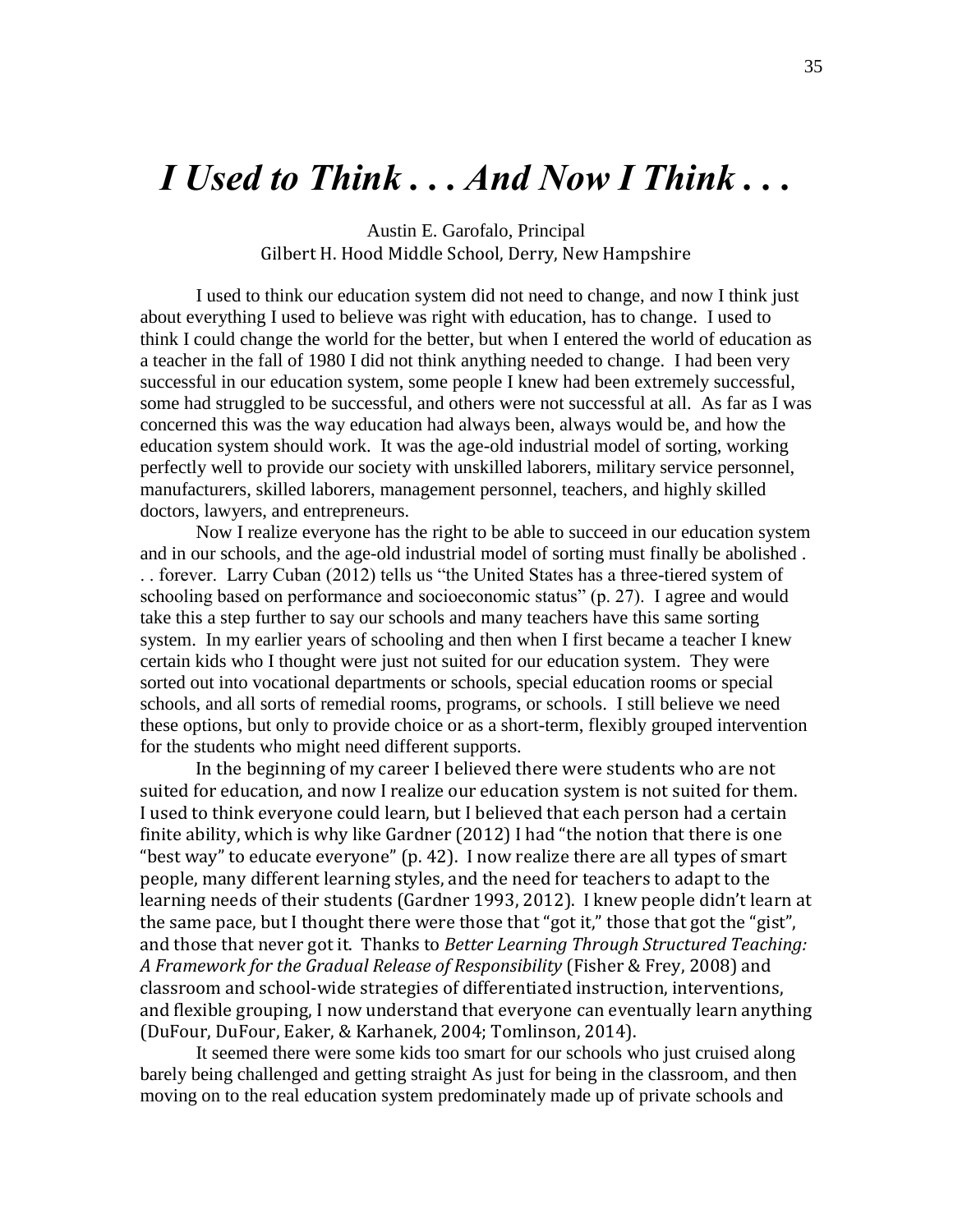# *I Used to Think . . . And Now I Think . . .*

Austin E. Garofalo, Principal
Gilbert H. Hood Middle School, Derry, New Hampshire

I used to think our education system did not need to change, and now I think just about everything I used to believe was right with education, has to change. I used to think I could change the world for the better, but when I entered the world of education as a teacher in the fall of 1980 I did not think anything needed to change. I had been very successful in our education system, some people I knew had been extremely successful, some had struggled to be successful, and others were not successful at all. As far as I was concerned this was the way education had always been, always would be, and how the education system should work. It was the age-old industrial model of sorting, working perfectly well to provide our society with unskilled laborers, military service personnel, manufacturers, skilled laborers, management personnel, teachers, and highly skilled doctors, lawyers, and entrepreneurs.

Now I realize everyone has the right to be able to succeed in our education system and in our schools, and the age-old industrial model of sorting must finally be abolished . . . forever. Larry Cuban (2012) tells us "the United States has a three-tiered system of schooling based on performance and socioeconomic status" (p. 27). I agree and would take this a step further to say our schools and many teachers have this same sorting system. In my earlier years of schooling and then when I first became a teacher I knew certain kids who I thought were just not suited for our education system. They were sorted out into vocational departments or schools, special education rooms or special schools, and all sorts of remedial rooms, programs, or schools. I still believe we need these options, but only to provide choice or as a short-term, flexibly grouped intervention for the students who might need different supports.

In the beginning of my career I believed there were students who are not suited for education, and now I realize our education system is not suited for them. I used to think everyone could learn, but I believed that each person had a certain finite ability, which is why like Gardner (2012) I had "the notion that there is one "best way" to educate everyone" (p. 42). I now realize there are all types of smart people, many different learning styles, and the need for teachers to adapt to the learning needs of their students (Gardner 1993, 2012). I knew people didn't learn at the same pace, but I thought there were those that "got it," those that got the "gist", and those that never got it. Thanks to *Better Learning Through Structured Teaching: A Framework for the Gradual Release of Responsibility* (Fisher & Frey, 2008) and classroom and school-wide strategies of differentiated instruction, interventions, and flexible grouping, I now understand that everyone can eventually learn anything (DuFour, DuFour, Eaker, & Karhanek, 2004; Tomlinson, 2014).

It seemed there were some kids too smart for our schools who just cruised along barely being challenged and getting straight As just for being in the classroom, and then moving on to the real education system predominately made up of private schools and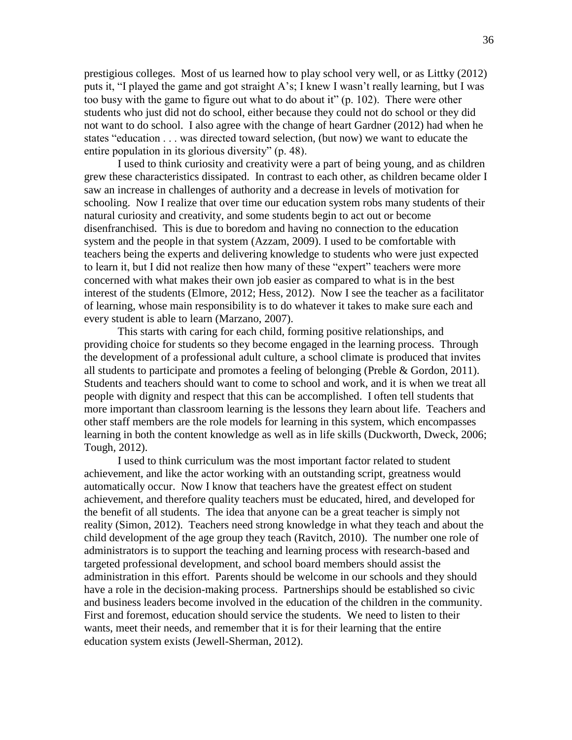prestigious colleges. Most of us learned how to play school very well, or as Littky (2012) puts it, "I played the game and got straight A's; I knew I wasn't really learning, but I was too busy with the game to figure out what to do about it" (p. 102). There were other students who just did not do school, either because they could not do school or they did not want to do school. I also agree with the change of heart Gardner (2012) had when he states "education . . . was directed toward selection, (but now) we want to educate the entire population in its glorious diversity" (p. 48).

I used to think curiosity and creativity were a part of being young, and as children grew these characteristics dissipated. In contrast to each other, as children became older I saw an increase in challenges of authority and a decrease in levels of motivation for schooling. Now I realize that over time our education system robs many students of their natural curiosity and creativity, and some students begin to act out or become disenfranchised. This is due to boredom and having no connection to the education system and the people in that system (Azzam, 2009). I used to be comfortable with teachers being the experts and delivering knowledge to students who were just expected to learn it, but I did not realize then how many of these "expert" teachers were more concerned with what makes their own job easier as compared to what is in the best interest of the students (Elmore, 2012; Hess, 2012). Now I see the teacher as a facilitator of learning, whose main responsibility is to do whatever it takes to make sure each and every student is able to learn (Marzano, 2007).

This starts with caring for each child, forming positive relationships, and providing choice for students so they become engaged in the learning process. Through the development of a professional adult culture, a school climate is produced that invites all students to participate and promotes a feeling of belonging (Preble & Gordon, 2011). Students and teachers should want to come to school and work, and it is when we treat all people with dignity and respect that this can be accomplished. I often tell students that more important than classroom learning is the lessons they learn about life. Teachers and other staff members are the role models for learning in this system, which encompasses learning in both the content knowledge as well as in life skills (Duckworth, Dweck, 2006; Tough, 2012).

I used to think curriculum was the most important factor related to student achievement, and like the actor working with an outstanding script, greatness would automatically occur. Now I know that teachers have the greatest effect on student achievement, and therefore quality teachers must be educated, hired, and developed for the benefit of all students. The idea that anyone can be a great teacher is simply not reality (Simon, 2012). Teachers need strong knowledge in what they teach and about the child development of the age group they teach (Ravitch, 2010). The number one role of administrators is to support the teaching and learning process with research-based and targeted professional development, and school board members should assist the administration in this effort. Parents should be welcome in our schools and they should have a role in the decision-making process. Partnerships should be established so civic and business leaders become involved in the education of the children in the community. First and foremost, education should service the students. We need to listen to their wants, meet their needs, and remember that it is for their learning that the entire education system exists (Jewell-Sherman, 2012).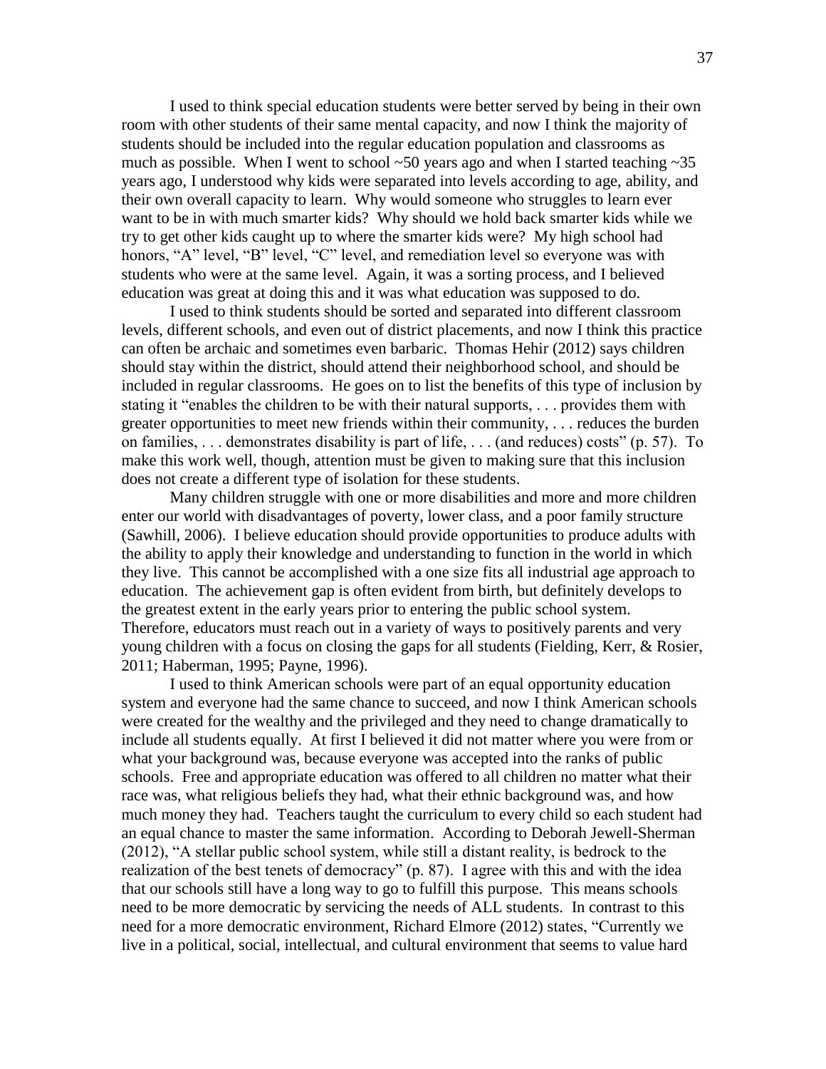I used to think special education students were better served by being in their own room with other students of their same mental capacity, and now I think the majority of students should be included into the regular education population and classrooms as much as possible. When I went to school ~50 years ago and when I started teaching ~35 years ago, I understood why kids were separated into levels according to age, ability, and their own overall capacity to learn. Why would someone who struggles to learn ever want to be in with much smarter kids? Why should we hold back smarter kids while we try to get other kids caught up to where the smarter kids were? My high school had honors, "A" level, "B" level, "C" level, and remediation level so everyone was with students who were at the same level. Again, it was a sorting process, and I believed education was great at doing this and it was what education was supposed to do.

I used to think students should be sorted and separated into different classroom levels, different schools, and even out of district placements, and now I think this practice can often be archaic and sometimes even barbaric. Thomas Hehir (2012) says children should stay within the district, should attend their neighborhood school, and should be included in regular classrooms. He goes on to list the benefits of this type of inclusion by stating it "enables the children to be with their natural supports, . . . provides them with greater opportunities to meet new friends within their community, . . . reduces the burden on families, . . . demonstrates disability is part of life, . . . (and reduces) costs" (p. 57). To make this work well, though, attention must be given to making sure that this inclusion does not create a different type of isolation for these students.

Many children struggle with one or more disabilities and more and more children enter our world with disadvantages of poverty, lower class, and a poor family structure (Sawhill, 2006). I believe education should provide opportunities to produce adults with the ability to apply their knowledge and understanding to function in the world in which they live. This cannot be accomplished with a one size fits all industrial age approach to education. The achievement gap is often evident from birth, but definitely develops to the greatest extent in the early years prior to entering the public school system. Therefore, educators must reach out in a variety of ways to positively parents and very young children with a focus on closing the gaps for all students (Fielding, Kerr, & Rosier, 2011; Haberman, 1995; Payne, 1996).

I used to think American schools were part of an equal opportunity education system and everyone had the same chance to succeed, and now I think American schools were created for the wealthy and the privileged and they need to change dramatically to include all students equally. At first I believed it did not matter where you were from or what your background was, because everyone was accepted into the ranks of public schools. Free and appropriate education was offered to all children no matter what their race was, what religious beliefs they had, what their ethnic background was, and how much money they had. Teachers taught the curriculum to every child so each student had an equal chance to master the same information. According to Deborah Jewell-Sherman (2012), "A stellar public school system, while still a distant reality, is bedrock to the realization of the best tenets of democracy" (p. 87). I agree with this and with the idea that our schools still have a long way to go to fulfill this purpose. This means schools need to be more democratic by servicing the needs of ALL students. In contrast to this need for a more democratic environment, Richard Elmore (2012) states, "Currently we live in a political, social, intellectual, and cultural environment that seems to value hard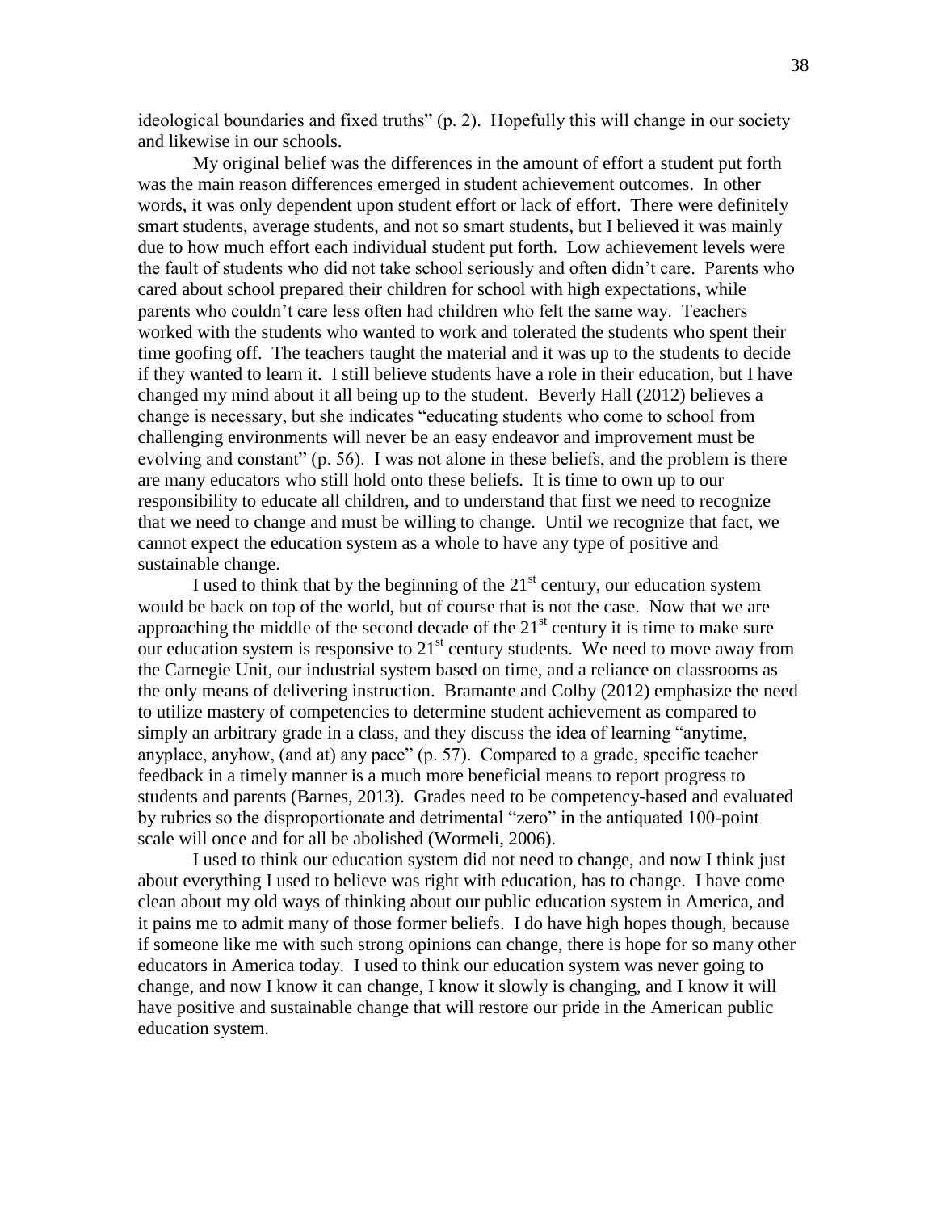ideological boundaries and fixed truths" (p. 2). Hopefully this will change in our society and likewise in our schools.

My original belief was the differences in the amount of effort a student put forth was the main reason differences emerged in student achievement outcomes. In other words, it was only dependent upon student effort or lack of effort. There were definitely smart students, average students, and not so smart students, but I believed it was mainly due to how much effort each individual student put forth. Low achievement levels were the fault of students who did not take school seriously and often didn't care. Parents who cared about school prepared their children for school with high expectations, while parents who couldn't care less often had children who felt the same way. Teachers worked with the students who wanted to work and tolerated the students who spent their time goofing off. The teachers taught the material and it was up to the students to decide if they wanted to learn it. I still believe students have a role in their education, but I have changed my mind about it all being up to the student. Beverly Hall (2012) believes a change is necessary, but she indicates "educating students who come to school from challenging environments will never be an easy endeavor and improvement must be evolving and constant" (p. 56). I was not alone in these beliefs, and the problem is there are many educators who still hold onto these beliefs. It is time to own up to our responsibility to educate all children, and to understand that first we need to recognize that we need to change and must be willing to change. Until we recognize that fact, we cannot expect the education system as a whole to have any type of positive and sustainable change.

I used to think that by the beginning of the 21st century, our education system would be back on top of the world, but of course that is not the case. Now that we are approaching the middle of the second decade of the 21st century it is time to make sure our education system is responsive to 21st century students. We need to move away from the Carnegie Unit, our industrial system based on time, and a reliance on classrooms as the only means of delivering instruction. Bramante and Colby (2012) emphasize the need to utilize mastery of competencies to determine student achievement as compared to simply an arbitrary grade in a class, and they discuss the idea of learning "anytime, anyplace, anyhow, (and at) any pace" (p. 57). Compared to a grade, specific teacher feedback in a timely manner is a much more beneficial means to report progress to students and parents (Barnes, 2013). Grades need to be competency-based and evaluated by rubrics so the disproportionate and detrimental "zero" in the antiquated 100-point scale will once and for all be abolished (Wormeli, 2006).

I used to think our education system did not need to change, and now I think just about everything I used to believe was right with education, has to change. I have come clean about my old ways of thinking about our public education system in America, and it pains me to admit many of those former beliefs. I do have high hopes though, because if someone like me with such strong opinions can change, there is hope for so many other educators in America today. I used to think our education system was never going to change, and now I know it can change, I know it slowly is changing, and I know it will have positive and sustainable change that will restore our pride in the American public education system.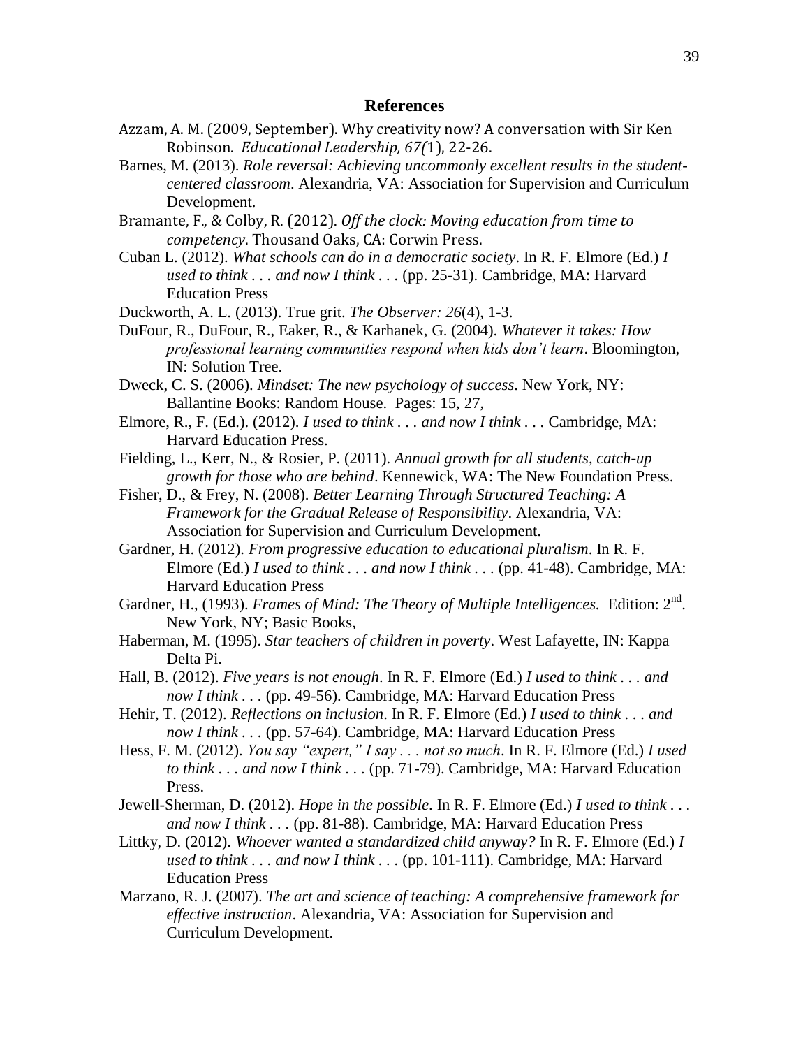## References

Azzam, A. M. (2009, September). Why creativity now? A conversation with Sir Ken Robinson. *Educational Leadership, 67(*1), 22-26.

Barnes, M. (2013). *Role reversal: Achieving uncommonly excellent results in the student-centered classroom*. Alexandria, VA: Association for Supervision and Curriculum Development.

Bramante, F., & Colby, R. (2012). *Off the clock: Moving education from time to competency*. Thousand Oaks, CA: Corwin Press.

Cuban L. (2012). *What schools can do in a democratic society*. In R. F. Elmore (Ed.) *I used to think . . . and now I think . . .* (pp. 25-31). Cambridge, MA: Harvard Education Press

Duckworth, A. L. (2013). True grit. *The Observer: 26*(4), 1-3.

DuFour, R., DuFour, R., Eaker, R., & Karhanek, G. (2004). *Whatever it takes: How professional learning communities respond when kids don't learn*. Bloomington, IN: Solution Tree.

Dweck, C. S. (2006). *Mindset: The new psychology of success*. New York, NY: Ballantine Books: Random House. Pages: 15, 27,

Elmore, R., F. (Ed.). (2012). *I used to think . . . and now I think . . .* Cambridge, MA: Harvard Education Press.

Fielding, L., Kerr, N., & Rosier, P. (2011). *Annual growth for all students, catch-up growth for those who are behind*. Kennewick, WA: The New Foundation Press.

Fisher, D., & Frey, N. (2008). *Better Learning Through Structured Teaching: A Framework for the Gradual Release of Responsibility*. Alexandria, VA: Association for Supervision and Curriculum Development.

Gardner, H. (2012). *From progressive education to educational pluralism*. In R. F. Elmore (Ed.) *I used to think . . . and now I think . . .* (pp. 41-48). Cambridge, MA: Harvard Education Press

Gardner, H., (1993). *Frames of Mind: The Theory of Multiple Intelligences*. Edition: 2nd. New York, NY; Basic Books,

Haberman, M. (1995). *Star teachers of children in poverty*. West Lafayette, IN: Kappa Delta Pi.

Hall, B. (2012). *Five years is not enough*. In R. F. Elmore (Ed.) *I used to think . . . and now I think . . .* (pp. 49-56). Cambridge, MA: Harvard Education Press

Hehir, T. (2012). *Reflections on inclusion*. In R. F. Elmore (Ed.) *I used to think . . . and now I think . . .* (pp. 57-64). Cambridge, MA: Harvard Education Press

Hess, F. M. (2012). *You say "expert," I say . . . not so much*. In R. F. Elmore (Ed.) *I used to think . . . and now I think . . .* (pp. 71-79). Cambridge, MA: Harvard Education Press.

Jewell-Sherman, D. (2012). *Hope in the possible*. In R. F. Elmore (Ed.) *I used to think . . . and now I think . . .* (pp. 81-88). Cambridge, MA: Harvard Education Press

Littky, D. (2012). *Whoever wanted a standardized child anyway?* In R. F. Elmore (Ed.) *I used to think . . . and now I think . . .* (pp. 101-111). Cambridge, MA: Harvard Education Press

Marzano, R. J. (2007). *The art and science of teaching: A comprehensive framework for effective instruction*. Alexandria, VA: Association for Supervision and Curriculum Development.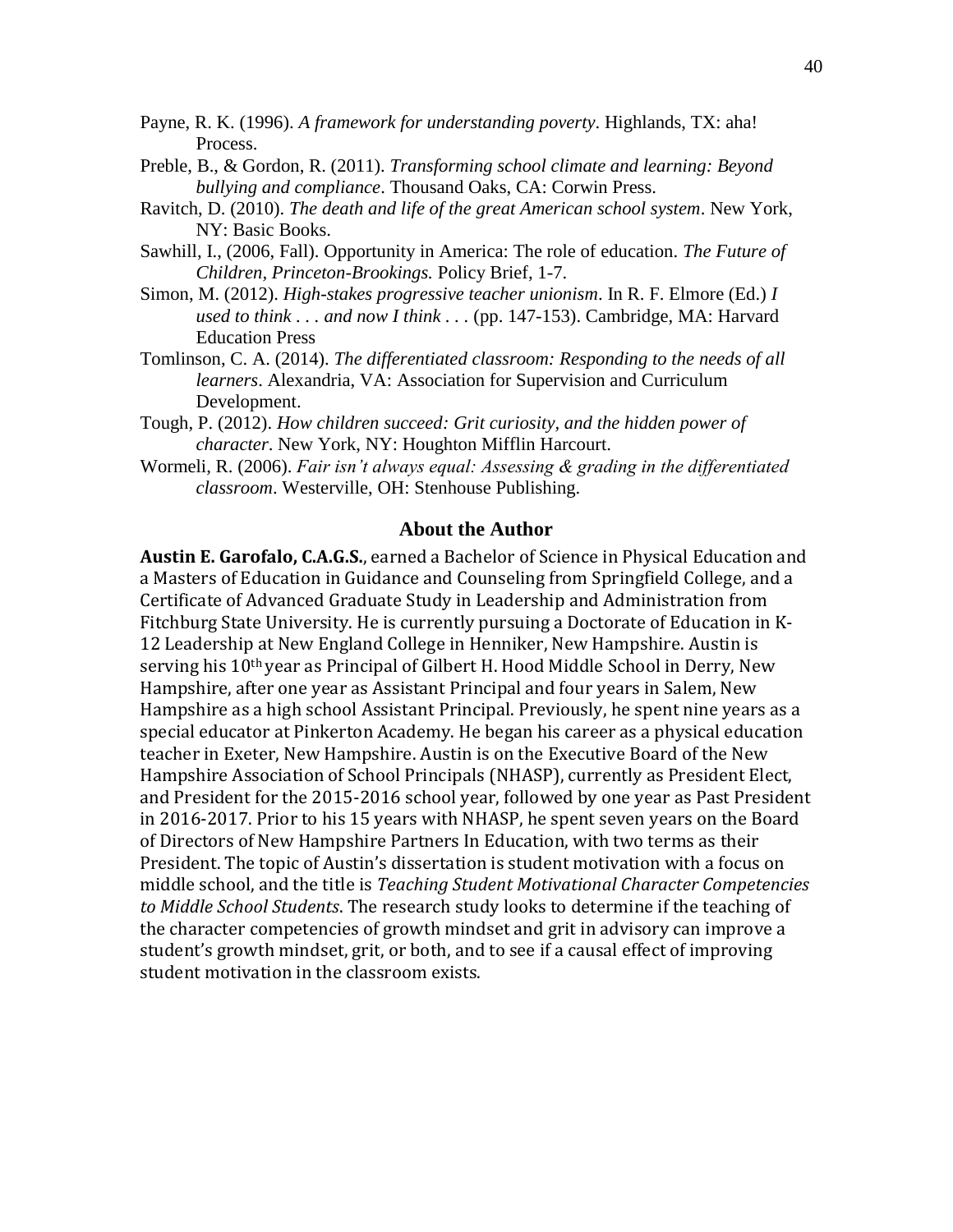Payne, R. K. (1996). *A framework for understanding poverty*. Highlands, TX: aha! Process.

Preble, B., & Gordon, R. (2011). *Transforming school climate and learning: Beyond bullying and compliance*. Thousand Oaks, CA: Corwin Press.

Ravitch, D. (2010). *The death and life of the great American school system*. New York, NY: Basic Books.

Sawhill, I., (2006, Fall). Opportunity in America: The role of education. *The Future of Children, Princeton-Brookings.* Policy Brief, 1-7.

Simon, M. (2012). *High-stakes progressive teacher unionism*. In R. F. Elmore (Ed.) *I used to think . . . and now I think . . .* (pp. 147-153). Cambridge, MA: Harvard Education Press

Tomlinson, C. A. (2014). *The differentiated classroom: Responding to the needs of all learners*. Alexandria, VA: Association for Supervision and Curriculum Development.

Tough, P. (2012). *How children succeed: Grit curiosity, and the hidden power of character*. New York, NY: Houghton Mifflin Harcourt.

Wormeli, R. (2006). *Fair isn't always equal: Assessing & grading in the differentiated classroom*. Westerville, OH: Stenhouse Publishing.

## About the Author

**Austin E. Garofalo, C.A.G.S.**, earned a Bachelor of Science in Physical Education and a Masters of Education in Guidance and Counseling from Springfield College, and a Certificate of Advanced Graduate Study in Leadership and Administration from Fitchburg State University. He is currently pursuing a Doctorate of Education in K-12 Leadership at New England College in Henniker, New Hampshire. Austin is serving his 10th year as Principal of Gilbert H. Hood Middle School in Derry, New Hampshire, after one year as Assistant Principal and four years in Salem, New Hampshire as a high school Assistant Principal. Previously, he spent nine years as a special educator at Pinkerton Academy. He began his career as a physical education teacher in Exeter, New Hampshire. Austin is on the Executive Board of the New Hampshire Association of School Principals (NHASP), currently as President Elect, and President for the 2015-2016 school year, followed by one year as Past President in 2016-2017. Prior to his 15 years with NHASP, he spent seven years on the Board of Directors of New Hampshire Partners In Education, with two terms as their President. The topic of Austin's dissertation is student motivation with a focus on middle school, and the title is *Teaching Student Motivational Character Competencies to Middle School Students*. The research study looks to determine if the teaching of the character competencies of growth mindset and grit in advisory can improve a student's growth mindset, grit, or both, and to see if a causal effect of improving student motivation in the classroom exists.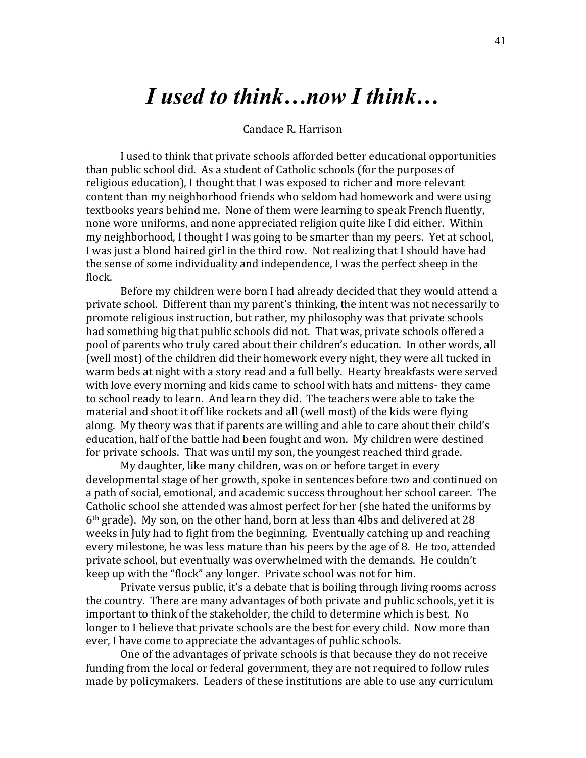# *I used to think…now I think…*

Candace R. Harrison

I used to think that private schools afforded better educational opportunities than public school did. As a student of Catholic schools (for the purposes of religious education), I thought that I was exposed to richer and more relevant content than my neighborhood friends who seldom had homework and were using textbooks years behind me. None of them were learning to speak French fluently, none wore uniforms, and none appreciated religion quite like I did either. Within my neighborhood, I thought I was going to be smarter than my peers. Yet at school, I was just a blond haired girl in the third row. Not realizing that I should have had the sense of some individuality and independence, I was the perfect sheep in the flock.

Before my children were born I had already decided that they would attend a private school. Different than my parent's thinking, the intent was not necessarily to promote religious instruction, but rather, my philosophy was that private schools had something big that public schools did not. That was, private schools offered a pool of parents who truly cared about their children's education. In other words, all (well most) of the children did their homework every night, they were all tucked in warm beds at night with a story read and a full belly. Hearty breakfasts were served with love every morning and kids came to school with hats and mittens- they came to school ready to learn. And learn they did. The teachers were able to take the material and shoot it off like rockets and all (well most) of the kids were flying along. My theory was that if parents are willing and able to care about their child's education, half of the battle had been fought and won. My children were destined for private schools. That was until my son, the youngest reached third grade.

My daughter, like many children, was on or before target in every developmental stage of her growth, spoke in sentences before two and continued on a path of social, emotional, and academic success throughout her school career. The Catholic school she attended was almost perfect for her (she hated the uniforms by 6th grade). My son, on the other hand, born at less than 4lbs and delivered at 28 weeks in July had to fight from the beginning. Eventually catching up and reaching every milestone, he was less mature than his peers by the age of 8. He too, attended private school, but eventually was overwhelmed with the demands. He couldn't keep up with the "flock" any longer. Private school was not for him.

Private versus public, it's a debate that is boiling through living rooms across the country. There are many advantages of both private and public schools, yet it is important to think of the stakeholder, the child to determine which is best. No longer to I believe that private schools are the best for every child. Now more than ever, I have come to appreciate the advantages of public schools.

One of the advantages of private schools is that because they do not receive funding from the local or federal government, they are not required to follow rules made by policymakers. Leaders of these institutions are able to use any curriculum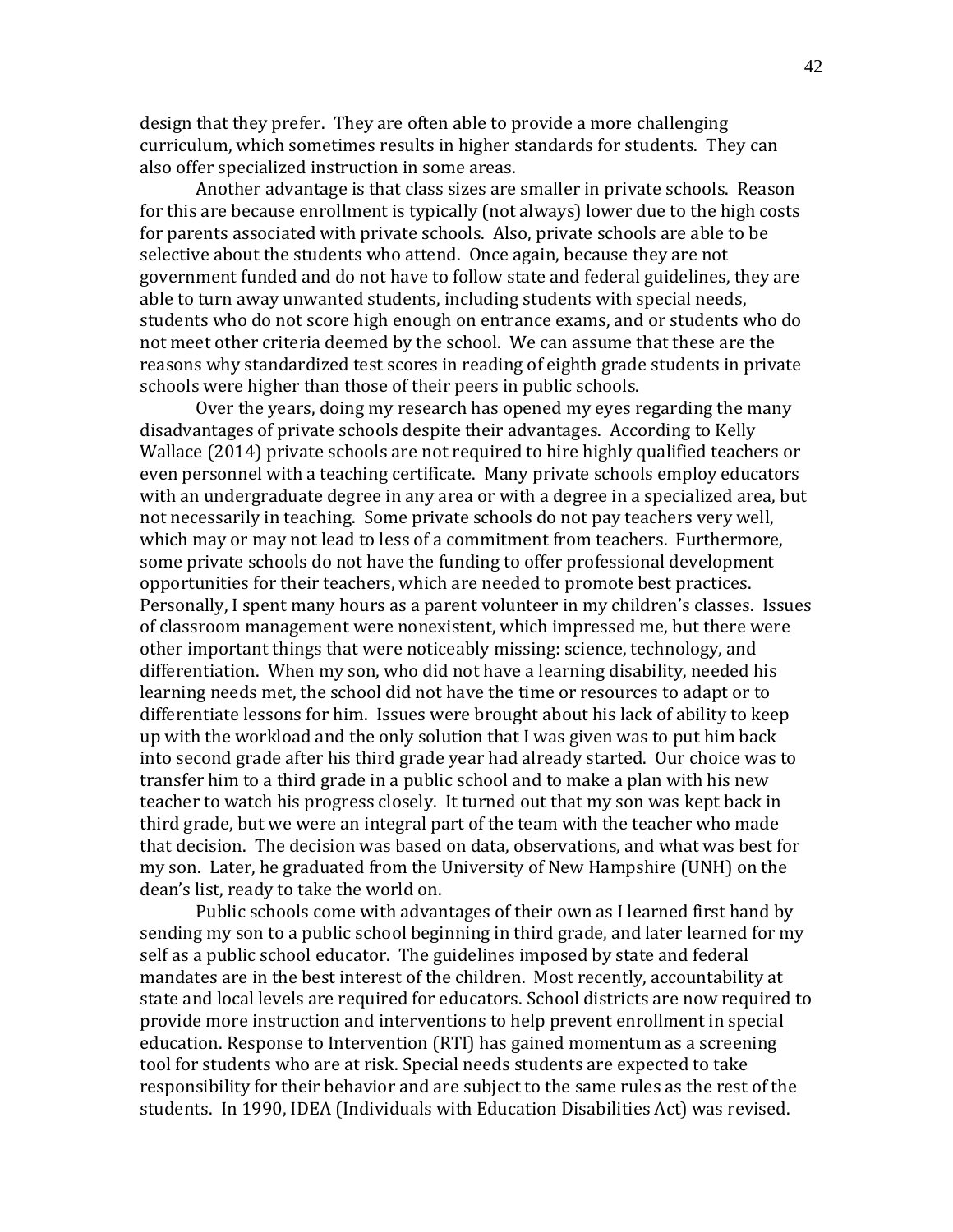design that they prefer. They are often able to provide a more challenging curriculum, which sometimes results in higher standards for students. They can also offer specialized instruction in some areas.

Another advantage is that class sizes are smaller in private schools. Reason for this are because enrollment is typically (not always) lower due to the high costs for parents associated with private schools. Also, private schools are able to be selective about the students who attend. Once again, because they are not government funded and do not have to follow state and federal guidelines, they are able to turn away unwanted students, including students with special needs, students who do not score high enough on entrance exams, and or students who do not meet other criteria deemed by the school. We can assume that these are the reasons why standardized test scores in reading of eighth grade students in private schools were higher than those of their peers in public schools.

Over the years, doing my research has opened my eyes regarding the many disadvantages of private schools despite their advantages. According to Kelly Wallace (2014) private schools are not required to hire highly qualified teachers or even personnel with a teaching certificate. Many private schools employ educators with an undergraduate degree in any area or with a degree in a specialized area, but not necessarily in teaching. Some private schools do not pay teachers very well, which may or may not lead to less of a commitment from teachers. Furthermore, some private schools do not have the funding to offer professional development opportunities for their teachers, which are needed to promote best practices. Personally, I spent many hours as a parent volunteer in my children's classes. Issues of classroom management were nonexistent, which impressed me, but there were other important things that were noticeably missing: science, technology, and differentiation. When my son, who did not have a learning disability, needed his learning needs met, the school did not have the time or resources to adapt or to differentiate lessons for him. Issues were brought about his lack of ability to keep up with the workload and the only solution that I was given was to put him back into second grade after his third grade year had already started. Our choice was to transfer him to a third grade in a public school and to make a plan with his new teacher to watch his progress closely. It turned out that my son was kept back in third grade, but we were an integral part of the team with the teacher who made that decision. The decision was based on data, observations, and what was best for my son. Later, he graduated from the University of New Hampshire (UNH) on the dean's list, ready to take the world on.

Public schools come with advantages of their own as I learned first hand by sending my son to a public school beginning in third grade, and later learned for my self as a public school educator. The guidelines imposed by state and federal mandates are in the best interest of the children. Most recently, accountability at state and local levels are required for educators. School districts are now required to provide more instruction and interventions to help prevent enrollment in special education. Response to Intervention (RTI) has gained momentum as a screening tool for students who are at risk. Special needs students are expected to take responsibility for their behavior and are subject to the same rules as the rest of the students. In 1990, IDEA (Individuals with Education Disabilities Act) was revised.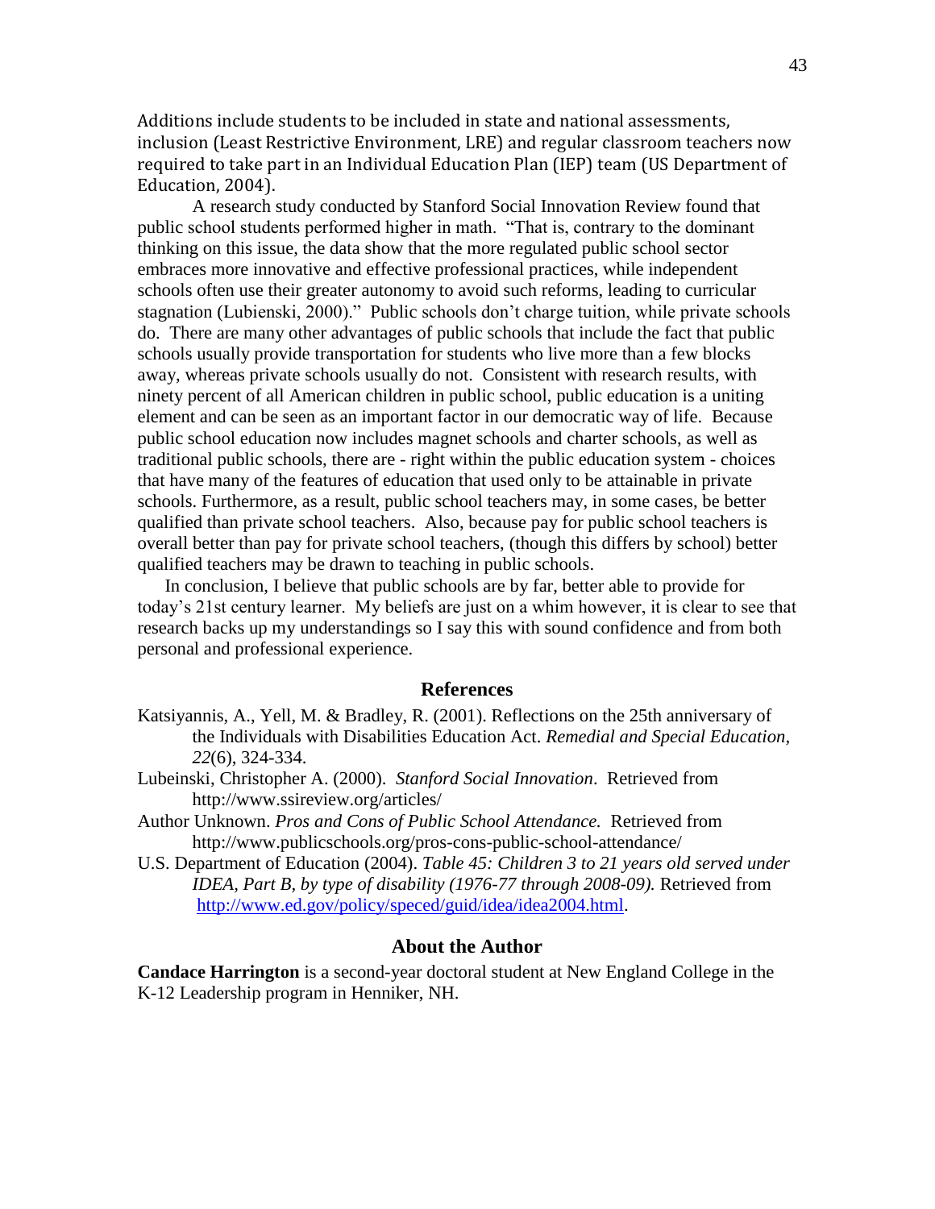Additions include students to be included in state and national assessments, inclusion (Least Restrictive Environment, LRE) and regular classroom teachers now required to take part in an Individual Education Plan (IEP) team (US Department of Education, 2004).

A research study conducted by Stanford Social Innovation Review found that public school students performed higher in math. "That is, contrary to the dominant thinking on this issue, the data show that the more regulated public school sector embraces more innovative and effective professional practices, while independent schools often use their greater autonomy to avoid such reforms, leading to curricular stagnation (Lubienski, 2000)." Public schools don't charge tuition, while private schools do. There are many other advantages of public schools that include the fact that public schools usually provide transportation for students who live more than a few blocks away, whereas private schools usually do not. Consistent with research results, with ninety percent of all American children in public school, public education is a uniting element and can be seen as an important factor in our democratic way of life. Because public school education now includes magnet schools and charter schools, as well as traditional public schools, there are - right within the public education system - choices that have many of the features of education that used only to be attainable in private schools. Furthermore, as a result, public school teachers may, in some cases, be better qualified than private school teachers. Also, because pay for public school teachers is overall better than pay for private school teachers, (though this differs by school) better qualified teachers may be drawn to teaching in public schools.

In conclusion, I believe that public schools are by far, better able to provide for today's 21st century learner. My beliefs are just on a whim however, it is clear to see that research backs up my understandings so I say this with sound confidence and from both personal and professional experience.

## References

Katsiyannis, A., Yell, M. & Bradley, R. (2001). Reflections on the 25th anniversary of the Individuals with Disabilities Education Act. *Remedial and Special Education, 22*(6), 324-334.

Lubeinski, Christopher A. (2000). *Stanford Social Innovation*. Retrieved from http://www.ssireview.org/articles/

Author Unknown. *Pros and Cons of Public School Attendance.* Retrieved from http://www.publicschools.org/pros-cons-public-school-attendance/

U.S. Department of Education (2004). *Table 45: Children 3 to 21 years old served under IDEA, Part B, by type of disability (1976-77 through 2008-09).* Retrieved from http://www.ed.gov/policy/speced/guid/idea/idea2004.html.

## About the Author

**Candace Harrington** is a second-year doctoral student at New England College in the K-12 Leadership program in Henniker, NH.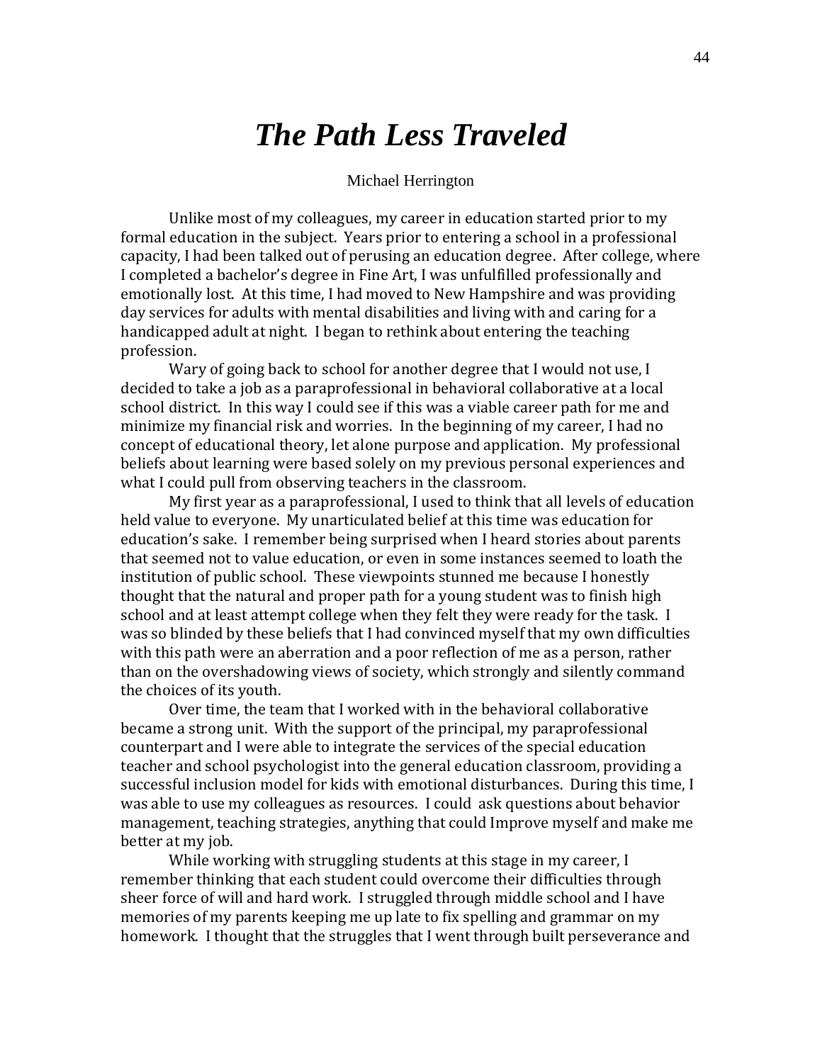# *The Path Less Traveled*

Michael Herrington

Unlike most of my colleagues, my career in education started prior to my formal education in the subject. Years prior to entering a school in a professional capacity, I had been talked out of perusing an education degree. After college, where I completed a bachelor's degree in Fine Art, I was unfulfilled professionally and emotionally lost. At this time, I had moved to New Hampshire and was providing day services for adults with mental disabilities and living with and caring for a handicapped adult at night. I began to rethink about entering the teaching profession.

Wary of going back to school for another degree that I would not use, I decided to take a job as a paraprofessional in behavioral collaborative at a local school district. In this way I could see if this was a viable career path for me and minimize my financial risk and worries. In the beginning of my career, I had no concept of educational theory, let alone purpose and application. My professional beliefs about learning were based solely on my previous personal experiences and what I could pull from observing teachers in the classroom.

My first year as a paraprofessional, I used to think that all levels of education held value to everyone. My unarticulated belief at this time was education for education's sake. I remember being surprised when I heard stories about parents that seemed not to value education, or even in some instances seemed to loath the institution of public school. These viewpoints stunned me because I honestly thought that the natural and proper path for a young student was to finish high school and at least attempt college when they felt they were ready for the task. I was so blinded by these beliefs that I had convinced myself that my own difficulties with this path were an aberration and a poor reflection of me as a person, rather than on the overshadowing views of society, which strongly and silently command the choices of its youth.

Over time, the team that I worked with in the behavioral collaborative became a strong unit. With the support of the principal, my paraprofessional counterpart and I were able to integrate the services of the special education teacher and school psychologist into the general education classroom, providing a successful inclusion model for kids with emotional disturbances. During this time, I was able to use my colleagues as resources. I could ask questions about behavior management, teaching strategies, anything that could Improve myself and make me better at my job.

While working with struggling students at this stage in my career, I remember thinking that each student could overcome their difficulties through sheer force of will and hard work. I struggled through middle school and I have memories of my parents keeping me up late to fix spelling and grammar on my homework. I thought that the struggles that I went through built perseverance and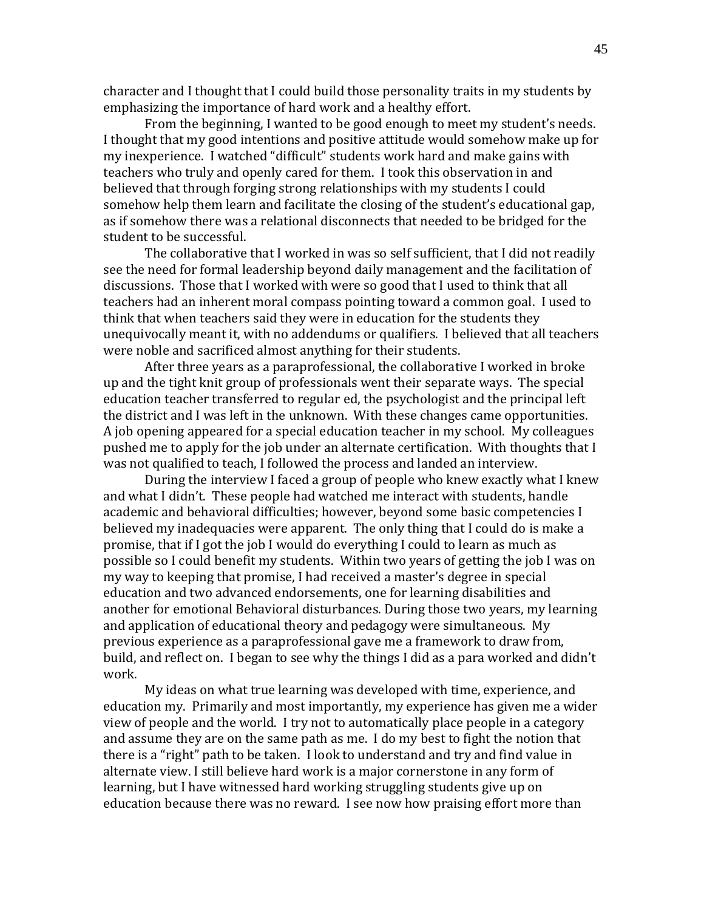character and I thought that I could build those personality traits in my students by emphasizing the importance of hard work and a healthy effort.

From the beginning, I wanted to be good enough to meet my student's needs. I thought that my good intentions and positive attitude would somehow make up for my inexperience. I watched "difficult" students work hard and make gains with teachers who truly and openly cared for them. I took this observation in and believed that through forging strong relationships with my students I could somehow help them learn and facilitate the closing of the student's educational gap, as if somehow there was a relational disconnects that needed to be bridged for the student to be successful.

The collaborative that I worked in was so self sufficient, that I did not readily see the need for formal leadership beyond daily management and the facilitation of discussions. Those that I worked with were so good that I used to think that all teachers had an inherent moral compass pointing toward a common goal. I used to think that when teachers said they were in education for the students they unequivocally meant it, with no addendums or qualifiers. I believed that all teachers were noble and sacrificed almost anything for their students.

After three years as a paraprofessional, the collaborative I worked in broke up and the tight knit group of professionals went their separate ways. The special education teacher transferred to regular ed, the psychologist and the principal left the district and I was left in the unknown. With these changes came opportunities. A job opening appeared for a special education teacher in my school. My colleagues pushed me to apply for the job under an alternate certification. With thoughts that I was not qualified to teach, I followed the process and landed an interview.

During the interview I faced a group of people who knew exactly what I knew and what I didn't. These people had watched me interact with students, handle academic and behavioral difficulties; however, beyond some basic competencies I believed my inadequacies were apparent. The only thing that I could do is make a promise, that if I got the job I would do everything I could to learn as much as possible so I could benefit my students. Within two years of getting the job I was on my way to keeping that promise, I had received a master's degree in special education and two advanced endorsements, one for learning disabilities and another for emotional Behavioral disturbances. During those two years, my learning and application of educational theory and pedagogy were simultaneous. My previous experience as a paraprofessional gave me a framework to draw from, build, and reflect on. I began to see why the things I did as a para worked and didn't work.

My ideas on what true learning was developed with time, experience, and education my. Primarily and most importantly, my experience has given me a wider view of people and the world. I try not to automatically place people in a category and assume they are on the same path as me. I do my best to fight the notion that there is a "right" path to be taken. I look to understand and try and find value in alternate view. I still believe hard work is a major cornerstone in any form of learning, but I have witnessed hard working struggling students give up on education because there was no reward. I see now how praising effort more than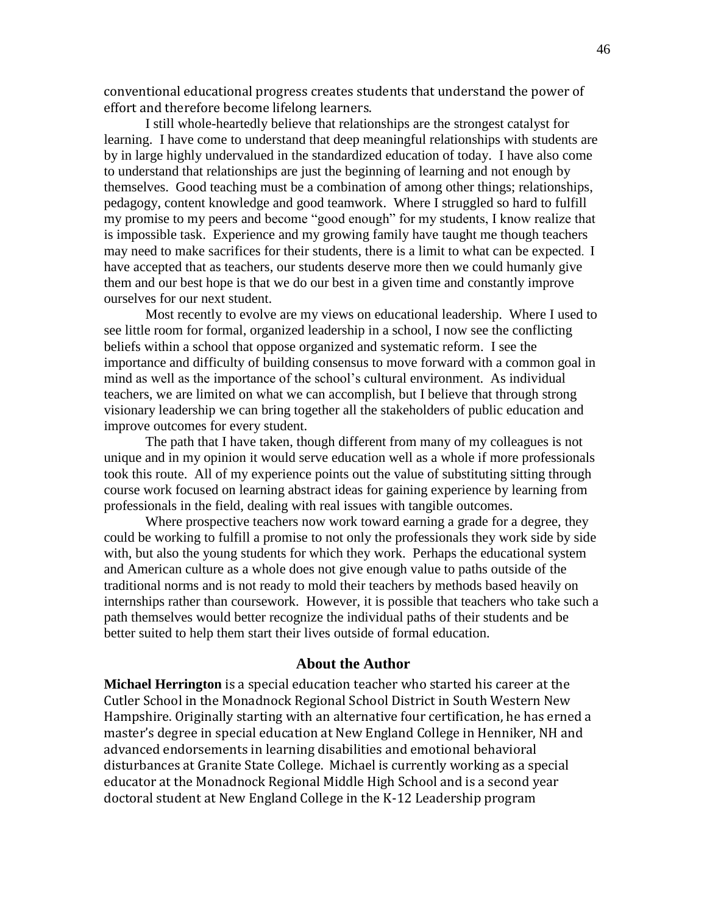conventional educational progress creates students that understand the power of effort and therefore become lifelong learners.

I still whole-heartedly believe that relationships are the strongest catalyst for learning. I have come to understand that deep meaningful relationships with students are by in large highly undervalued in the standardized education of today. I have also come to understand that relationships are just the beginning of learning and not enough by themselves. Good teaching must be a combination of among other things; relationships, pedagogy, content knowledge and good teamwork. Where I struggled so hard to fulfill my promise to my peers and become "good enough" for my students, I know realize that is impossible task. Experience and my growing family have taught me though teachers may need to make sacrifices for their students, there is a limit to what can be expected. I have accepted that as teachers, our students deserve more then we could humanly give them and our best hope is that we do our best in a given time and constantly improve ourselves for our next student.

Most recently to evolve are my views on educational leadership. Where I used to see little room for formal, organized leadership in a school, I now see the conflicting beliefs within a school that oppose organized and systematic reform. I see the importance and difficulty of building consensus to move forward with a common goal in mind as well as the importance of the school's cultural environment. As individual teachers, we are limited on what we can accomplish, but I believe that through strong visionary leadership we can bring together all the stakeholders of public education and improve outcomes for every student.

The path that I have taken, though different from many of my colleagues is not unique and in my opinion it would serve education well as a whole if more professionals took this route. All of my experience points out the value of substituting sitting through course work focused on learning abstract ideas for gaining experience by learning from professionals in the field, dealing with real issues with tangible outcomes.

Where prospective teachers now work toward earning a grade for a degree, they could be working to fulfill a promise to not only the professionals they work side by side with, but also the young students for which they work. Perhaps the educational system and American culture as a whole does not give enough value to paths outside of the traditional norms and is not ready to mold their teachers by methods based heavily on internships rather than coursework. However, it is possible that teachers who take such a path themselves would better recognize the individual paths of their students and be better suited to help them start their lives outside of formal education.

## About the Author

**Michael Herrington** is a special education teacher who started his career at the Cutler School in the Monadnock Regional School District in South Western New Hampshire. Originally starting with an alternative four certification, he has erned a master's degree in special education at New England College in Henniker, NH and advanced endorsements in learning disabilities and emotional behavioral disturbances at Granite State College. Michael is currently working as a special educator at the Monadnock Regional Middle High School and is a second year doctoral student at New England College in the K-12 Leadership program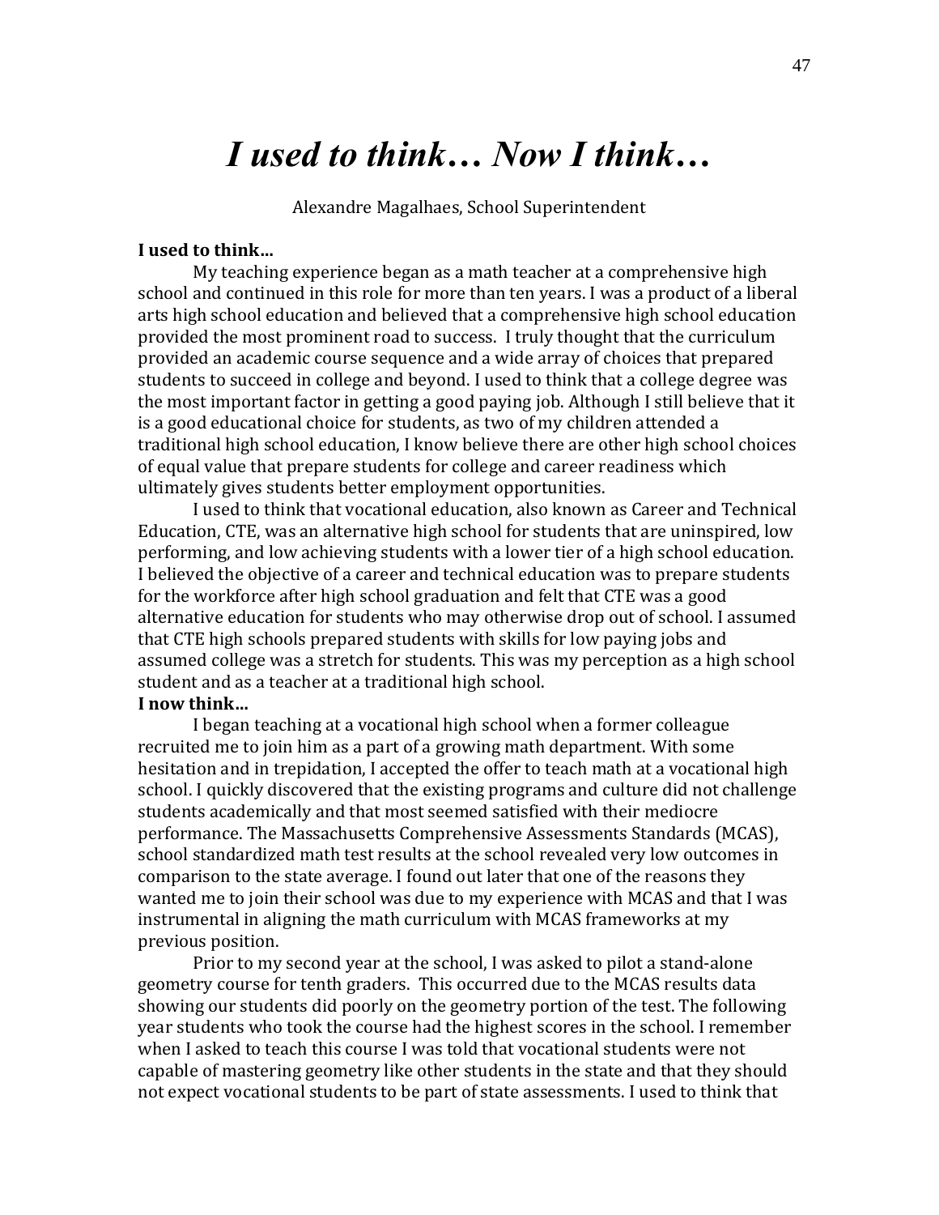# *I used to think… Now I think…*

Alexandre Magalhaes, School Superintendent

**I used to think…**

My teaching experience began as a math teacher at a comprehensive high school and continued in this role for more than ten years. I was a product of a liberal arts high school education and believed that a comprehensive high school education provided the most prominent road to success. I truly thought that the curriculum provided an academic course sequence and a wide array of choices that prepared students to succeed in college and beyond. I used to think that a college degree was the most important factor in getting a good paying job. Although I still believe that it is a good educational choice for students, as two of my children attended a traditional high school education, I know believe there are other high school choices of equal value that prepare students for college and career readiness which ultimately gives students better employment opportunities.

I used to think that vocational education, also known as Career and Technical Education, CTE, was an alternative high school for students that are uninspired, low performing, and low achieving students with a lower tier of a high school education. I believed the objective of a career and technical education was to prepare students for the workforce after high school graduation and felt that CTE was a good alternative education for students who may otherwise drop out of school. I assumed that CTE high schools prepared students with skills for low paying jobs and assumed college was a stretch for students. This was my perception as a high school student and as a teacher at a traditional high school.

**I now think…**

I began teaching at a vocational high school when a former colleague recruited me to join him as a part of a growing math department. With some hesitation and in trepidation, I accepted the offer to teach math at a vocational high school. I quickly discovered that the existing programs and culture did not challenge students academically and that most seemed satisfied with their mediocre performance. The Massachusetts Comprehensive Assessments Standards (MCAS), school standardized math test results at the school revealed very low outcomes in comparison to the state average. I found out later that one of the reasons they wanted me to join their school was due to my experience with MCAS and that I was instrumental in aligning the math curriculum with MCAS frameworks at my previous position.

Prior to my second year at the school, I was asked to pilot a stand-alone geometry course for tenth graders. This occurred due to the MCAS results data showing our students did poorly on the geometry portion of the test. The following year students who took the course had the highest scores in the school. I remember when I asked to teach this course I was told that vocational students were not capable of mastering geometry like other students in the state and that they should not expect vocational students to be part of state assessments. I used to think that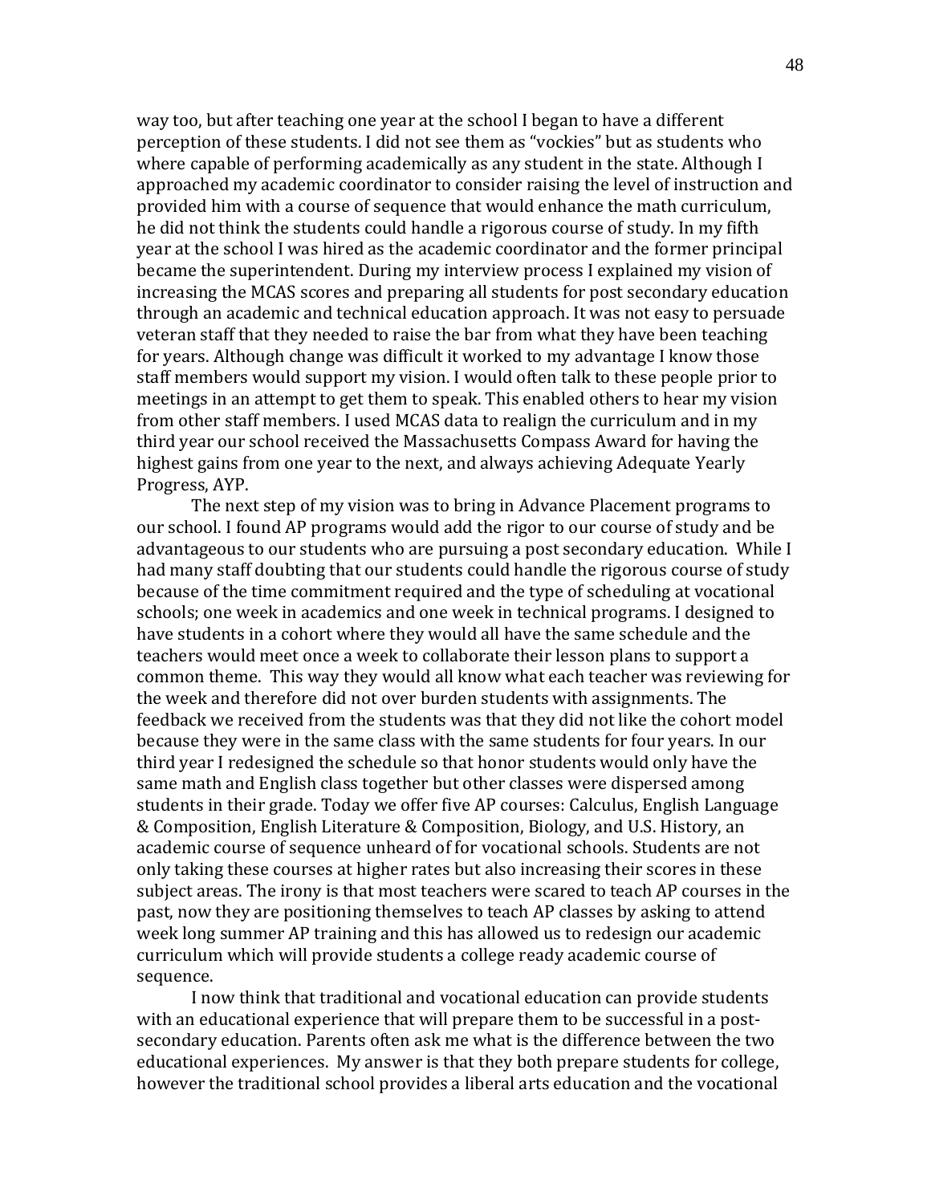way too, but after teaching one year at the school I began to have a different perception of these students. I did not see them as "vockies" but as students who where capable of performing academically as any student in the state. Although I approached my academic coordinator to consider raising the level of instruction and provided him with a course of sequence that would enhance the math curriculum, he did not think the students could handle a rigorous course of study. In my fifth year at the school I was hired as the academic coordinator and the former principal became the superintendent. During my interview process I explained my vision of increasing the MCAS scores and preparing all students for post secondary education through an academic and technical education approach. It was not easy to persuade veteran staff that they needed to raise the bar from what they have been teaching for years. Although change was difficult it worked to my advantage I know those staff members would support my vision. I would often talk to these people prior to meetings in an attempt to get them to speak. This enabled others to hear my vision from other staff members. I used MCAS data to realign the curriculum and in my third year our school received the Massachusetts Compass Award for having the highest gains from one year to the next, and always achieving Adequate Yearly Progress, AYP.

The next step of my vision was to bring in Advance Placement programs to our school. I found AP programs would add the rigor to our course of study and be advantageous to our students who are pursuing a post secondary education. While I had many staff doubting that our students could handle the rigorous course of study because of the time commitment required and the type of scheduling at vocational schools; one week in academics and one week in technical programs. I designed to have students in a cohort where they would all have the same schedule and the teachers would meet once a week to collaborate their lesson plans to support a common theme. This way they would all know what each teacher was reviewing for the week and therefore did not over burden students with assignments. The feedback we received from the students was that they did not like the cohort model because they were in the same class with the same students for four years. In our third year I redesigned the schedule so that honor students would only have the same math and English class together but other classes were dispersed among students in their grade. Today we offer five AP courses: Calculus, English Language & Composition, English Literature & Composition, Biology, and U.S. History, an academic course of sequence unheard of for vocational schools. Students are not only taking these courses at higher rates but also increasing their scores in these subject areas. The irony is that most teachers were scared to teach AP courses in the past, now they are positioning themselves to teach AP classes by asking to attend week long summer AP training and this has allowed us to redesign our academic curriculum which will provide students a college ready academic course of sequence.

I now think that traditional and vocational education can provide students with an educational experience that will prepare them to be successful in a post-secondary education. Parents often ask me what is the difference between the two educational experiences. My answer is that they both prepare students for college, however the traditional school provides a liberal arts education and the vocational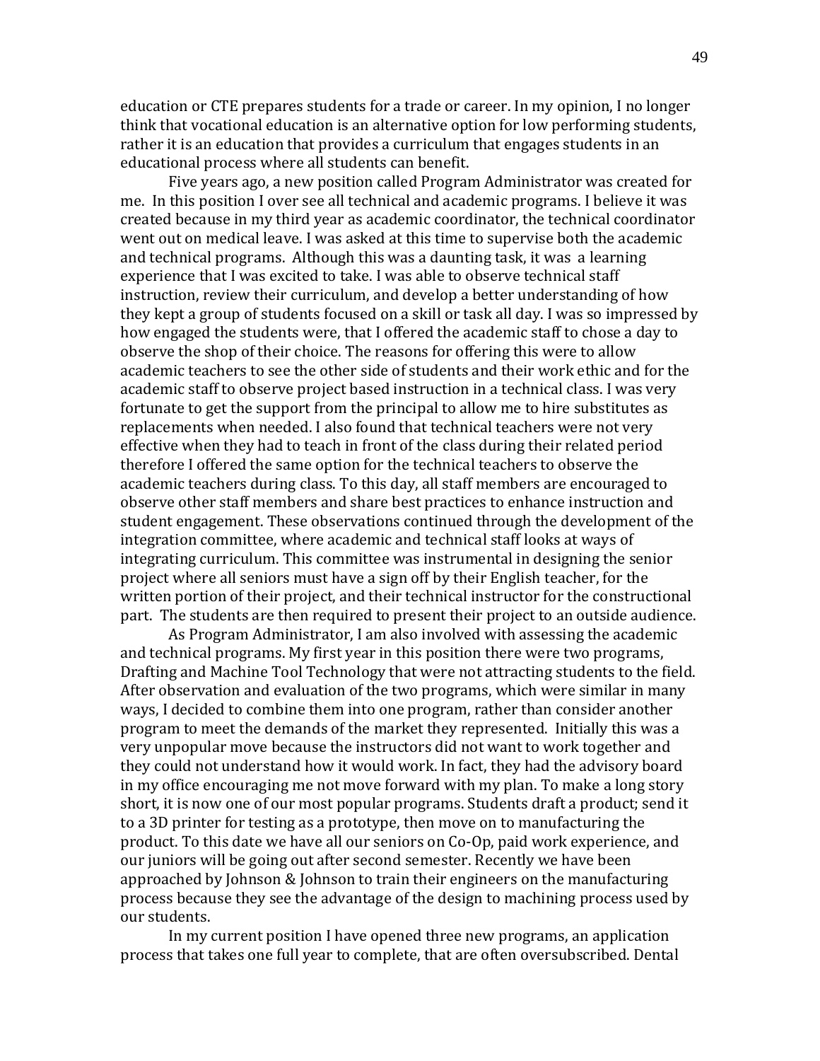education or CTE prepares students for a trade or career. In my opinion, I no longer think that vocational education is an alternative option for low performing students, rather it is an education that provides a curriculum that engages students in an educational process where all students can benefit.

Five years ago, a new position called Program Administrator was created for me. In this position I over see all technical and academic programs. I believe it was created because in my third year as academic coordinator, the technical coordinator went out on medical leave. I was asked at this time to supervise both the academic and technical programs. Although this was a daunting task, it was a learning experience that I was excited to take. I was able to observe technical staff instruction, review their curriculum, and develop a better understanding of how they kept a group of students focused on a skill or task all day. I was so impressed by how engaged the students were, that I offered the academic staff to chose a day to observe the shop of their choice. The reasons for offering this were to allow academic teachers to see the other side of students and their work ethic and for the academic staff to observe project based instruction in a technical class. I was very fortunate to get the support from the principal to allow me to hire substitutes as replacements when needed. I also found that technical teachers were not very effective when they had to teach in front of the class during their related period therefore I offered the same option for the technical teachers to observe the academic teachers during class. To this day, all staff members are encouraged to observe other staff members and share best practices to enhance instruction and student engagement. These observations continued through the development of the integration committee, where academic and technical staff looks at ways of integrating curriculum. This committee was instrumental in designing the senior project where all seniors must have a sign off by their English teacher, for the written portion of their project, and their technical instructor for the constructional part. The students are then required to present their project to an outside audience.

As Program Administrator, I am also involved with assessing the academic and technical programs. My first year in this position there were two programs, Drafting and Machine Tool Technology that were not attracting students to the field. After observation and evaluation of the two programs, which were similar in many ways, I decided to combine them into one program, rather than consider another program to meet the demands of the market they represented. Initially this was a very unpopular move because the instructors did not want to work together and they could not understand how it would work. In fact, they had the advisory board in my office encouraging me not move forward with my plan. To make a long story short, it is now one of our most popular programs. Students draft a product; send it to a 3D printer for testing as a prototype, then move on to manufacturing the product. To this date we have all our seniors on Co-Op, paid work experience, and our juniors will be going out after second semester. Recently we have been approached by Johnson & Johnson to train their engineers on the manufacturing process because they see the advantage of the design to machining process used by our students.

In my current position I have opened three new programs, an application process that takes one full year to complete, that are often oversubscribed. Dental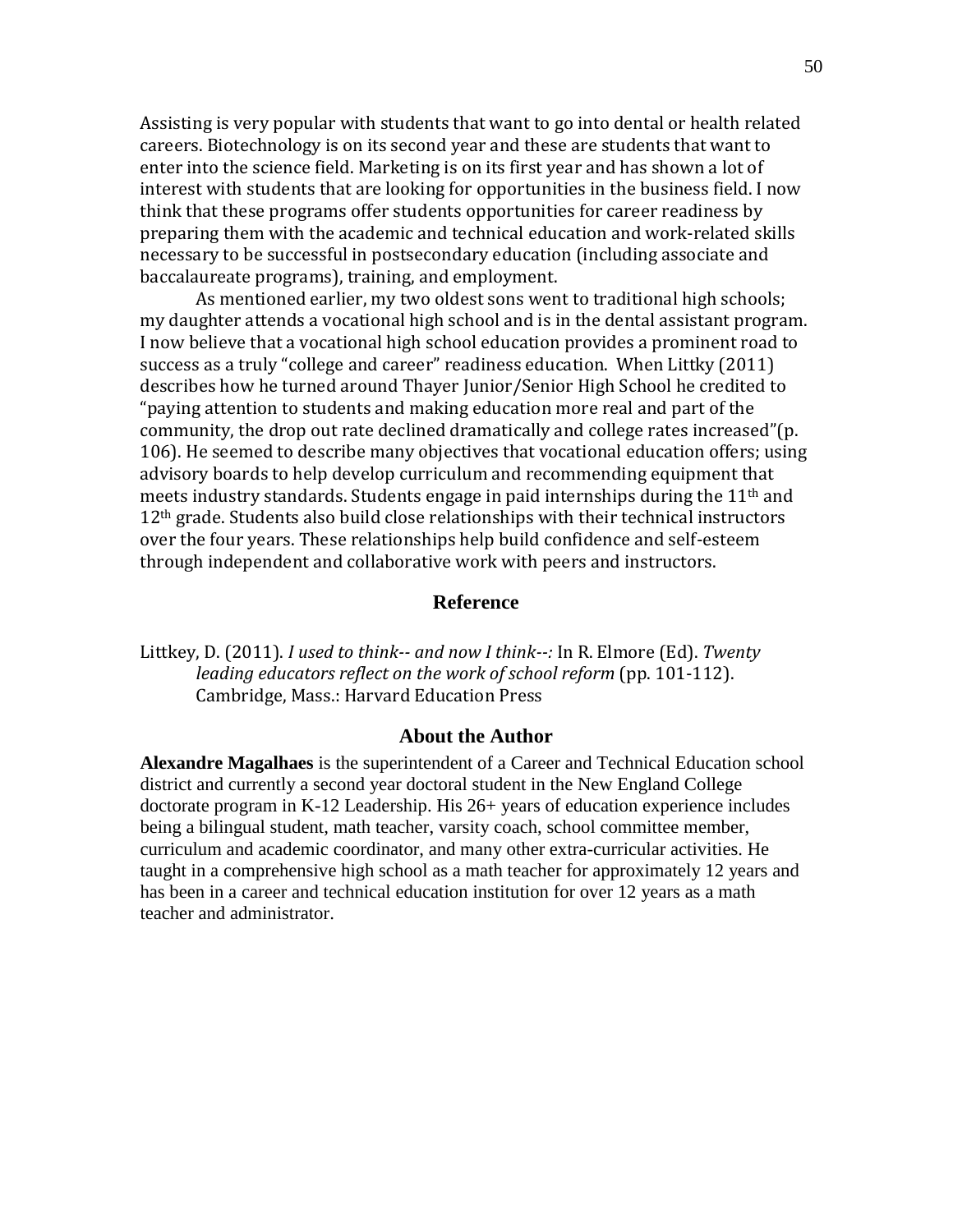Assisting is very popular with students that want to go into dental or health related careers. Biotechnology is on its second year and these are students that want to enter into the science field. Marketing is on its first year and has shown a lot of interest with students that are looking for opportunities in the business field. I now think that these programs offer students opportunities for career readiness by preparing them with the academic and technical education and work-related skills necessary to be successful in postsecondary education (including associate and baccalaureate programs), training, and employment.

As mentioned earlier, my two oldest sons went to traditional high schools; my daughter attends a vocational high school and is in the dental assistant program. I now believe that a vocational high school education provides a prominent road to success as a truly "college and career" readiness education. When Littky (2011) describes how he turned around Thayer Junior/Senior High School he credited to "paying attention to students and making education more real and part of the community, the drop out rate declined dramatically and college rates increased"(p. 106). He seemed to describe many objectives that vocational education offers; using advisory boards to help develop curriculum and recommending equipment that meets industry standards. Students engage in paid internships during the 11th and 12th grade. Students also build close relationships with their technical instructors over the four years. These relationships help build confidence and self-esteem through independent and collaborative work with peers and instructors.

## Reference

Littkey, D. (2011). *I used to think-- and now I think--:* In R. Elmore (Ed). *Twenty leading educators reflect on the work of school reform* (pp. 101-112). Cambridge, Mass.: Harvard Education Press

## About the Author

**Alexandre Magalhaes** is the superintendent of a Career and Technical Education school district and currently a second year doctoral student in the New England College doctorate program in K-12 Leadership. His 26+ years of education experience includes being a bilingual student, math teacher, varsity coach, school committee member, curriculum and academic coordinator, and many other extra-curricular activities. He taught in a comprehensive high school as a math teacher for approximately 12 years and has been in a career and technical education institution for over 12 years as a math teacher and administrator.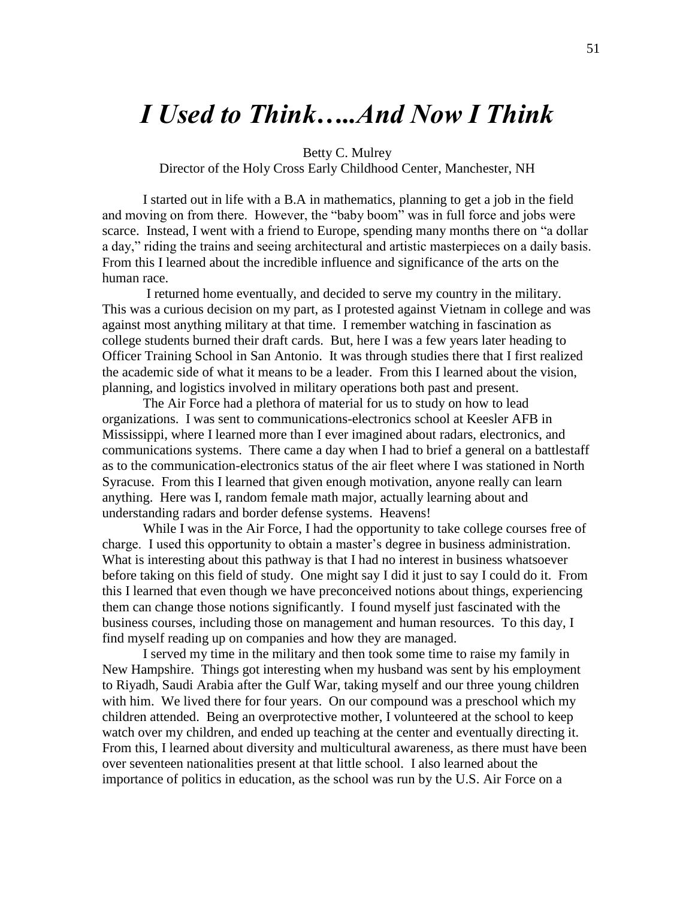# *I Used to Think…..And Now I Think*

Betty C. Mulrey
Director of the Holy Cross Early Childhood Center, Manchester, NH

I started out in life with a B.A in mathematics, planning to get a job in the field and moving on from there. However, the "baby boom" was in full force and jobs were scarce. Instead, I went with a friend to Europe, spending many months there on "a dollar a day," riding the trains and seeing architectural and artistic masterpieces on a daily basis. From this I learned about the incredible influence and significance of the arts on the human race.

I returned home eventually, and decided to serve my country in the military. This was a curious decision on my part, as I protested against Vietnam in college and was against most anything military at that time. I remember watching in fascination as college students burned their draft cards. But, here I was a few years later heading to Officer Training School in San Antonio. It was through studies there that I first realized the academic side of what it means to be a leader. From this I learned about the vision, planning, and logistics involved in military operations both past and present.

The Air Force had a plethora of material for us to study on how to lead organizations. I was sent to communications-electronics school at Keesler AFB in Mississippi, where I learned more than I ever imagined about radars, electronics, and communications systems. There came a day when I had to brief a general on a battlestaff as to the communication-electronics status of the air fleet where I was stationed in North Syracuse. From this I learned that given enough motivation, anyone really can learn anything. Here was I, random female math major, actually learning about and understanding radars and border defense systems. Heavens!

While I was in the Air Force, I had the opportunity to take college courses free of charge. I used this opportunity to obtain a master's degree in business administration. What is interesting about this pathway is that I had no interest in business whatsoever before taking on this field of study. One might say I did it just to say I could do it. From this I learned that even though we have preconceived notions about things, experiencing them can change those notions significantly. I found myself just fascinated with the business courses, including those on management and human resources. To this day, I find myself reading up on companies and how they are managed.

I served my time in the military and then took some time to raise my family in New Hampshire. Things got interesting when my husband was sent by his employment to Riyadh, Saudi Arabia after the Gulf War, taking myself and our three young children with him. We lived there for four years. On our compound was a preschool which my children attended. Being an overprotective mother, I volunteered at the school to keep watch over my children, and ended up teaching at the center and eventually directing it. From this, I learned about diversity and multicultural awareness, as there must have been over seventeen nationalities present at that little school. I also learned about the importance of politics in education, as the school was run by the U.S. Air Force on a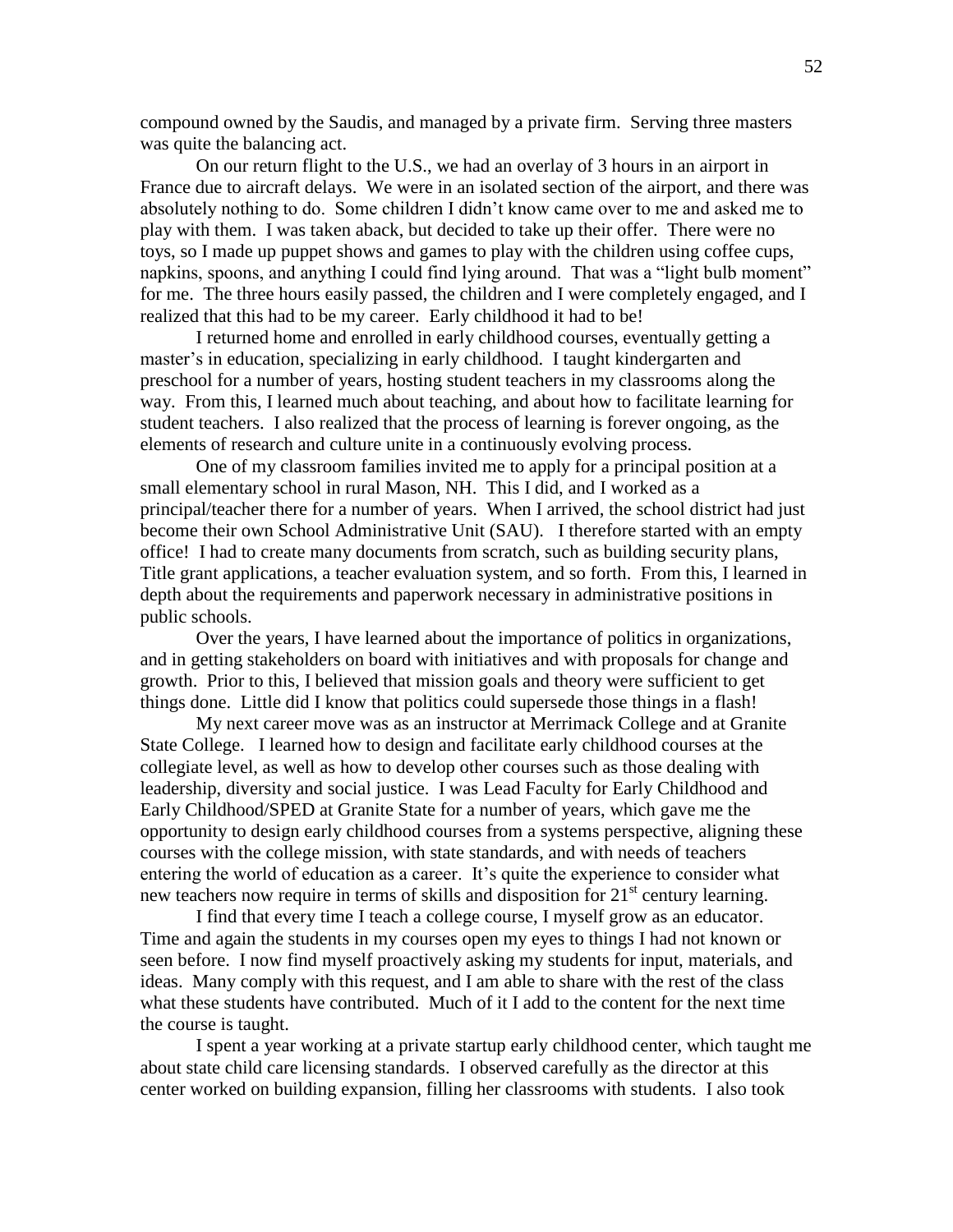compound owned by the Saudis, and managed by a private firm. Serving three masters was quite the balancing act.

On our return flight to the U.S., we had an overlay of 3 hours in an airport in France due to aircraft delays. We were in an isolated section of the airport, and there was absolutely nothing to do. Some children I didn't know came over to me and asked me to play with them. I was taken aback, but decided to take up their offer. There were no toys, so I made up puppet shows and games to play with the children using coffee cups, napkins, spoons, and anything I could find lying around. That was a "light bulb moment" for me. The three hours easily passed, the children and I were completely engaged, and I realized that this had to be my career. Early childhood it had to be!

I returned home and enrolled in early childhood courses, eventually getting a master's in education, specializing in early childhood. I taught kindergarten and preschool for a number of years, hosting student teachers in my classrooms along the way. From this, I learned much about teaching, and about how to facilitate learning for student teachers. I also realized that the process of learning is forever ongoing, as the elements of research and culture unite in a continuously evolving process.

One of my classroom families invited me to apply for a principal position at a small elementary school in rural Mason, NH. This I did, and I worked as a principal/teacher there for a number of years. When I arrived, the school district had just become their own School Administrative Unit (SAU). I therefore started with an empty office! I had to create many documents from scratch, such as building security plans, Title grant applications, a teacher evaluation system, and so forth. From this, I learned in depth about the requirements and paperwork necessary in administrative positions in public schools.

Over the years, I have learned about the importance of politics in organizations, and in getting stakeholders on board with initiatives and with proposals for change and growth. Prior to this, I believed that mission goals and theory were sufficient to get things done. Little did I know that politics could supersede those things in a flash!

My next career move was as an instructor at Merrimack College and at Granite State College. I learned how to design and facilitate early childhood courses at the collegiate level, as well as how to develop other courses such as those dealing with leadership, diversity and social justice. I was Lead Faculty for Early Childhood and Early Childhood/SPED at Granite State for a number of years, which gave me the opportunity to design early childhood courses from a systems perspective, aligning these courses with the college mission, with state standards, and with needs of teachers entering the world of education as a career. It's quite the experience to consider what new teachers now require in terms of skills and disposition for 21st century learning.

I find that every time I teach a college course, I myself grow as an educator. Time and again the students in my courses open my eyes to things I had not known or seen before. I now find myself proactively asking my students for input, materials, and ideas. Many comply with this request, and I am able to share with the rest of the class what these students have contributed. Much of it I add to the content for the next time the course is taught.

I spent a year working at a private startup early childhood center, which taught me about state child care licensing standards. I observed carefully as the director at this center worked on building expansion, filling her classrooms with students. I also took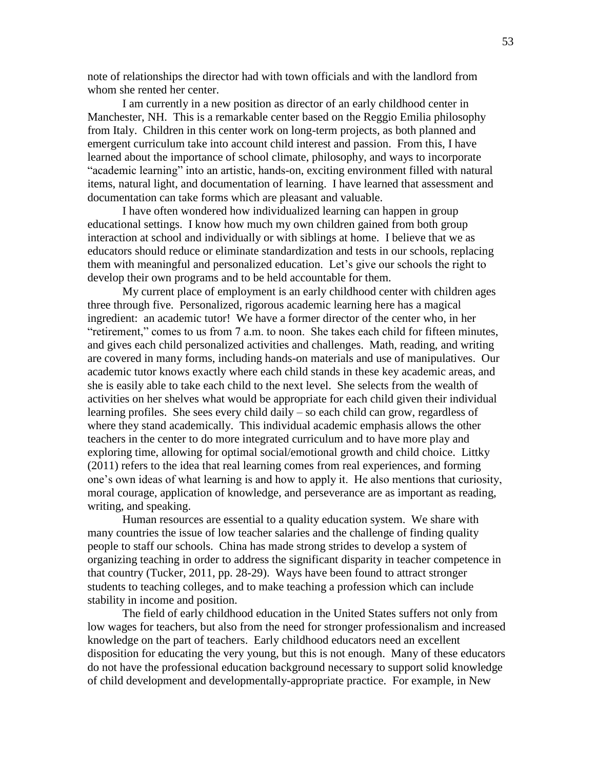note of relationships the director had with town officials and with the landlord from whom she rented her center.

I am currently in a new position as director of an early childhood center in Manchester, NH. This is a remarkable center based on the Reggio Emilia philosophy from Italy. Children in this center work on long-term projects, as both planned and emergent curriculum take into account child interest and passion. From this, I have learned about the importance of school climate, philosophy, and ways to incorporate "academic learning" into an artistic, hands-on, exciting environment filled with natural items, natural light, and documentation of learning. I have learned that assessment and documentation can take forms which are pleasant and valuable.

I have often wondered how individualized learning can happen in group educational settings. I know how much my own children gained from both group interaction at school and individually or with siblings at home. I believe that we as educators should reduce or eliminate standardization and tests in our schools, replacing them with meaningful and personalized education. Let's give our schools the right to develop their own programs and to be held accountable for them.

My current place of employment is an early childhood center with children ages three through five. Personalized, rigorous academic learning here has a magical ingredient: an academic tutor! We have a former director of the center who, in her "retirement," comes to us from 7 a.m. to noon. She takes each child for fifteen minutes, and gives each child personalized activities and challenges. Math, reading, and writing are covered in many forms, including hands-on materials and use of manipulatives. Our academic tutor knows exactly where each child stands in these key academic areas, and she is easily able to take each child to the next level. She selects from the wealth of activities on her shelves what would be appropriate for each child given their individual learning profiles. She sees every child daily – so each child can grow, regardless of where they stand academically. This individual academic emphasis allows the other teachers in the center to do more integrated curriculum and to have more play and exploring time, allowing for optimal social/emotional growth and child choice. Littky (2011) refers to the idea that real learning comes from real experiences, and forming one's own ideas of what learning is and how to apply it. He also mentions that curiosity, moral courage, application of knowledge, and perseverance are as important as reading, writing, and speaking.

Human resources are essential to a quality education system. We share with many countries the issue of low teacher salaries and the challenge of finding quality people to staff our schools. China has made strong strides to develop a system of organizing teaching in order to address the significant disparity in teacher competence in that country (Tucker, 2011, pp. 28-29). Ways have been found to attract stronger students to teaching colleges, and to make teaching a profession which can include stability in income and position.

The field of early childhood education in the United States suffers not only from low wages for teachers, but also from the need for stronger professionalism and increased knowledge on the part of teachers. Early childhood educators need an excellent disposition for educating the very young, but this is not enough. Many of these educators do not have the professional education background necessary to support solid knowledge of child development and developmentally-appropriate practice. For example, in New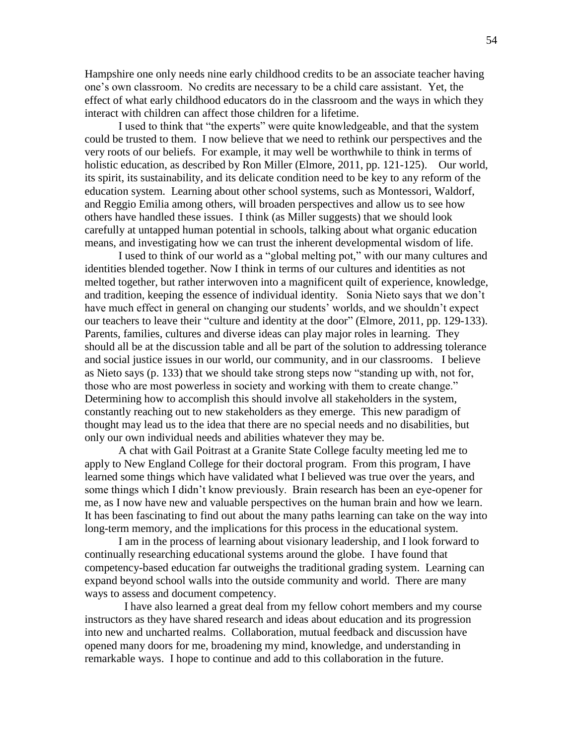Hampshire one only needs nine early childhood credits to be an associate teacher having one's own classroom. No credits are necessary to be a child care assistant. Yet, the effect of what early childhood educators do in the classroom and the ways in which they interact with children can affect those children for a lifetime.

I used to think that "the experts" were quite knowledgeable, and that the system could be trusted to them. I now believe that we need to rethink our perspectives and the very roots of our beliefs. For example, it may well be worthwhile to think in terms of holistic education, as described by Ron Miller (Elmore, 2011, pp. 121-125). Our world, its spirit, its sustainability, and its delicate condition need to be key to any reform of the education system. Learning about other school systems, such as Montessori, Waldorf, and Reggio Emilia among others, will broaden perspectives and allow us to see how others have handled these issues. I think (as Miller suggests) that we should look carefully at untapped human potential in schools, talking about what organic education means, and investigating how we can trust the inherent developmental wisdom of life.

I used to think of our world as a "global melting pot," with our many cultures and identities blended together. Now I think in terms of our cultures and identities as not melted together, but rather interwoven into a magnificent quilt of experience, knowledge, and tradition, keeping the essence of individual identity. Sonia Nieto says that we don't have much effect in general on changing our students' worlds, and we shouldn't expect our teachers to leave their "culture and identity at the door" (Elmore, 2011, pp. 129-133). Parents, families, cultures and diverse ideas can play major roles in learning. They should all be at the discussion table and all be part of the solution to addressing tolerance and social justice issues in our world, our community, and in our classrooms. I believe as Nieto says (p. 133) that we should take strong steps now "standing up with, not for, those who are most powerless in society and working with them to create change." Determining how to accomplish this should involve all stakeholders in the system, constantly reaching out to new stakeholders as they emerge. This new paradigm of thought may lead us to the idea that there are no special needs and no disabilities, but only our own individual needs and abilities whatever they may be.

A chat with Gail Poitrast at a Granite State College faculty meeting led me to apply to New England College for their doctoral program. From this program, I have learned some things which have validated what I believed was true over the years, and some things which I didn't know previously. Brain research has been an eye-opener for me, as I now have new and valuable perspectives on the human brain and how we learn. It has been fascinating to find out about the many paths learning can take on the way into long-term memory, and the implications for this process in the educational system.

I am in the process of learning about visionary leadership, and I look forward to continually researching educational systems around the globe. I have found that competency-based education far outweighs the traditional grading system. Learning can expand beyond school walls into the outside community and world. There are many ways to assess and document competency.

I have also learned a great deal from my fellow cohort members and my course instructors as they have shared research and ideas about education and its progression into new and uncharted realms. Collaboration, mutual feedback and discussion have opened many doors for me, broadening my mind, knowledge, and understanding in remarkable ways. I hope to continue and add to this collaboration in the future.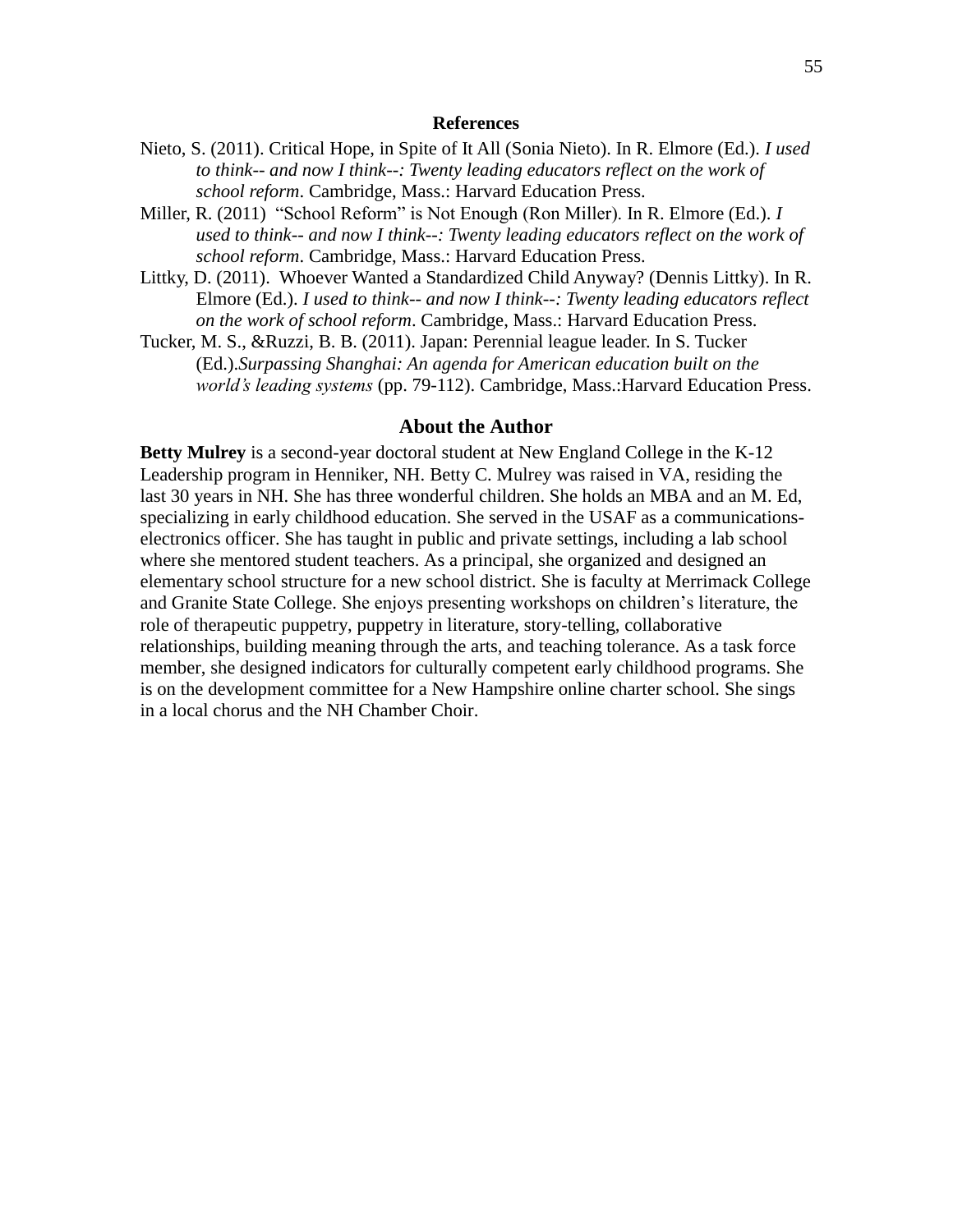## References

Nieto, S. (2011). Critical Hope, in Spite of It All (Sonia Nieto). In R. Elmore (Ed.). *I used to think-- and now I think--: Twenty leading educators reflect on the work of school reform*. Cambridge, Mass.: Harvard Education Press.

Miller, R. (2011) "School Reform" is Not Enough (Ron Miller). In R. Elmore (Ed.). *I used to think-- and now I think--: Twenty leading educators reflect on the work of school reform*. Cambridge, Mass.: Harvard Education Press.

Littky, D. (2011). Whoever Wanted a Standardized Child Anyway? (Dennis Littky). In R. Elmore (Ed.). *I used to think-- and now I think--: Twenty leading educators reflect on the work of school reform*. Cambridge, Mass.: Harvard Education Press.

Tucker, M. S., &Ruzzi, B. B. (2011). Japan: Perennial league leader. In S. Tucker (Ed.).*Surpassing Shanghai: An agenda for American education built on the world's leading systems* (pp. 79-112). Cambridge, Mass.:Harvard Education Press.

## About the Author

**Betty Mulrey** is a second-year doctoral student at New England College in the K-12 Leadership program in Henniker, NH. Betty C. Mulrey was raised in VA, residing the last 30 years in NH. She has three wonderful children. She holds an MBA and an M. Ed, specializing in early childhood education. She served in the USAF as a communications-electronics officer. She has taught in public and private settings, including a lab school where she mentored student teachers. As a principal, she organized and designed an elementary school structure for a new school district. She is faculty at Merrimack College and Granite State College. She enjoys presenting workshops on children's literature, the role of therapeutic puppetry, puppetry in literature, story-telling, collaborative relationships, building meaning through the arts, and teaching tolerance. As a task force member, she designed indicators for culturally competent early childhood programs. She is on the development committee for a New Hampshire online charter school. She sings in a local chorus and the NH Chamber Choir.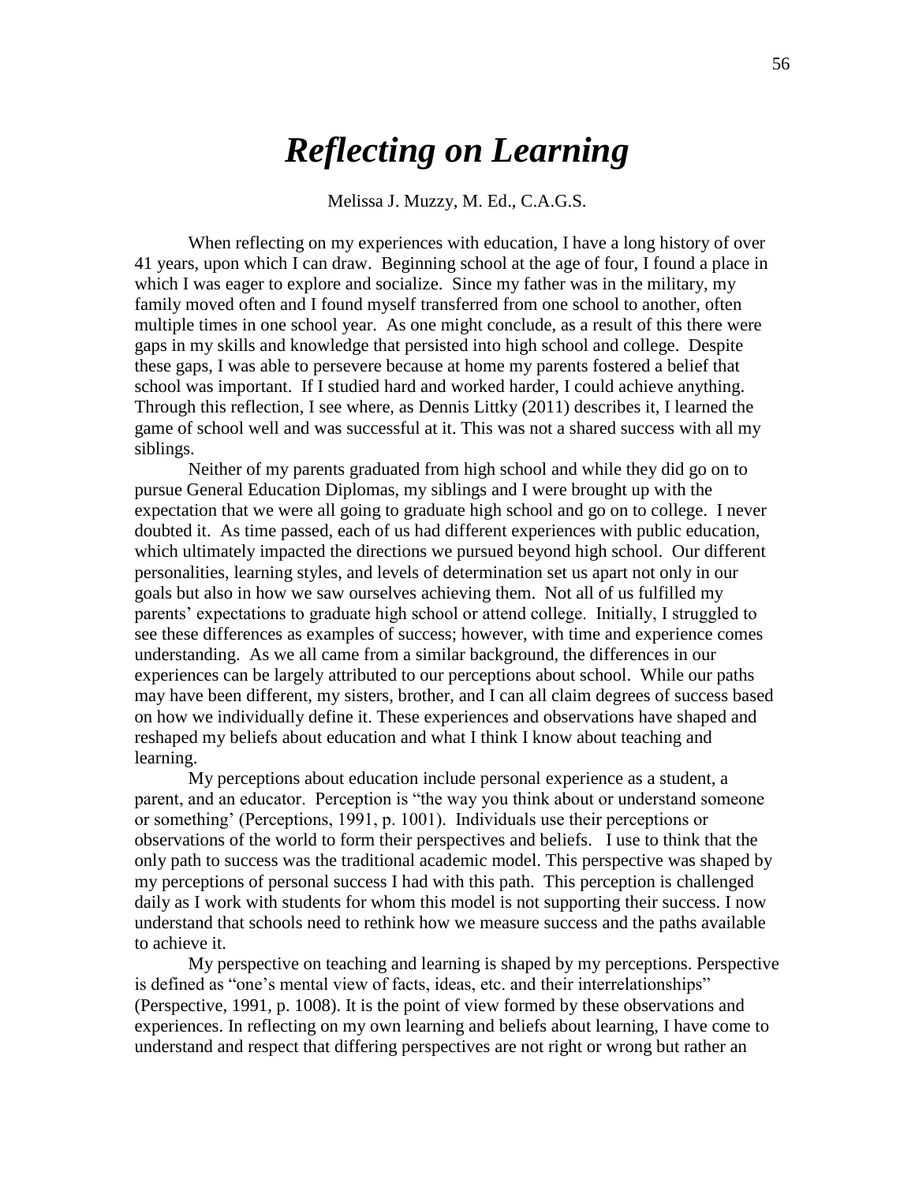# *Reflecting on Learning*

Melissa J. Muzzy, M. Ed., C.A.G.S.

When reflecting on my experiences with education, I have a long history of over 41 years, upon which I can draw. Beginning school at the age of four, I found a place in which I was eager to explore and socialize. Since my father was in the military, my family moved often and I found myself transferred from one school to another, often multiple times in one school year. As one might conclude, as a result of this there were gaps in my skills and knowledge that persisted into high school and college. Despite these gaps, I was able to persevere because at home my parents fostered a belief that school was important. If I studied hard and worked harder, I could achieve anything. Through this reflection, I see where, as Dennis Littky (2011) describes it, I learned the game of school well and was successful at it. This was not a shared success with all my siblings.

Neither of my parents graduated from high school and while they did go on to pursue General Education Diplomas, my siblings and I were brought up with the expectation that we were all going to graduate high school and go on to college. I never doubted it. As time passed, each of us had different experiences with public education, which ultimately impacted the directions we pursued beyond high school. Our different personalities, learning styles, and levels of determination set us apart not only in our goals but also in how we saw ourselves achieving them. Not all of us fulfilled my parents' expectations to graduate high school or attend college. Initially, I struggled to see these differences as examples of success; however, with time and experience comes understanding. As we all came from a similar background, the differences in our experiences can be largely attributed to our perceptions about school. While our paths may have been different, my sisters, brother, and I can all claim degrees of success based on how we individually define it. These experiences and observations have shaped and reshaped my beliefs about education and what I think I know about teaching and learning.

My perceptions about education include personal experience as a student, a parent, and an educator. Perception is "the way you think about or understand someone or something' (Perceptions, 1991, p. 1001). Individuals use their perceptions or observations of the world to form their perspectives and beliefs. I use to think that the only path to success was the traditional academic model. This perspective was shaped by my perceptions of personal success I had with this path. This perception is challenged daily as I work with students for whom this model is not supporting their success. I now understand that schools need to rethink how we measure success and the paths available to achieve it.

My perspective on teaching and learning is shaped by my perceptions. Perspective is defined as "one's mental view of facts, ideas, etc. and their interrelationships" (Perspective, 1991, p. 1008). It is the point of view formed by these observations and experiences. In reflecting on my own learning and beliefs about learning, I have come to understand and respect that differing perspectives are not right or wrong but rather an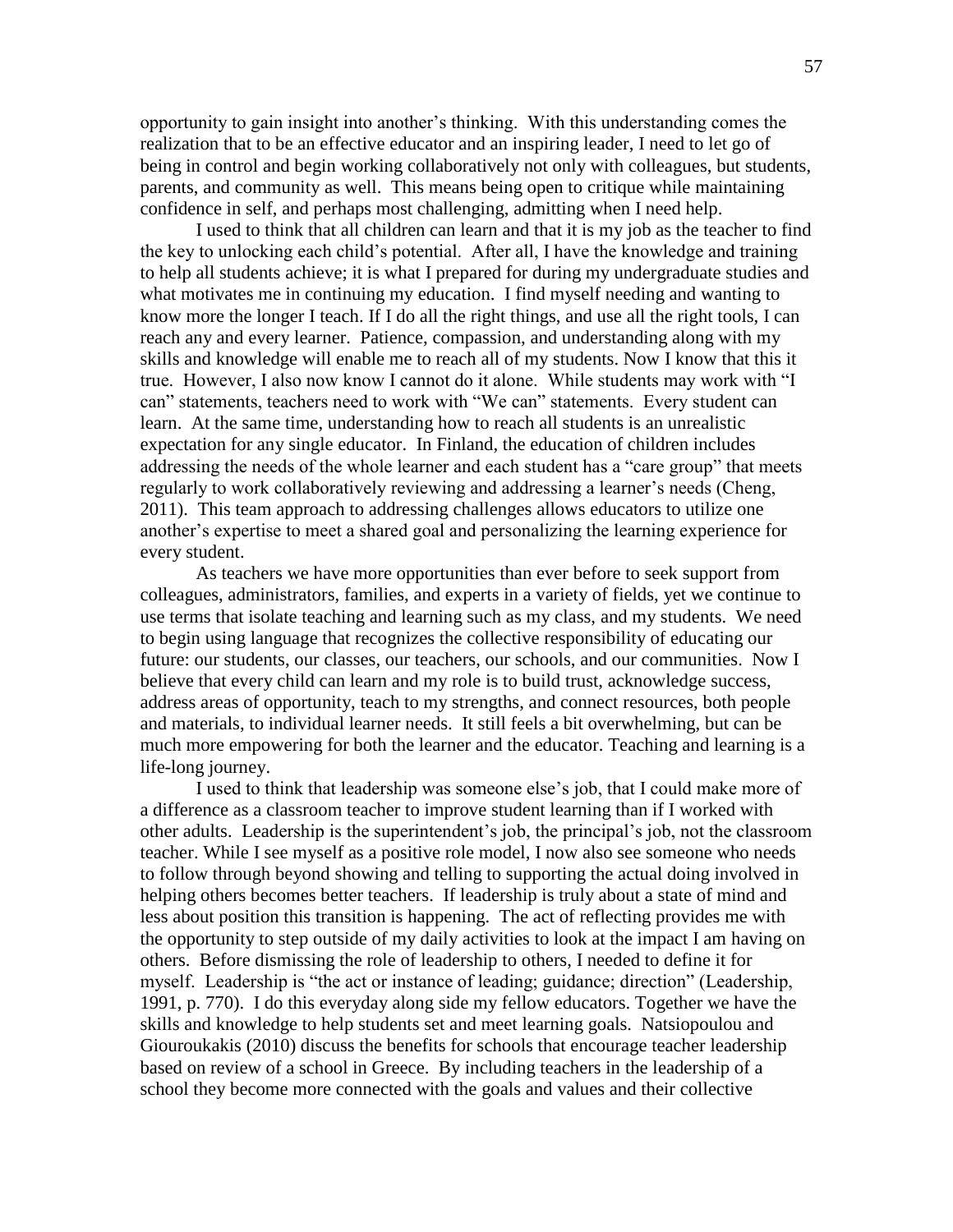opportunity to gain insight into another's thinking. With this understanding comes the realization that to be an effective educator and an inspiring leader, I need to let go of being in control and begin working collaboratively not only with colleagues, but students, parents, and community as well. This means being open to critique while maintaining confidence in self, and perhaps most challenging, admitting when I need help.

I used to think that all children can learn and that it is my job as the teacher to find the key to unlocking each child's potential. After all, I have the knowledge and training to help all students achieve; it is what I prepared for during my undergraduate studies and what motivates me in continuing my education. I find myself needing and wanting to know more the longer I teach. If I do all the right things, and use all the right tools, I can reach any and every learner. Patience, compassion, and understanding along with my skills and knowledge will enable me to reach all of my students. Now I know that this it true. However, I also now know I cannot do it alone. While students may work with "I can" statements, teachers need to work with "We can" statements. Every student can learn. At the same time, understanding how to reach all students is an unrealistic expectation for any single educator. In Finland, the education of children includes addressing the needs of the whole learner and each student has a "care group" that meets regularly to work collaboratively reviewing and addressing a learner's needs (Cheng, 2011). This team approach to addressing challenges allows educators to utilize one another's expertise to meet a shared goal and personalizing the learning experience for every student.

As teachers we have more opportunities than ever before to seek support from colleagues, administrators, families, and experts in a variety of fields, yet we continue to use terms that isolate teaching and learning such as my class, and my students. We need to begin using language that recognizes the collective responsibility of educating our future: our students, our classes, our teachers, our schools, and our communities. Now I believe that every child can learn and my role is to build trust, acknowledge success, address areas of opportunity, teach to my strengths, and connect resources, both people and materials, to individual learner needs. It still feels a bit overwhelming, but can be much more empowering for both the learner and the educator. Teaching and learning is a life-long journey.

I used to think that leadership was someone else's job, that I could make more of a difference as a classroom teacher to improve student learning than if I worked with other adults. Leadership is the superintendent's job, the principal's job, not the classroom teacher. While I see myself as a positive role model, I now also see someone who needs to follow through beyond showing and telling to supporting the actual doing involved in helping others becomes better teachers. If leadership is truly about a state of mind and less about position this transition is happening. The act of reflecting provides me with the opportunity to step outside of my daily activities to look at the impact I am having on others. Before dismissing the role of leadership to others, I needed to define it for myself. Leadership is "the act or instance of leading; guidance; direction" (Leadership, 1991, p. 770). I do this everyday along side my fellow educators. Together we have the skills and knowledge to help students set and meet learning goals. Natsiopoulou and Giouroukakis (2010) discuss the benefits for schools that encourage teacher leadership based on review of a school in Greece. By including teachers in the leadership of a school they become more connected with the goals and values and their collective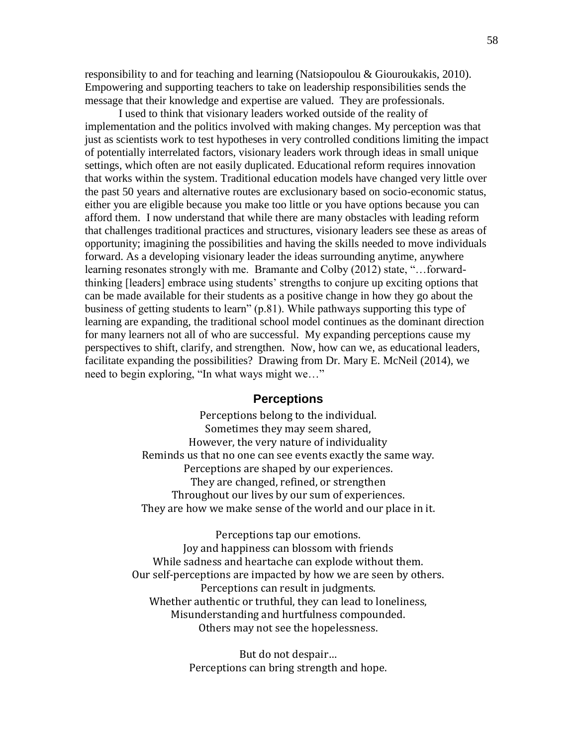responsibility to and for teaching and learning (Natsiopoulou & Giouroukakis, 2010). Empowering and supporting teachers to take on leadership responsibilities sends the message that their knowledge and expertise are valued. They are professionals.

I used to think that visionary leaders worked outside of the reality of implementation and the politics involved with making changes. My perception was that just as scientists work to test hypotheses in very controlled conditions limiting the impact of potentially interrelated factors, visionary leaders work through ideas in small unique settings, which often are not easily duplicated. Educational reform requires innovation that works within the system. Traditional education models have changed very little over the past 50 years and alternative routes are exclusionary based on socio-economic status, either you are eligible because you make too little or you have options because you can afford them. I now understand that while there are many obstacles with leading reform that challenges traditional practices and structures, visionary leaders see these as areas of opportunity; imagining the possibilities and having the skills needed to move individuals forward. As a developing visionary leader the ideas surrounding anytime, anywhere learning resonates strongly with me. Bramante and Colby (2012) state, "…forward-thinking [leaders] embrace using students' strengths to conjure up exciting options that can be made available for their students as a positive change in how they go about the business of getting students to learn" (p.81). While pathways supporting this type of learning are expanding, the traditional school model continues as the dominant direction for many learners not all of who are successful. My expanding perceptions cause my perspectives to shift, clarify, and strengthen. Now, how can we, as educational leaders, facilitate expanding the possibilities? Drawing from Dr. Mary E. McNeil (2014), we need to begin exploring, "In what ways might we…"

## Perceptions

Perceptions belong to the individual.
Sometimes they may seem shared,
However, the very nature of individuality
Reminds us that no one can see events exactly the same way.
Perceptions are shaped by our experiences.
They are changed, refined, or strengthen
Throughout our lives by our sum of experiences.
They are how we make sense of the world and our place in it.

Perceptions tap our emotions.
Joy and happiness can blossom with friends
While sadness and heartache can explode without them.
Our self-perceptions are impacted by how we are seen by others.
Perceptions can result in judgments.
Whether authentic or truthful, they can lead to loneliness,
Misunderstanding and hurtfulness compounded.
Others may not see the hopelessness.

But do not despair…
Perceptions can bring strength and hope.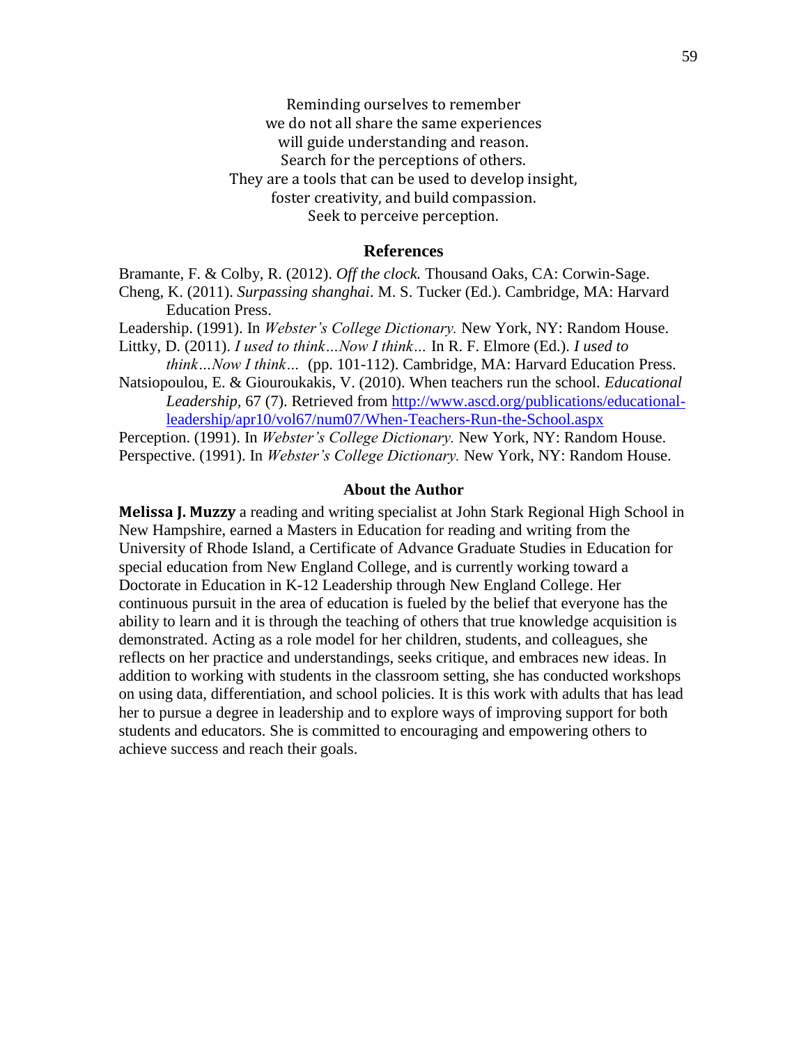Reminding ourselves to remember  
we do not all share the same experiences  
will guide understanding and reason.  
Search for the perceptions of others.  
They are a tools that can be used to develop insight,  
foster creativity, and build compassion.  
Seek to perceive perception.

## References

Bramante, F. & Colby, R. (2012). *Off the clock.* Thousand Oaks, CA: Corwin-Sage.

Cheng, K. (2011). *Surpassing shanghai*. M. S. Tucker (Ed.). Cambridge, MA: Harvard Education Press.

Leadership. (1991). In *Webster's College Dictionary.* New York, NY: Random House.

Littky, D. (2011). *I used to think…Now I think…* In R. F. Elmore (Ed.). *I used to think…Now I think…* (pp. 101-112). Cambridge, MA: Harvard Education Press.

Natsiopoulou, E. & Giouroukakis, V. (2010). When teachers run the school. *Educational Leadership,* 67 (7). Retrieved from http://www.ascd.org/publications/educational-leadership/apr10/vol67/num07/When-Teachers-Run-the-School.aspx

Perception. (1991). In *Webster's College Dictionary.* New York, NY: Random House.

Perspective. (1991). In *Webster's College Dictionary.* New York, NY: Random House.

### About the Author

**Melissa J. Muzzy** a reading and writing specialist at John Stark Regional High School in New Hampshire, earned a Masters in Education for reading and writing from the University of Rhode Island, a Certificate of Advance Graduate Studies in Education for special education from New England College, and is currently working toward a Doctorate in Education in K-12 Leadership through New England College. Her continuous pursuit in the area of education is fueled by the belief that everyone has the ability to learn and it is through the teaching of others that true knowledge acquisition is demonstrated. Acting as a role model for her children, students, and colleagues, she reflects on her practice and understandings, seeks critique, and embraces new ideas. In addition to working with students in the classroom setting, she has conducted workshops on using data, differentiation, and school policies. It is this work with adults that has lead her to pursue a degree in leadership and to explore ways of improving support for both students and educators. She is committed to encouraging and empowering others to achieve success and reach their goals.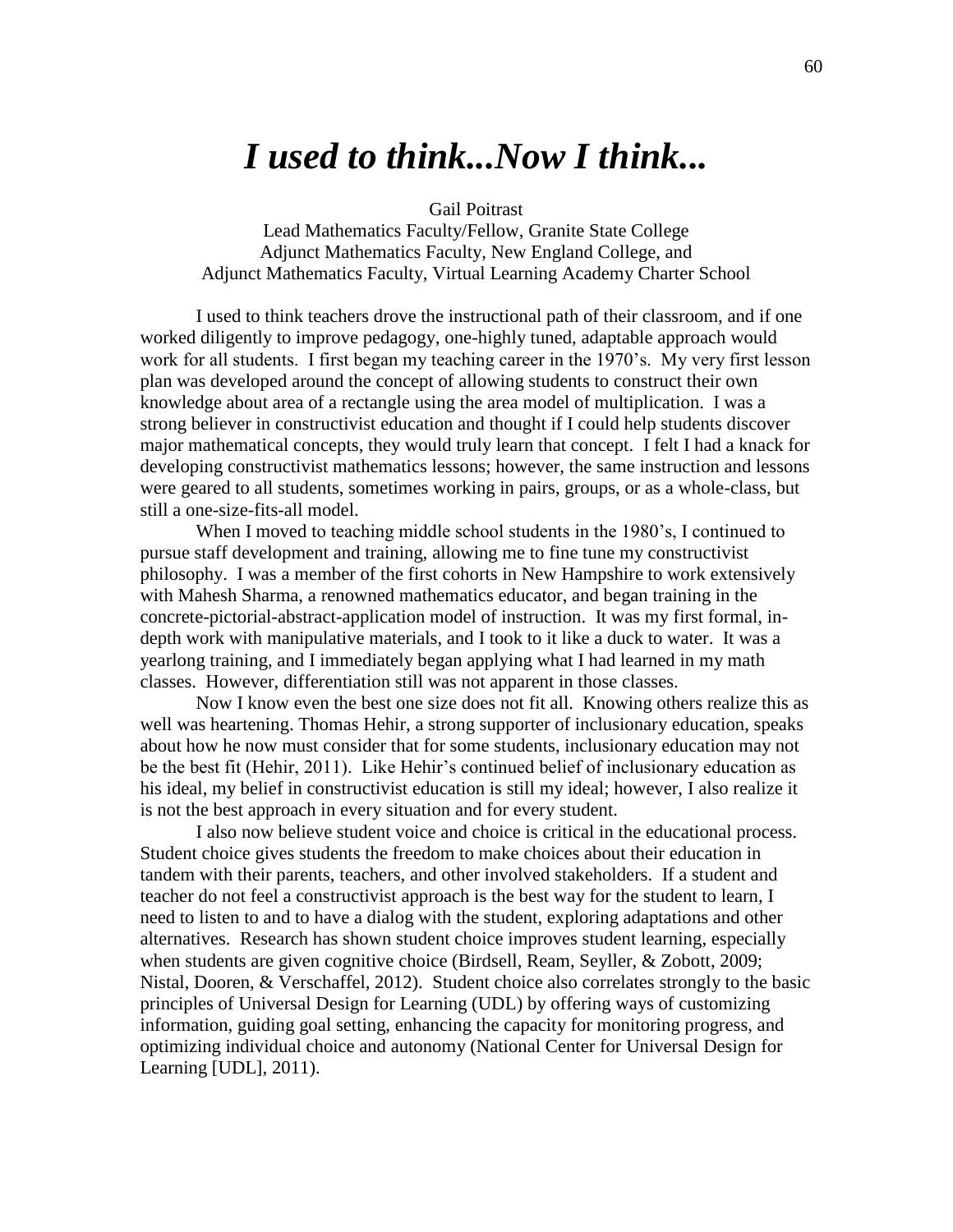# *I used to think...Now I think...*

Gail Poitrast
Lead Mathematics Faculty/Fellow, Granite State College
Adjunct Mathematics Faculty, New England College, and
Adjunct Mathematics Faculty, Virtual Learning Academy Charter School

I used to think teachers drove the instructional path of their classroom, and if one worked diligently to improve pedagogy, one-highly tuned, adaptable approach would work for all students. I first began my teaching career in the 1970's. My very first lesson plan was developed around the concept of allowing students to construct their own knowledge about area of a rectangle using the area model of multiplication. I was a strong believer in constructivist education and thought if I could help students discover major mathematical concepts, they would truly learn that concept. I felt I had a knack for developing constructivist mathematics lessons; however, the same instruction and lessons were geared to all students, sometimes working in pairs, groups, or as a whole-class, but still a one-size-fits-all model.

When I moved to teaching middle school students in the 1980's, I continued to pursue staff development and training, allowing me to fine tune my constructivist philosophy. I was a member of the first cohorts in New Hampshire to work extensively with Mahesh Sharma, a renowned mathematics educator, and began training in the concrete-pictorial-abstract-application model of instruction. It was my first formal, in-depth work with manipulative materials, and I took to it like a duck to water. It was a yearlong training, and I immediately began applying what I had learned in my math classes. However, differentiation still was not apparent in those classes.

Now I know even the best one size does not fit all. Knowing others realize this as well was heartening. Thomas Hehir, a strong supporter of inclusionary education, speaks about how he now must consider that for some students, inclusionary education may not be the best fit (Hehir, 2011). Like Hehir's continued belief of inclusionary education as his ideal, my belief in constructivist education is still my ideal; however, I also realize it is not the best approach in every situation and for every student.

I also now believe student voice and choice is critical in the educational process. Student choice gives students the freedom to make choices about their education in tandem with their parents, teachers, and other involved stakeholders. If a student and teacher do not feel a constructivist approach is the best way for the student to learn, I need to listen to and to have a dialog with the student, exploring adaptations and other alternatives. Research has shown student choice improves student learning, especially when students are given cognitive choice (Birdsell, Ream, Seyller, & Zobott, 2009; Nistal, Dooren, & Verschaffel, 2012). Student choice also correlates strongly to the basic principles of Universal Design for Learning (UDL) by offering ways of customizing information, guiding goal setting, enhancing the capacity for monitoring progress, and optimizing individual choice and autonomy (National Center for Universal Design for Learning [UDL], 2011).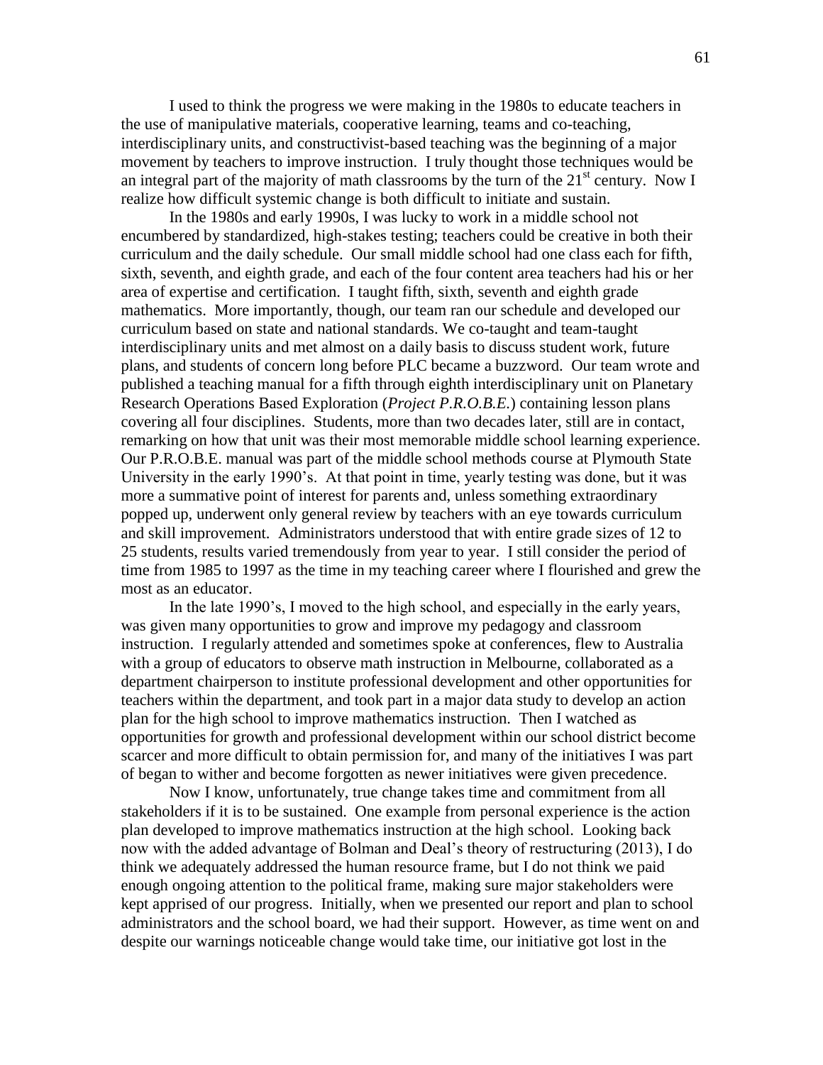I used to think the progress we were making in the 1980s to educate teachers in the use of manipulative materials, cooperative learning, teams and co-teaching, interdisciplinary units, and constructivist-based teaching was the beginning of a major movement by teachers to improve instruction. I truly thought those techniques would be an integral part of the majority of math classrooms by the turn of the 21st century. Now I realize how difficult systemic change is both difficult to initiate and sustain.

In the 1980s and early 1990s, I was lucky to work in a middle school not encumbered by standardized, high-stakes testing; teachers could be creative in both their curriculum and the daily schedule. Our small middle school had one class each for fifth, sixth, seventh, and eighth grade, and each of the four content area teachers had his or her area of expertise and certification. I taught fifth, sixth, seventh and eighth grade mathematics. More importantly, though, our team ran our schedule and developed our curriculum based on state and national standards. We co-taught and team-taught interdisciplinary units and met almost on a daily basis to discuss student work, future plans, and students of concern long before PLC became a buzzword. Our team wrote and published a teaching manual for a fifth through eighth interdisciplinary unit on Planetary Research Operations Based Exploration (*Project P.R.O.B.E.*) containing lesson plans covering all four disciplines. Students, more than two decades later, still are in contact, remarking on how that unit was their most memorable middle school learning experience. Our P.R.O.B.E. manual was part of the middle school methods course at Plymouth State University in the early 1990's. At that point in time, yearly testing was done, but it was more a summative point of interest for parents and, unless something extraordinary popped up, underwent only general review by teachers with an eye towards curriculum and skill improvement. Administrators understood that with entire grade sizes of 12 to 25 students, results varied tremendously from year to year. I still consider the period of time from 1985 to 1997 as the time in my teaching career where I flourished and grew the most as an educator.

In the late 1990's, I moved to the high school, and especially in the early years, was given many opportunities to grow and improve my pedagogy and classroom instruction. I regularly attended and sometimes spoke at conferences, flew to Australia with a group of educators to observe math instruction in Melbourne, collaborated as a department chairperson to institute professional development and other opportunities for teachers within the department, and took part in a major data study to develop an action plan for the high school to improve mathematics instruction. Then I watched as opportunities for growth and professional development within our school district become scarcer and more difficult to obtain permission for, and many of the initiatives I was part of began to wither and become forgotten as newer initiatives were given precedence.

Now I know, unfortunately, true change takes time and commitment from all stakeholders if it is to be sustained. One example from personal experience is the action plan developed to improve mathematics instruction at the high school. Looking back now with the added advantage of Bolman and Deal's theory of restructuring (2013), I do think we adequately addressed the human resource frame, but I do not think we paid enough ongoing attention to the political frame, making sure major stakeholders were kept apprised of our progress. Initially, when we presented our report and plan to school administrators and the school board, we had their support. However, as time went on and despite our warnings noticeable change would take time, our initiative got lost in the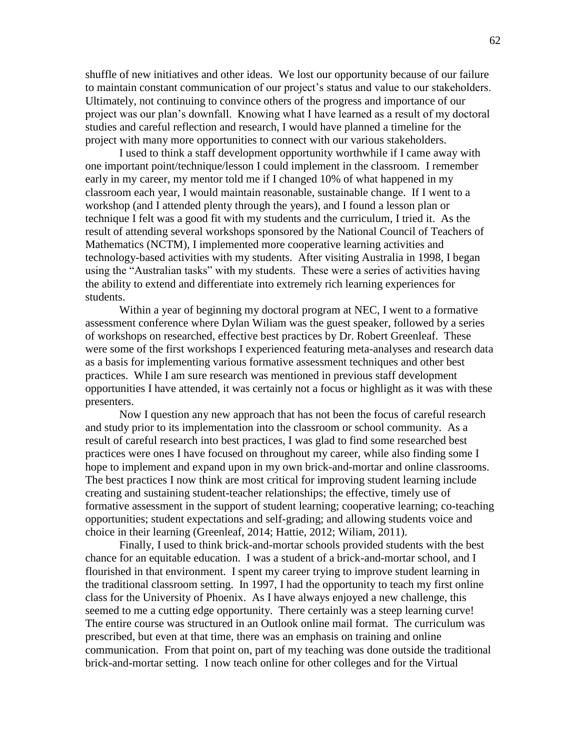shuffle of new initiatives and other ideas. We lost our opportunity because of our failure to maintain constant communication of our project's status and value to our stakeholders. Ultimately, not continuing to convince others of the progress and importance of our project was our plan's downfall. Knowing what I have learned as a result of my doctoral studies and careful reflection and research, I would have planned a timeline for the project with many more opportunities to connect with our various stakeholders.

I used to think a staff development opportunity worthwhile if I came away with one important point/technique/lesson I could implement in the classroom. I remember early in my career, my mentor told me if I changed 10% of what happened in my classroom each year, I would maintain reasonable, sustainable change. If I went to a workshop (and I attended plenty through the years), and I found a lesson plan or technique I felt was a good fit with my students and the curriculum, I tried it. As the result of attending several workshops sponsored by the National Council of Teachers of Mathematics (NCTM), I implemented more cooperative learning activities and technology-based activities with my students. After visiting Australia in 1998, I began using the "Australian tasks" with my students. These were a series of activities having the ability to extend and differentiate into extremely rich learning experiences for students.

Within a year of beginning my doctoral program at NEC, I went to a formative assessment conference where Dylan Wiliam was the guest speaker, followed by a series of workshops on researched, effective best practices by Dr. Robert Greenleaf. These were some of the first workshops I experienced featuring meta-analyses and research data as a basis for implementing various formative assessment techniques and other best practices. While I am sure research was mentioned in previous staff development opportunities I have attended, it was certainly not a focus or highlight as it was with these presenters.

Now I question any new approach that has not been the focus of careful research and study prior to its implementation into the classroom or school community. As a result of careful research into best practices, I was glad to find some researched best practices were ones I have focused on throughout my career, while also finding some I hope to implement and expand upon in my own brick-and-mortar and online classrooms. The best practices I now think are most critical for improving student learning include creating and sustaining student-teacher relationships; the effective, timely use of formative assessment in the support of student learning; cooperative learning; co-teaching opportunities; student expectations and self-grading; and allowing students voice and choice in their learning (Greenleaf, 2014; Hattie, 2012; Wiliam, 2011).

Finally, I used to think brick-and-mortar schools provided students with the best chance for an equitable education. I was a student of a brick-and-mortar school, and I flourished in that environment. I spent my career trying to improve student learning in the traditional classroom setting. In 1997, I had the opportunity to teach my first online class for the University of Phoenix. As I have always enjoyed a new challenge, this seemed to me a cutting edge opportunity. There certainly was a steep learning curve! The entire course was structured in an Outlook online mail format. The curriculum was prescribed, but even at that time, there was an emphasis on training and online communication. From that point on, part of my teaching was done outside the traditional brick-and-mortar setting. I now teach online for other colleges and for the Virtual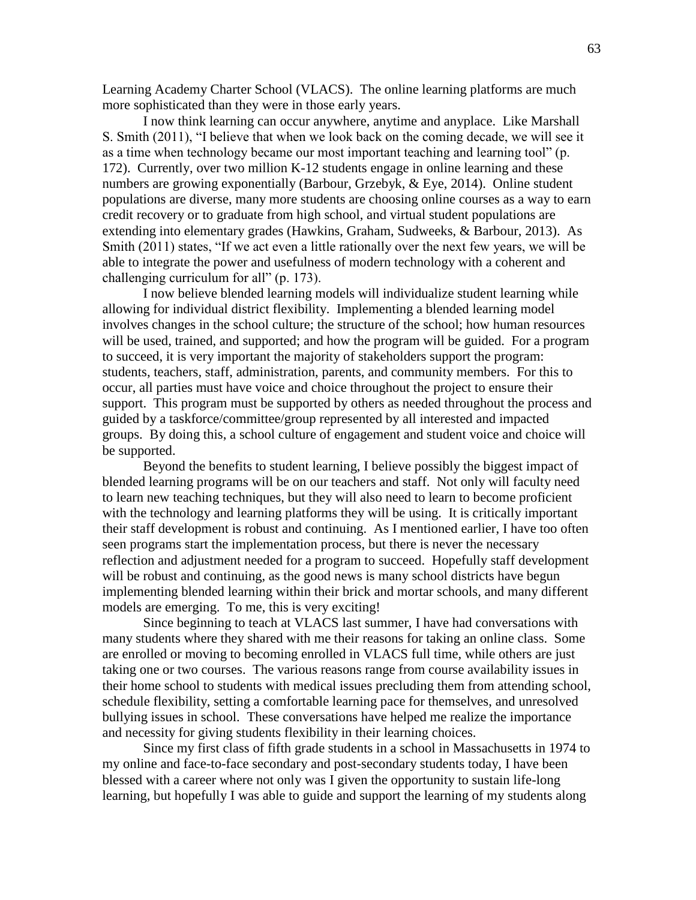Learning Academy Charter School (VLACS). The online learning platforms are much more sophisticated than they were in those early years.

I now think learning can occur anywhere, anytime and anyplace. Like Marshall S. Smith (2011), "I believe that when we look back on the coming decade, we will see it as a time when technology became our most important teaching and learning tool" (p. 172). Currently, over two million K-12 students engage in online learning and these numbers are growing exponentially (Barbour, Grzebyk, & Eye, 2014). Online student populations are diverse, many more students are choosing online courses as a way to earn credit recovery or to graduate from high school, and virtual student populations are extending into elementary grades (Hawkins, Graham, Sudweeks, & Barbour, 2013). As Smith (2011) states, "If we act even a little rationally over the next few years, we will be able to integrate the power and usefulness of modern technology with a coherent and challenging curriculum for all" (p. 173).

I now believe blended learning models will individualize student learning while allowing for individual district flexibility. Implementing a blended learning model involves changes in the school culture; the structure of the school; how human resources will be used, trained, and supported; and how the program will be guided. For a program to succeed, it is very important the majority of stakeholders support the program: students, teachers, staff, administration, parents, and community members. For this to occur, all parties must have voice and choice throughout the project to ensure their support. This program must be supported by others as needed throughout the process and guided by a taskforce/committee/group represented by all interested and impacted groups. By doing this, a school culture of engagement and student voice and choice will be supported.

Beyond the benefits to student learning, I believe possibly the biggest impact of blended learning programs will be on our teachers and staff. Not only will faculty need to learn new teaching techniques, but they will also need to learn to become proficient with the technology and learning platforms they will be using. It is critically important their staff development is robust and continuing. As I mentioned earlier, I have too often seen programs start the implementation process, but there is never the necessary reflection and adjustment needed for a program to succeed. Hopefully staff development will be robust and continuing, as the good news is many school districts have begun implementing blended learning within their brick and mortar schools, and many different models are emerging. To me, this is very exciting!

Since beginning to teach at VLACS last summer, I have had conversations with many students where they shared with me their reasons for taking an online class. Some are enrolled or moving to becoming enrolled in VLACS full time, while others are just taking one or two courses. The various reasons range from course availability issues in their home school to students with medical issues precluding them from attending school, schedule flexibility, setting a comfortable learning pace for themselves, and unresolved bullying issues in school. These conversations have helped me realize the importance and necessity for giving students flexibility in their learning choices.

Since my first class of fifth grade students in a school in Massachusetts in 1974 to my online and face-to-face secondary and post-secondary students today, I have been blessed with a career where not only was I given the opportunity to sustain life-long learning, but hopefully I was able to guide and support the learning of my students along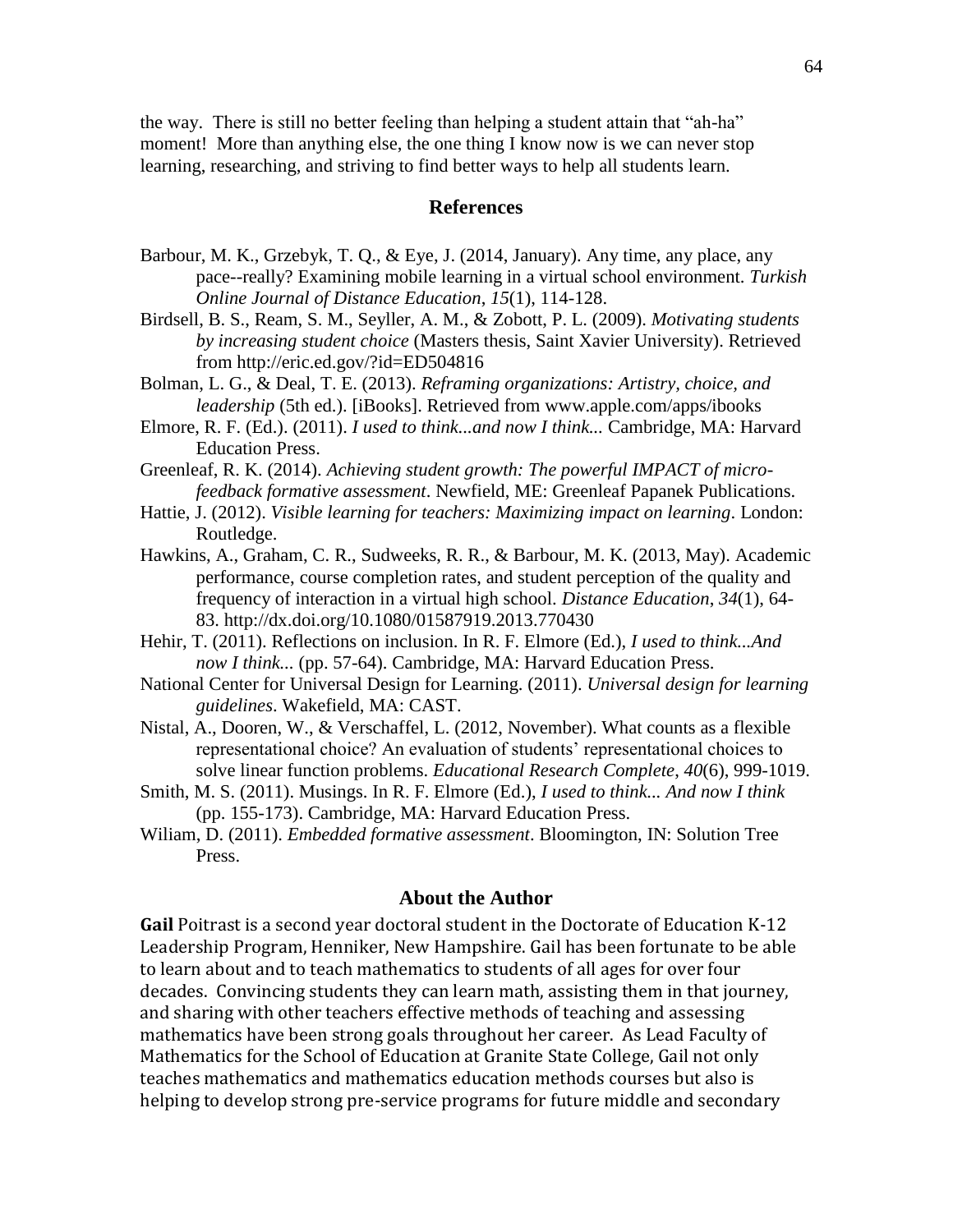the way. There is still no better feeling than helping a student attain that "ah-ha" moment! More than anything else, the one thing I know now is we can never stop learning, researching, and striving to find better ways to help all students learn.

## References

Barbour, M. K., Grzebyk, T. Q., & Eye, J. (2014, January). Any time, any place, any pace--really? Examining mobile learning in a virtual school environment. *Turkish Online Journal of Distance Education*, *15*(1), 114-128.

Birdsell, B. S., Ream, S. M., Seyller, A. M., & Zobott, P. L. (2009). *Motivating students by increasing student choice* (Masters thesis, Saint Xavier University). Retrieved from http://eric.ed.gov/?id=ED504816

Bolman, L. G., & Deal, T. E. (2013). *Reframing organizations: Artistry, choice, and leadership* (5th ed.). [iBooks]. Retrieved from www.apple.com/apps/ibooks

Elmore, R. F. (Ed.). (2011). *I used to think...and now I think...* Cambridge, MA: Harvard Education Press.

Greenleaf, R. K. (2014). *Achieving student growth: The powerful IMPACT of micro-feedback formative assessment*. Newfield, ME: Greenleaf Papanek Publications.

Hattie, J. (2012). *Visible learning for teachers: Maximizing impact on learning*. London: Routledge.

Hawkins, A., Graham, C. R., Sudweeks, R. R., & Barbour, M. K. (2013, May). Academic performance, course completion rates, and student perception of the quality and frequency of interaction in a virtual high school. *Distance Education*, *34*(1), 64-83. http://dx.doi.org/10.1080/01587919.2013.770430

Hehir, T. (2011). Reflections on inclusion. In R. F. Elmore (Ed.), *I used to think...And now I think...* (pp. 57-64). Cambridge, MA: Harvard Education Press.

National Center for Universal Design for Learning. (2011). *Universal design for learning guidelines*. Wakefield, MA: CAST.

Nistal, A., Dooren, W., & Verschaffel, L. (2012, November). What counts as a flexible representational choice? An evaluation of students' representational choices to solve linear function problems. *Educational Research Complete*, *40*(6), 999-1019.

Smith, M. S. (2011). Musings. In R. F. Elmore (Ed.), *I used to think... And now I think* (pp. 155-173). Cambridge, MA: Harvard Education Press.

Wiliam, D. (2011). *Embedded formative assessment*. Bloomington, IN: Solution Tree Press.

## About the Author

**Gail** Poitrast is a second year doctoral student in the Doctorate of Education K-12 Leadership Program, Henniker, New Hampshire. Gail has been fortunate to be able to learn about and to teach mathematics to students of all ages for over four decades. Convincing students they can learn math, assisting them in that journey, and sharing with other teachers effective methods of teaching and assessing mathematics have been strong goals throughout her career. As Lead Faculty of Mathematics for the School of Education at Granite State College, Gail not only teaches mathematics and mathematics education methods courses but also is helping to develop strong pre-service programs for future middle and secondary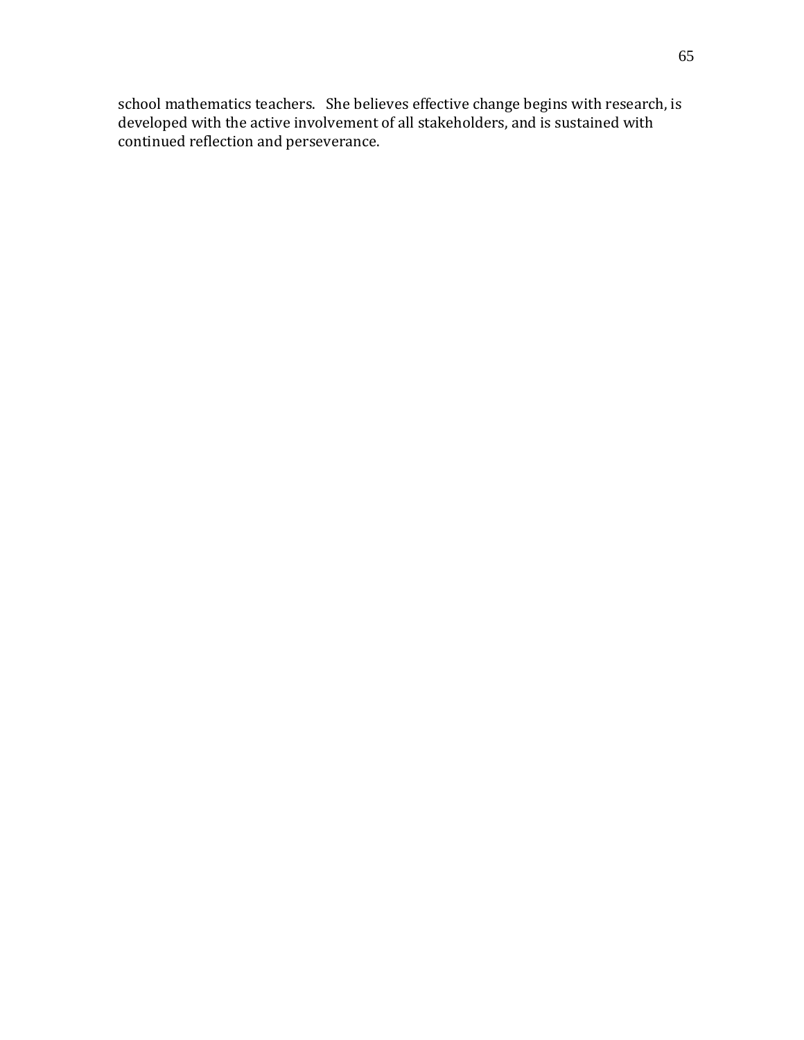school mathematics teachers. She believes effective change begins with research, is developed with the active involvement of all stakeholders, and is sustained with continued reflection and perseverance.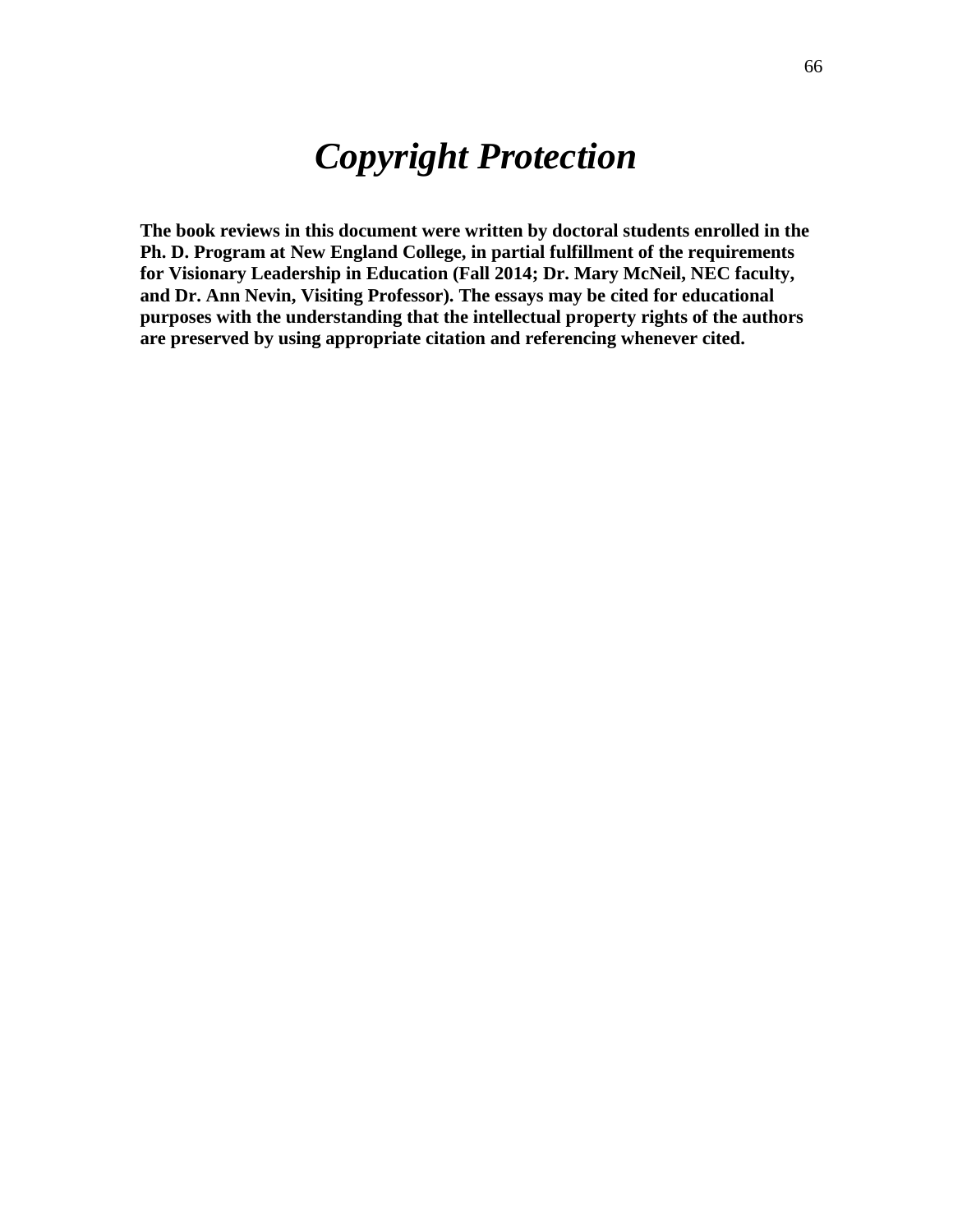# ***Copyright Protection***

**The book reviews in this document were written by doctoral students enrolled in the Ph. D. Program at New England College, in partial fulfillment of the requirements for Visionary Leadership in Education (Fall 2014; Dr. Mary McNeil, NEC faculty, and Dr. Ann Nevin, Visiting Professor). The essays may be cited for educational purposes with the understanding that the intellectual property rights of the authors are preserved by using appropriate citation and referencing whenever cited.**